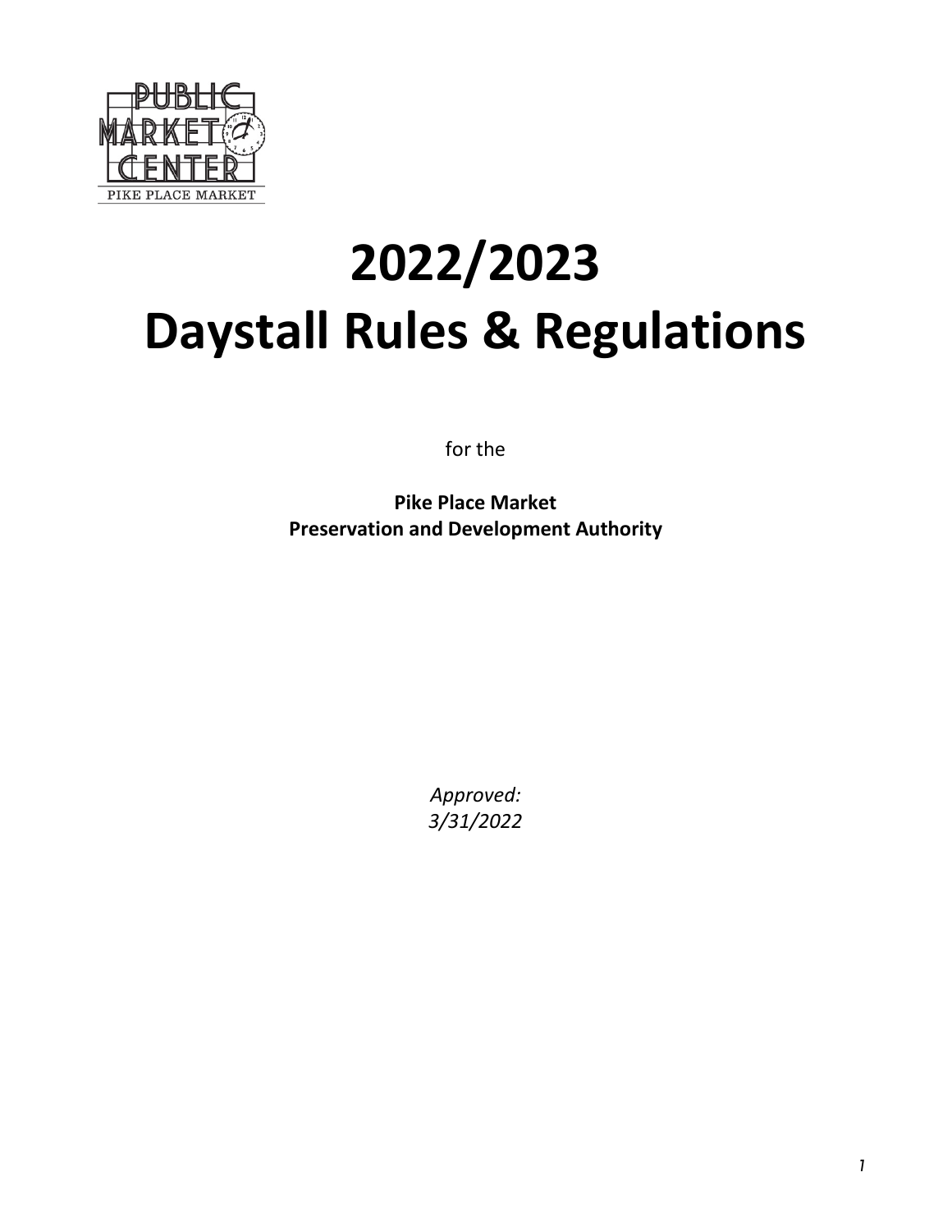# 2022/2023 Daystall Rules & Regulations

for the

**Pike Place Market Preservation and Development Authority**

*Approved: 3/31/2022*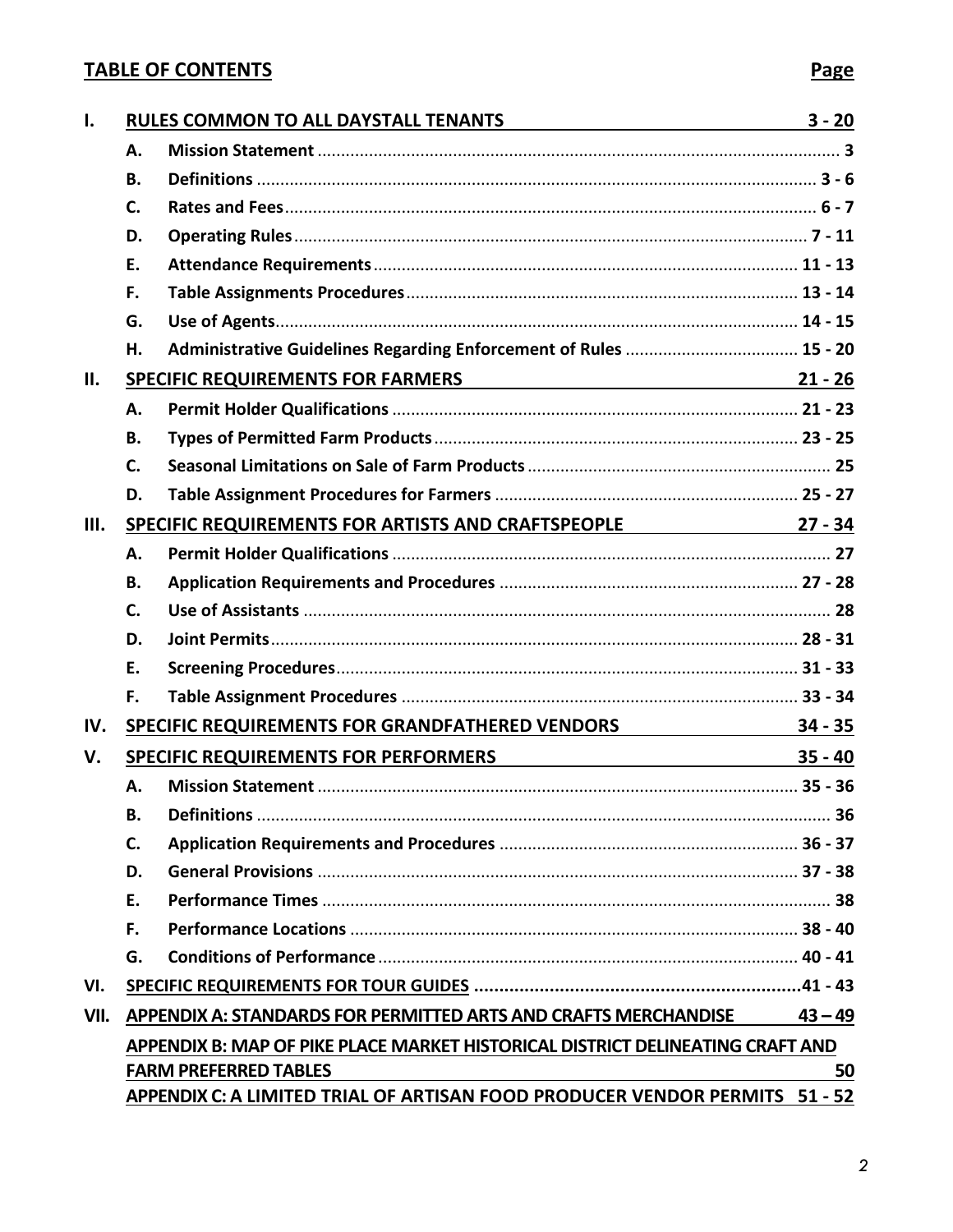## TABLE OF CONTENTS

| | | | Page |
|---|---|---|---|
| **I.** | **RULES COMMON TO ALL DAYSTALL TENANTS** | | **3 - 20** |
| | **A.** | **Mission Statement** | **3** |
| | **B.** | **Definitions** | **3 - 6** |
| | **C.** | **Rates and Fees** | **6 - 7** |
| | **D.** | **Operating Rules** | **7 - 11** |
| | **E.** | **Attendance Requirements** | **11 - 13** |
| | **F.** | **Table Assignments Procedures** | **13 - 14** |
| | **G.** | **Use of Agents** | **14 - 15** |
| | **H.** | **Administrative Guidelines Regarding Enforcement of Rules** | **15 - 20** |
| **II.** | **SPECIFIC REQUIREMENTS FOR FARMERS** | | **21 - 26** |
| | **A.** | **Permit Holder Qualifications** | **21 - 23** |
| | **B.** | **Types of Permitted Farm Products** | **23 - 25** |
| | **C.** | **Seasonal Limitations on Sale of Farm Products** | **25** |
| | **D.** | **Table Assignment Procedures for Farmers** | **25 - 27** |
| **III.** | **SPECIFIC REQUIREMENTS FOR ARTISTS AND CRAFTSPEOPLE** | | **27 - 34** |
| | **A.** | **Permit Holder Qualifications** | **27** |
| | **B.** | **Application Requirements and Procedures** | **27 - 28** |
| | **C.** | **Use of Assistants** | **28** |
| | **D.** | **Joint Permits** | **28 - 31** |
| | **E.** | **Screening Procedures** | **31 - 33** |
| | **F.** | **Table Assignment Procedures** | **33 - 34** |
| **IV.** | **SPECIFIC REQUIREMENTS FOR GRANDFATHERED VENDORS** | | **34 - 35** |
| **V.** | **SPECIFIC REQUIREMENTS FOR PERFORMERS** | | **35 - 40** |
| | **A.** | **Mission Statement** | **35 - 36** |
| | **B.** | **Definitions** | **36** |
| | **C.** | **Application Requirements and Procedures** | **36 - 37** |
| | **D.** | **General Provisions** | **37 - 38** |
| | **E.** | **Performance Times** | **38** |
| | **F.** | **Performance Locations** | **38 - 40** |
| | **G.** | **Conditions of Performance** | **40 - 41** |
| **VI.** | **SPECIFIC REQUIREMENTS FOR TOUR GUIDES** | | **41 - 43** |
| **VII.** | **APPENDIX A: STANDARDS FOR PERMITTED ARTS AND CRAFTS MERCHANDISE** | | **43 – 49** |
| | **APPENDIX B: MAP OF PIKE PLACE MARKET HISTORICAL DISTRICT DELINEATING CRAFT AND FARM PREFERRED TABLES** | | **50** |
| | **APPENDIX C: A LIMITED TRIAL OF ARTISAN FOOD PRODUCER VENDOR PERMITS** | | **51 - 52** |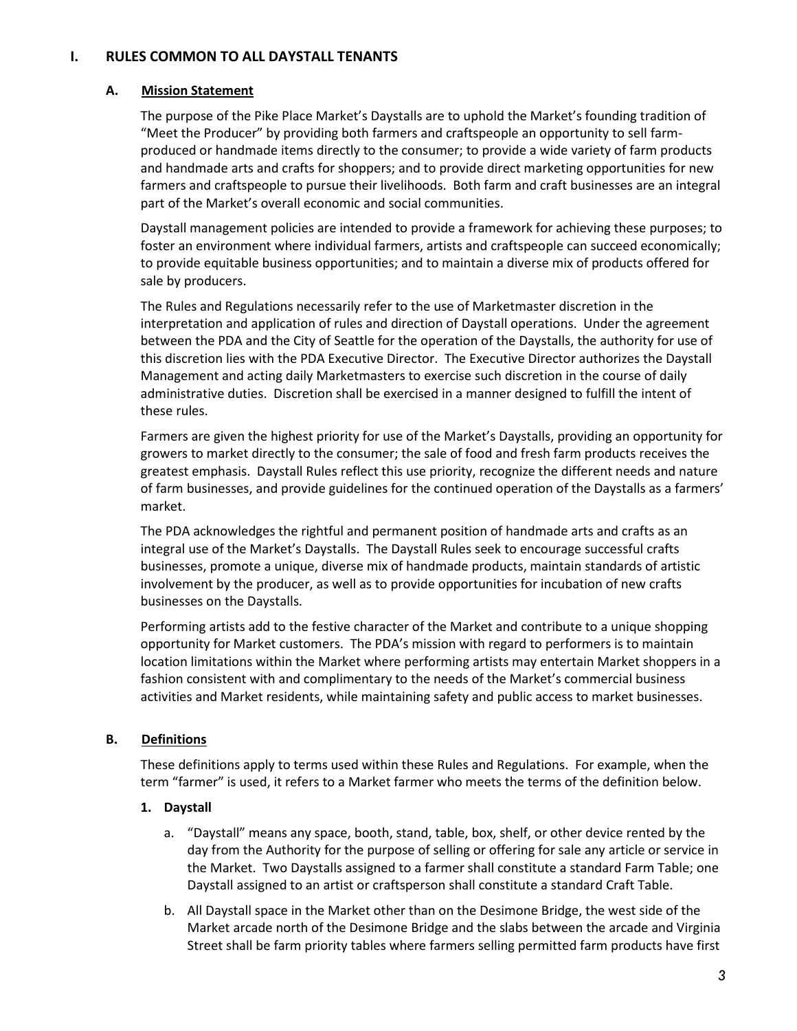# I. RULES COMMON TO ALL DAYSTALL TENANTS

## A. Mission Statement

The purpose of the Pike Place Market's Daystalls are to uphold the Market's founding tradition of "Meet the Producer" by providing both farmers and craftspeople an opportunity to sell farm-produced or handmade items directly to the consumer; to provide a wide variety of farm products and handmade arts and crafts for shoppers; and to provide direct marketing opportunities for new farmers and craftspeople to pursue their livelihoods. Both farm and craft businesses are an integral part of the Market's overall economic and social communities.

Daystall management policies are intended to provide a framework for achieving these purposes; to foster an environment where individual farmers, artists and craftspeople can succeed economically; to provide equitable business opportunities; and to maintain a diverse mix of products offered for sale by producers.

The Rules and Regulations necessarily refer to the use of Marketmaster discretion in the interpretation and application of rules and direction of Daystall operations. Under the agreement between the PDA and the City of Seattle for the operation of the Daystalls, the authority for use of this discretion lies with the PDA Executive Director. The Executive Director authorizes the Daystall Management and acting daily Marketmasters to exercise such discretion in the course of daily administrative duties. Discretion shall be exercised in a manner designed to fulfill the intent of these rules.

Farmers are given the highest priority for use of the Market's Daystalls, providing an opportunity for growers to market directly to the consumer; the sale of food and fresh farm products receives the greatest emphasis. Daystall Rules reflect this use priority, recognize the different needs and nature of farm businesses, and provide guidelines for the continued operation of the Daystalls as a farmers' market.

The PDA acknowledges the rightful and permanent position of handmade arts and crafts as an integral use of the Market's Daystalls. The Daystall Rules seek to encourage successful crafts businesses, promote a unique, diverse mix of handmade products, maintain standards of artistic involvement by the producer, as well as to provide opportunities for incubation of new crafts businesses on the Daystalls.

Performing artists add to the festive character of the Market and contribute to a unique shopping opportunity for Market customers. The PDA's mission with regard to performers is to maintain location limitations within the Market where performing artists may entertain Market shoppers in a fashion consistent with and complimentary to the needs of the Market's commercial business activities and Market residents, while maintaining safety and public access to market businesses.

## B. Definitions

These definitions apply to terms used within these Rules and Regulations. For example, when the term "farmer" is used, it refers to a Market farmer who meets the terms of the definition below.

### 1. Daystall

a. "Daystall" means any space, booth, stand, table, box, shelf, or other device rented by the day from the Authority for the purpose of selling or offering for sale any article or service in the Market. Two Daystalls assigned to a farmer shall constitute a standard Farm Table; one Daystall assigned to an artist or craftsperson shall constitute a standard Craft Table.

b. All Daystall space in the Market other than on the Desimone Bridge, the west side of the Market arcade north of the Desimone Bridge and the slabs between the arcade and Virginia Street shall be farm priority tables where farmers selling permitted farm products have first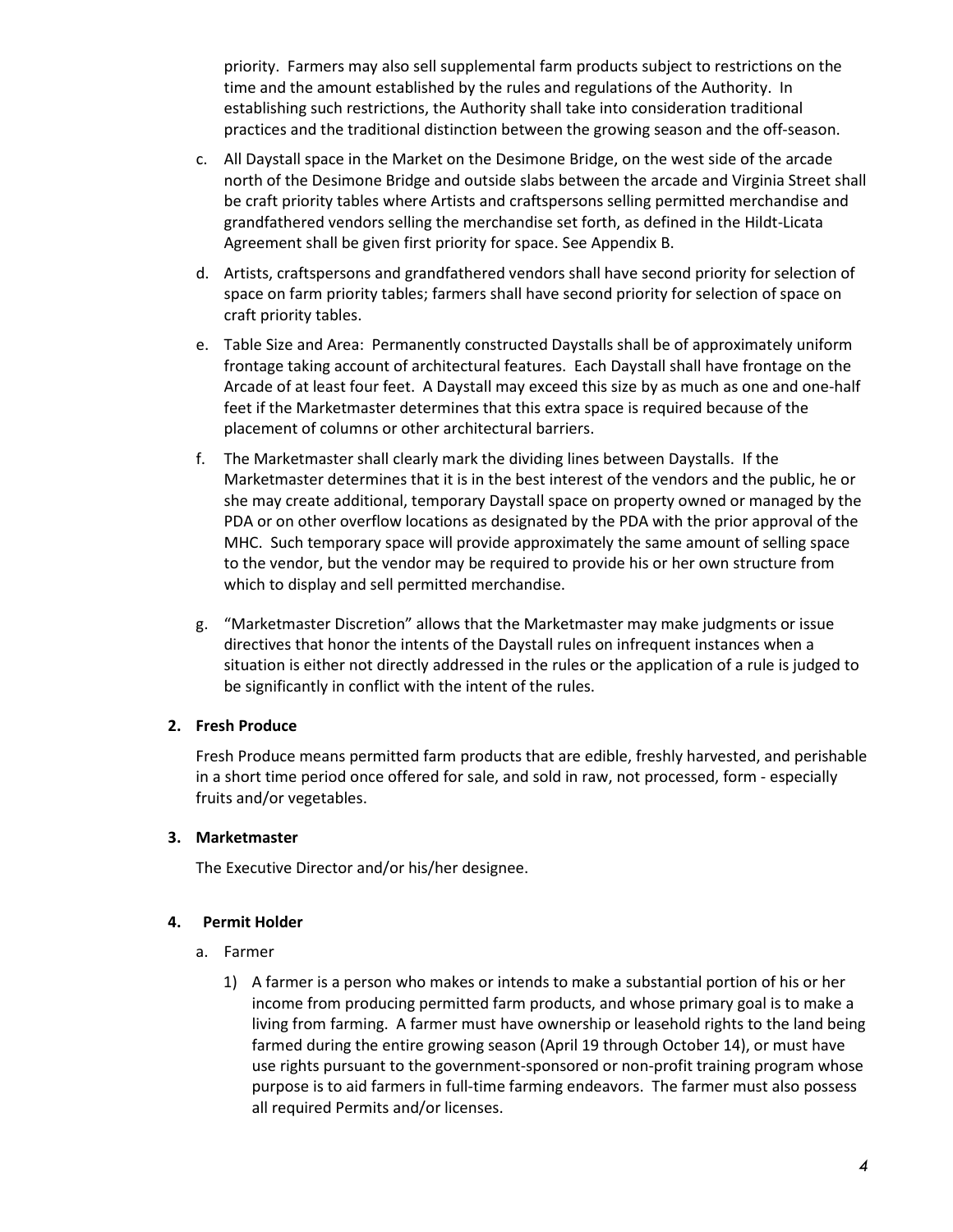priority. Farmers may also sell supplemental farm products subject to restrictions on the time and the amount established by the rules and regulations of the Authority. In establishing such restrictions, the Authority shall take into consideration traditional practices and the traditional distinction between the growing season and the off-season.

c. All Daystall space in the Market on the Desimone Bridge, on the west side of the arcade north of the Desimone Bridge and outside slabs between the arcade and Virginia Street shall be craft priority tables where Artists and craftspersons selling permitted merchandise and grandfathered vendors selling the merchandise set forth, as defined in the Hildt-Licata Agreement shall be given first priority for space. See Appendix B.

d. Artists, craftspersons and grandfathered vendors shall have second priority for selection of space on farm priority tables; farmers shall have second priority for selection of space on craft priority tables.

e. Table Size and Area: Permanently constructed Daystalls shall be of approximately uniform frontage taking account of architectural features. Each Daystall shall have frontage on the Arcade of at least four feet. A Daystall may exceed this size by as much as one and one-half feet if the Marketmaster determines that this extra space is required because of the placement of columns or other architectural barriers.

f. The Marketmaster shall clearly mark the dividing lines between Daystalls. If the Marketmaster determines that it is in the best interest of the vendors and the public, he or she may create additional, temporary Daystall space on property owned or managed by the PDA or on other overflow locations as designated by the PDA with the prior approval of the MHC. Such temporary space will provide approximately the same amount of selling space to the vendor, but the vendor may be required to provide his or her own structure from which to display and sell permitted merchandise.

g. "Marketmaster Discretion" allows that the Marketmaster may make judgments or issue directives that honor the intents of the Daystall rules on infrequent instances when a situation is either not directly addressed in the rules or the application of a rule is judged to be significantly in conflict with the intent of the rules.

**2. Fresh Produce**

Fresh Produce means permitted farm products that are edible, freshly harvested, and perishable in a short time period once offered for sale, and sold in raw, not processed, form - especially fruits and/or vegetables.

**3. Marketmaster**

The Executive Director and/or his/her designee.

**4. Permit Holder**

a. Farmer

1) A farmer is a person who makes or intends to make a substantial portion of his or her income from producing permitted farm products, and whose primary goal is to make a living from farming. A farmer must have ownership or leasehold rights to the land being farmed during the entire growing season (April 19 through October 14), or must have use rights pursuant to the government-sponsored or non-profit training program whose purpose is to aid farmers in full-time farming endeavors. The farmer must also possess all required Permits and/or licenses.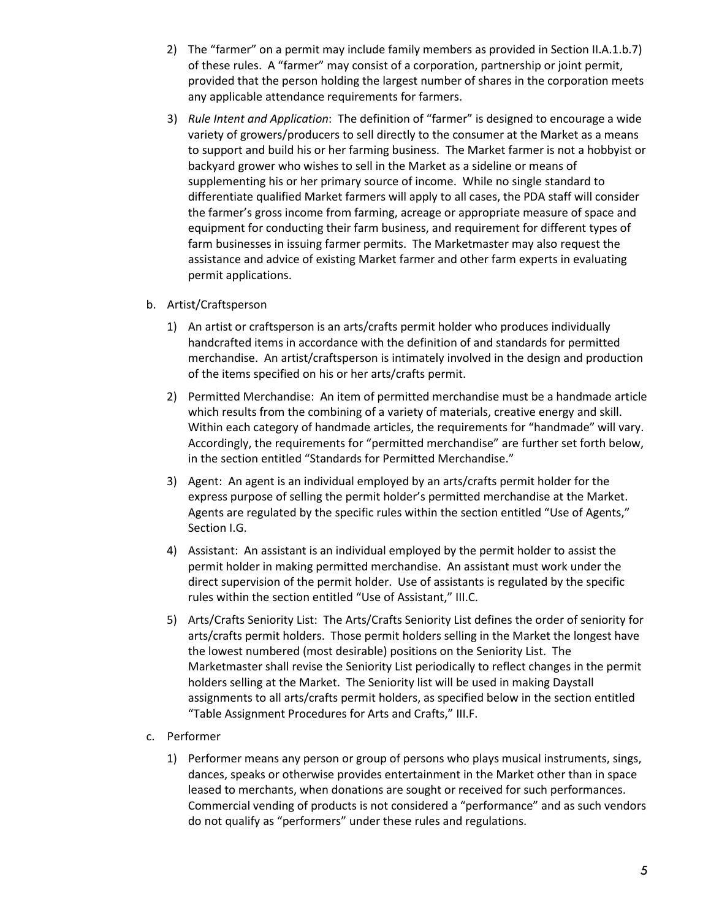2) The "farmer" on a permit may include family members as provided in Section II.A.1.b.7) of these rules. A "farmer" may consist of a corporation, partnership or joint permit, provided that the person holding the largest number of shares in the corporation meets any applicable attendance requirements for farmers.

3) *Rule Intent and Application*: The definition of "farmer" is designed to encourage a wide variety of growers/producers to sell directly to the consumer at the Market as a means to support and build his or her farming business. The Market farmer is not a hobbyist or backyard grower who wishes to sell in the Market as a sideline or means of supplementing his or her primary source of income. While no single standard to differentiate qualified Market farmers will apply to all cases, the PDA staff will consider the farmer's gross income from farming, acreage or appropriate measure of space and equipment for conducting their farm business, and requirement for different types of farm businesses in issuing farmer permits. The Marketmaster may also request the assistance and advice of existing Market farmer and other farm experts in evaluating permit applications.

b. Artist/Craftsperson

1) An artist or craftsperson is an arts/crafts permit holder who produces individually handcrafted items in accordance with the definition of and standards for permitted merchandise. An artist/craftsperson is intimately involved in the design and production of the items specified on his or her arts/crafts permit.

2) Permitted Merchandise: An item of permitted merchandise must be a handmade article which results from the combining of a variety of materials, creative energy and skill. Within each category of handmade articles, the requirements for "handmade" will vary. Accordingly, the requirements for "permitted merchandise" are further set forth below, in the section entitled "Standards for Permitted Merchandise."

3) Agent: An agent is an individual employed by an arts/crafts permit holder for the express purpose of selling the permit holder's permitted merchandise at the Market. Agents are regulated by the specific rules within the section entitled "Use of Agents," Section I.G.

4) Assistant: An assistant is an individual employed by the permit holder to assist the permit holder in making permitted merchandise. An assistant must work under the direct supervision of the permit holder. Use of assistants is regulated by the specific rules within the section entitled "Use of Assistant," III.C.

5) Arts/Crafts Seniority List: The Arts/Crafts Seniority List defines the order of seniority for arts/crafts permit holders. Those permit holders selling in the Market the longest have the lowest numbered (most desirable) positions on the Seniority List. The Marketmaster shall revise the Seniority List periodically to reflect changes in the permit holders selling at the Market. The Seniority list will be used in making Daystall assignments to all arts/crafts permit holders, as specified below in the section entitled "Table Assignment Procedures for Arts and Crafts," III.F.

c. Performer

1) Performer means any person or group of persons who plays musical instruments, sings, dances, speaks or otherwise provides entertainment in the Market other than in space leased to merchants, when donations are sought or received for such performances. Commercial vending of products is not considered a "performance" and as such vendors do not qualify as "performers" under these rules and regulations.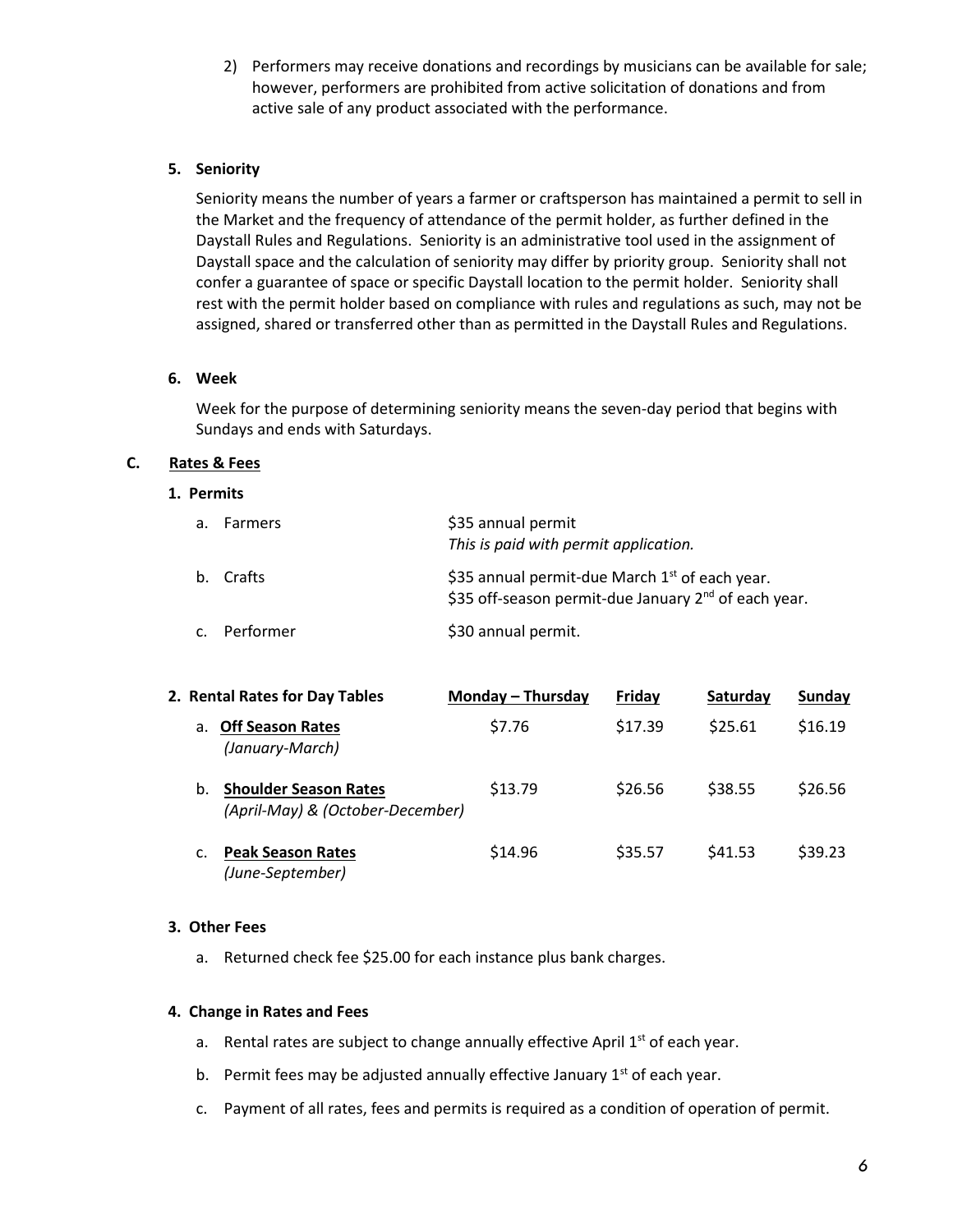2) Performers may receive donations and recordings by musicians can be available for sale; however, performers are prohibited from active solicitation of donations and from active sale of any product associated with the performance.

**5. Seniority**

Seniority means the number of years a farmer or craftsperson has maintained a permit to sell in the Market and the frequency of attendance of the permit holder, as further defined in the Daystall Rules and Regulations. Seniority is an administrative tool used in the assignment of Daystall space and the calculation of seniority may differ by priority group. Seniority shall not confer a guarantee of space or specific Daystall location to the permit holder. Seniority shall rest with the permit holder based on compliance with rules and regulations as such, may not be assigned, shared or transferred other than as permitted in the Daystall Rules and Regulations.

**6. Week**

Week for the purpose of determining seniority means the seven-day period that begins with Sundays and ends with Saturdays.

## C. Rates & Fees

**1. Permits**

a. Farmers — $35 annual permit
*This is paid with permit application.*

b. Crafts — $35 annual permit-due March 1st of each year.
$35 off-season permit-due January 2nd of each year.

c. Performer — $30 annual permit.

| 2. Rental Rates for Day Tables | Monday – Thursday | Friday | Saturday | Sunday |
|---|---|---|---|---|
| a. **Off Season Rates** *(January-March)* | $7.76 | $17.39 | $25.61 | $16.19 |
| b. **Shoulder Season Rates** *(April-May) & (October-December)* | $13.79 | $26.56 | $38.55 | $26.56 |
| c. **Peak Season Rates** *(June-September)* | $14.96 | $35.57 | $41.53 | $39.23 |

**3. Other Fees**

a. Returned check fee $25.00 for each instance plus bank charges.

**4. Change in Rates and Fees**

a. Rental rates are subject to change annually effective April 1st of each year.

b. Permit fees may be adjusted annually effective January 1st of each year.

c. Payment of all rates, fees and permits is required as a condition of operation of permit.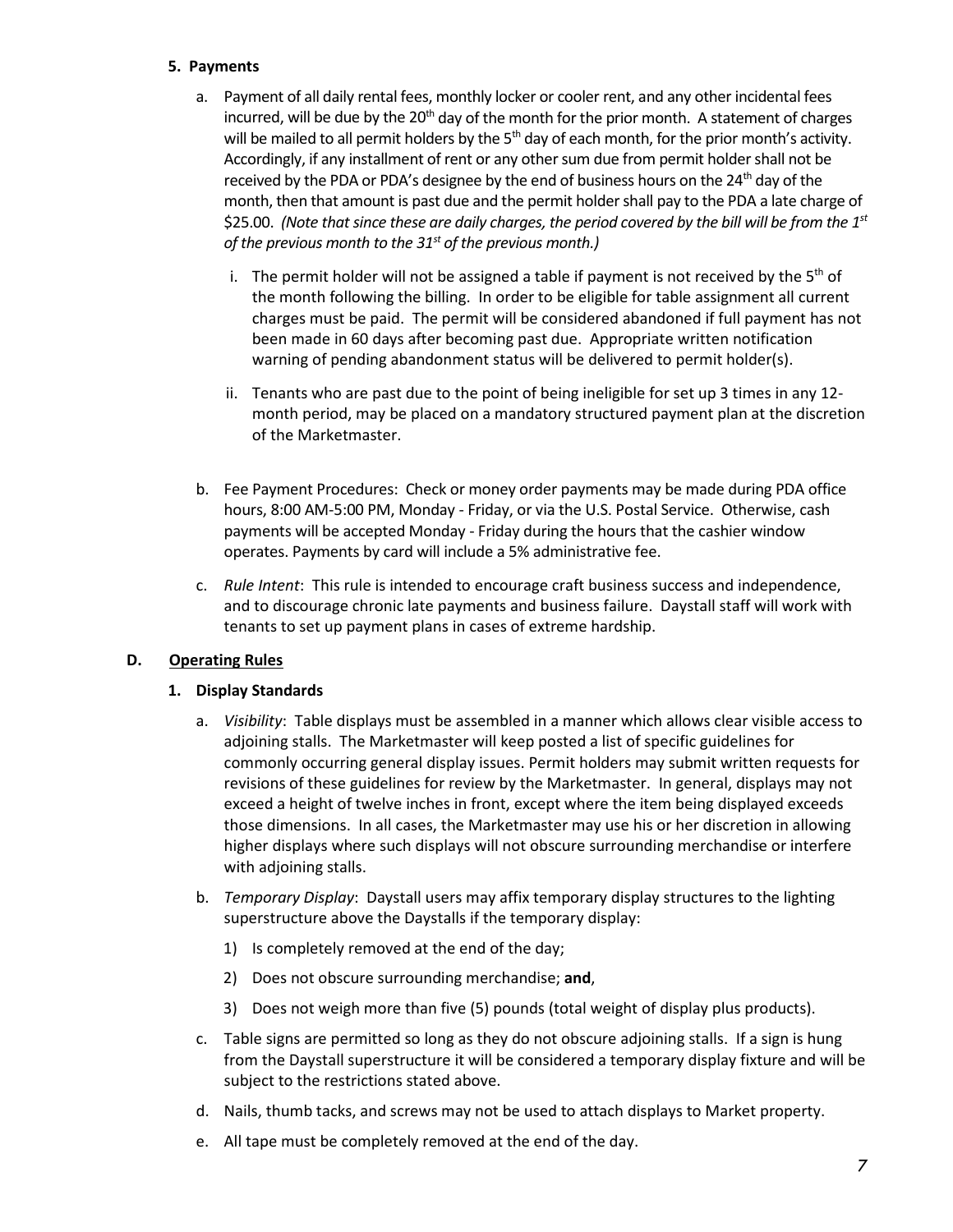### 5. Payments

a. Payment of all daily rental fees, monthly locker or cooler rent, and any other incidental fees incurred, will be due by the 20th day of the month for the prior month. A statement of charges will be mailed to all permit holders by the 5th day of each month, for the prior month's activity. Accordingly, if any installment of rent or any other sum due from permit holder shall not be received by the PDA or PDA's designee by the end of business hours on the 24th day of the month, then that amount is past due and the permit holder shall pay to the PDA a late charge of $25.00. *(Note that since these are daily charges, the period covered by the bill will be from the 1st of the previous month to the 31st of the previous month.)*

   i. The permit holder will not be assigned a table if payment is not received by the 5th of the month following the billing. In order to be eligible for table assignment all current charges must be paid. The permit will be considered abandoned if full payment has not been made in 60 days after becoming past due. Appropriate written notification warning of pending abandonment status will be delivered to permit holder(s).

   ii. Tenants who are past due to the point of being ineligible for set up 3 times in any 12-month period, may be placed on a mandatory structured payment plan at the discretion of the Marketmaster.

b. Fee Payment Procedures: Check or money order payments may be made during PDA office hours, 8:00 AM-5:00 PM, Monday - Friday, or via the U.S. Postal Service. Otherwise, cash payments will be accepted Monday - Friday during the hours that the cashier window operates. Payments by card will include a 5% administrative fee.

c. *Rule Intent*: This rule is intended to encourage craft business success and independence, and to discourage chronic late payments and business failure. Daystall staff will work with tenants to set up payment plans in cases of extreme hardship.

## D. Operating Rules

### 1. Display Standards

a. *Visibility*: Table displays must be assembled in a manner which allows clear visible access to adjoining stalls. The Marketmaster will keep posted a list of specific guidelines for commonly occurring general display issues. Permit holders may submit written requests for revisions of these guidelines for review by the Marketmaster. In general, displays may not exceed a height of twelve inches in front, except where the item being displayed exceeds those dimensions. In all cases, the Marketmaster may use his or her discretion in allowing higher displays where such displays will not obscure surrounding merchandise or interfere with adjoining stalls.

b. *Temporary Display*: Daystall users may affix temporary display structures to the lighting superstructure above the Daystalls if the temporary display:

   1) Is completely removed at the end of the day;
   2) Does not obscure surrounding merchandise; **and**,
   3) Does not weigh more than five (5) pounds (total weight of display plus products).

c. Table signs are permitted so long as they do not obscure adjoining stalls. If a sign is hung from the Daystall superstructure it will be considered a temporary display fixture and will be subject to the restrictions stated above.

d. Nails, thumb tacks, and screws may not be used to attach displays to Market property.

e. All tape must be completely removed at the end of the day.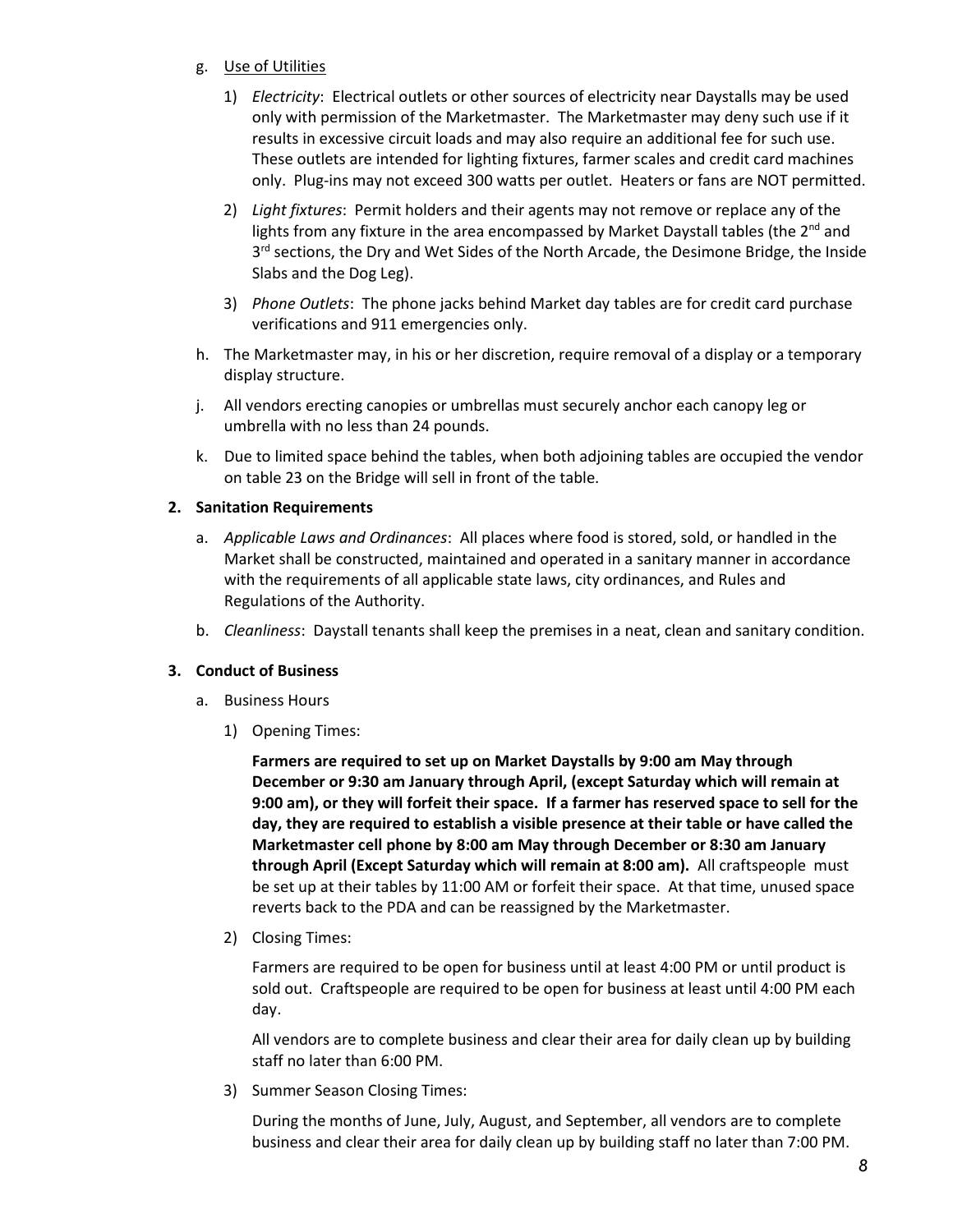g. Use of Utilities

   1) *Electricity*: Electrical outlets or other sources of electricity near Daystalls may be used only with permission of the Marketmaster. The Marketmaster may deny such use if it results in excessive circuit loads and may also require an additional fee for such use. These outlets are intended for lighting fixtures, farmer scales and credit card machines only. Plug-ins may not exceed 300 watts per outlet. Heaters or fans are NOT permitted.

   2) *Light fixtures*: Permit holders and their agents may not remove or replace any of the lights from any fixture in the area encompassed by Market Daystall tables (the 2nd and 3rd sections, the Dry and Wet Sides of the North Arcade, the Desimone Bridge, the Inside Slabs and the Dog Leg).

   3) *Phone Outlets*: The phone jacks behind Market day tables are for credit card purchase verifications and 911 emergencies only.

h. The Marketmaster may, in his or her discretion, require removal of a display or a temporary display structure.

j. All vendors erecting canopies or umbrellas must securely anchor each canopy leg or umbrella with no less than 24 pounds.

k. Due to limited space behind the tables, when both adjoining tables are occupied the vendor on table 23 on the Bridge will sell in front of the table.

**2. Sanitation Requirements**

a. *Applicable Laws and Ordinances*: All places where food is stored, sold, or handled in the Market shall be constructed, maintained and operated in a sanitary manner in accordance with the requirements of all applicable state laws, city ordinances, and Rules and Regulations of the Authority.

b. *Cleanliness*: Daystall tenants shall keep the premises in a neat, clean and sanitary condition.

**3. Conduct of Business**

a. Business Hours

   1) Opening Times:

      **Farmers are required to set up on Market Daystalls by 9:00 am May through December or 9:30 am January through April, (except Saturday which will remain at 9:00 am), or they will forfeit their space. If a farmer has reserved space to sell for the day, they are required to establish a visible presence at their table or have called the Marketmaster cell phone by 8:00 am May through December or 8:30 am January through April (Except Saturday which will remain at 8:00 am).** All craftspeople must be set up at their tables by 11:00 AM or forfeit their space. At that time, unused space reverts back to the PDA and can be reassigned by the Marketmaster.

   2) Closing Times:

      Farmers are required to be open for business until at least 4:00 PM or until product is sold out. Craftspeople are required to be open for business at least until 4:00 PM each day.

      All vendors are to complete business and clear their area for daily clean up by building staff no later than 6:00 PM.

   3) Summer Season Closing Times:

      During the months of June, July, August, and September, all vendors are to complete business and clear their area for daily clean up by building staff no later than 7:00 PM.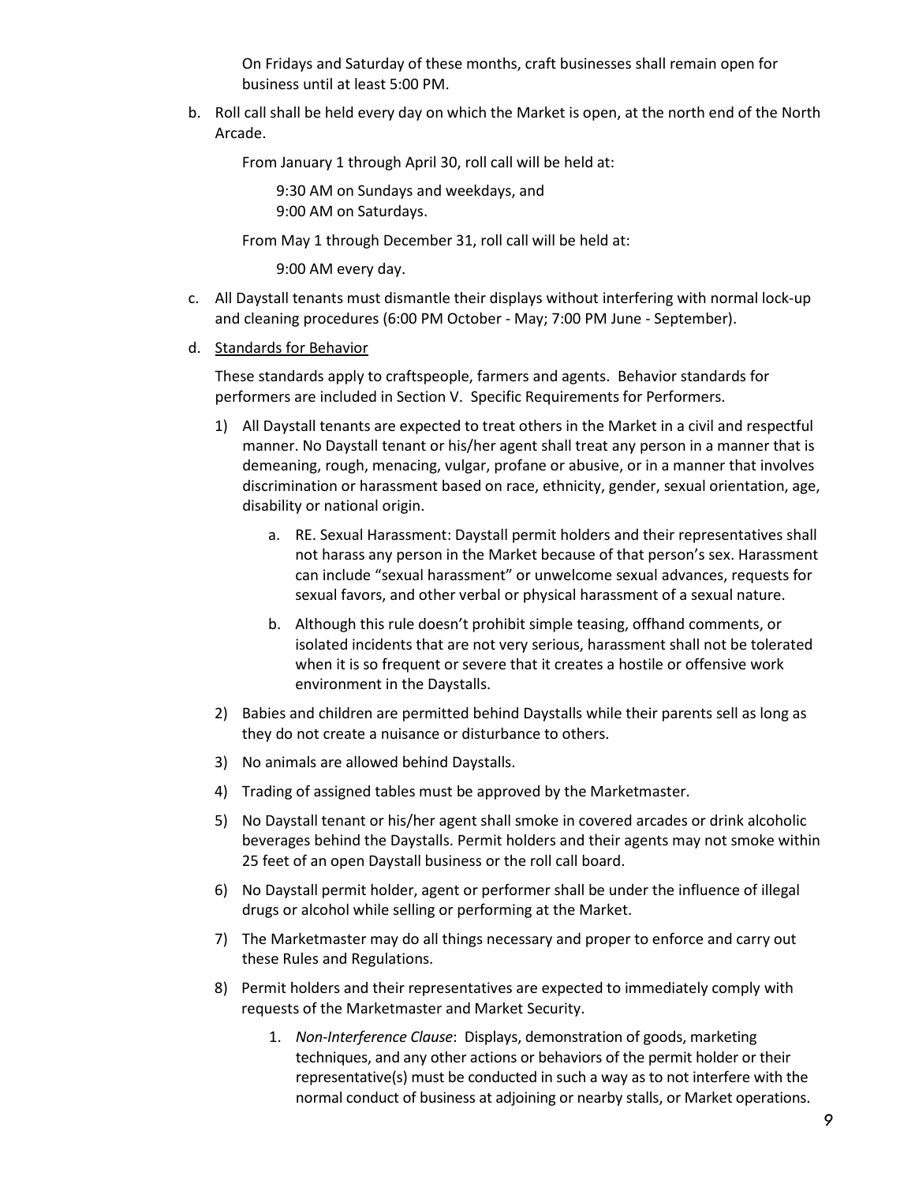On Fridays and Saturday of these months, craft businesses shall remain open for business until at least 5:00 PM.

b. Roll call shall be held every day on which the Market is open, at the north end of the North Arcade.

   From January 1 through April 30, roll call will be held at:

   9:30 AM on Sundays and weekdays, and
   9:00 AM on Saturdays.

   From May 1 through December 31, roll call will be held at:

   9:00 AM every day.

c. All Daystall tenants must dismantle their displays without interfering with normal lock-up and cleaning procedures (6:00 PM October - May; 7:00 PM June - September).

d. <u>Standards for Behavior</u>

   These standards apply to craftspeople, farmers and agents. Behavior standards for performers are included in Section V. Specific Requirements for Performers.

   1) All Daystall tenants are expected to treat others in the Market in a civil and respectful manner. No Daystall tenant or his/her agent shall treat any person in a manner that is demeaning, rough, menacing, vulgar, profane or abusive, or in a manner that involves discrimination or harassment based on race, ethnicity, gender, sexual orientation, age, disability or national origin.

      a. RE. Sexual Harassment: Daystall permit holders and their representatives shall not harass any person in the Market because of that person's sex. Harassment can include "sexual harassment" or unwelcome sexual advances, requests for sexual favors, and other verbal or physical harassment of a sexual nature.

      b. Although this rule doesn't prohibit simple teasing, offhand comments, or isolated incidents that are not very serious, harassment shall not be tolerated when it is so frequent or severe that it creates a hostile or offensive work environment in the Daystalls.

   2) Babies and children are permitted behind Daystalls while their parents sell as long as they do not create a nuisance or disturbance to others.

   3) No animals are allowed behind Daystalls.

   4) Trading of assigned tables must be approved by the Marketmaster.

   5) No Daystall tenant or his/her agent shall smoke in covered arcades or drink alcoholic beverages behind the Daystalls. Permit holders and their agents may not smoke within 25 feet of an open Daystall business or the roll call board.

   6) No Daystall permit holder, agent or performer shall be under the influence of illegal drugs or alcohol while selling or performing at the Market.

   7) The Marketmaster may do all things necessary and proper to enforce and carry out these Rules and Regulations.

   8) Permit holders and their representatives are expected to immediately comply with requests of the Marketmaster and Market Security.

      1. *Non-Interference Clause*: Displays, demonstration of goods, marketing techniques, and any other actions or behaviors of the permit holder or their representative(s) must be conducted in such a way as to not interfere with the normal conduct of business at adjoining or nearby stalls, or Market operations.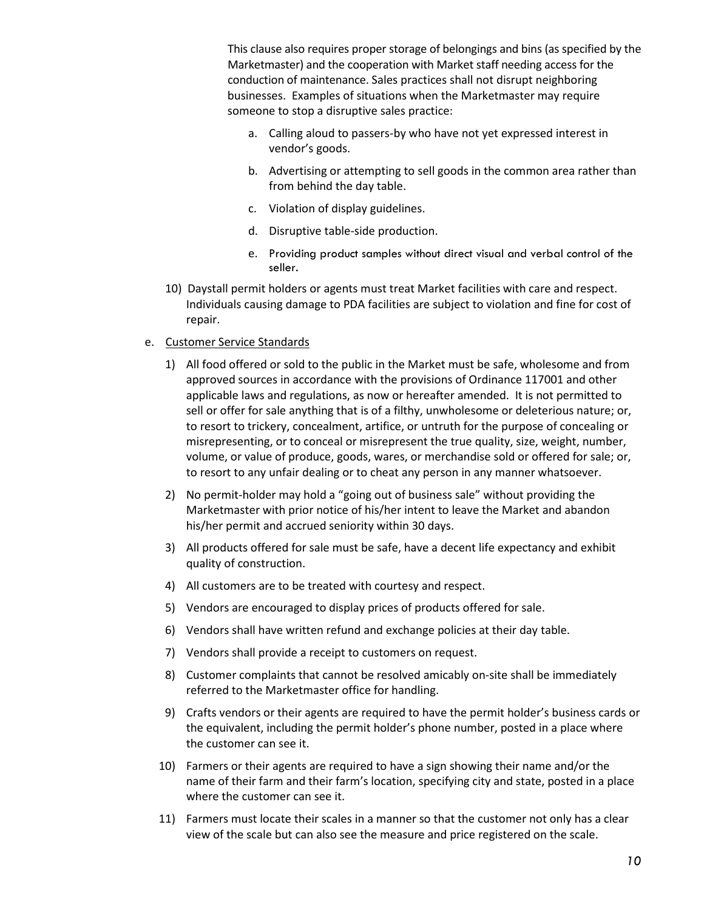This clause also requires proper storage of belongings and bins (as specified by the Marketmaster) and the cooperation with Market staff needing access for the conduction of maintenance. Sales practices shall not disrupt neighboring businesses. Examples of situations when the Marketmaster may require someone to stop a disruptive sales practice:

a. Calling aloud to passers-by who have not yet expressed interest in vendor's goods.

b. Advertising or attempting to sell goods in the common area rather than from behind the day table.

c. Violation of display guidelines.

d. Disruptive table-side production.

e. Providing product samples without direct visual and verbal control of the seller.

10) Daystall permit holders or agents must treat Market facilities with care and respect. Individuals causing damage to PDA facilities are subject to violation and fine for cost of repair.

e. <u>Customer Service Standards</u>

1) All food offered or sold to the public in the Market must be safe, wholesome and from approved sources in accordance with the provisions of Ordinance 117001 and other applicable laws and regulations, as now or hereafter amended. It is not permitted to sell or offer for sale anything that is of a filthy, unwholesome or deleterious nature; or, to resort to trickery, concealment, artifice, or untruth for the purpose of concealing or misrepresenting, or to conceal or misrepresent the true quality, size, weight, number, volume, or value of produce, goods, wares, or merchandise sold or offered for sale; or, to resort to any unfair dealing or to cheat any person in any manner whatsoever.

2) No permit-holder may hold a "going out of business sale" without providing the Marketmaster with prior notice of his/her intent to leave the Market and abandon his/her permit and accrued seniority within 30 days.

3) All products offered for sale must be safe, have a decent life expectancy and exhibit quality of construction.

4) All customers are to be treated with courtesy and respect.

5) Vendors are encouraged to display prices of products offered for sale.

6) Vendors shall have written refund and exchange policies at their day table.

7) Vendors shall provide a receipt to customers on request.

8) Customer complaints that cannot be resolved amicably on-site shall be immediately referred to the Marketmaster office for handling.

9) Crafts vendors or their agents are required to have the permit holder's business cards or the equivalent, including the permit holder's phone number, posted in a place where the customer can see it.

10) Farmers or their agents are required to have a sign showing their name and/or the name of their farm and their farm's location, specifying city and state, posted in a place where the customer can see it.

11) Farmers must locate their scales in a manner so that the customer not only has a clear view of the scale but can also see the measure and price registered on the scale.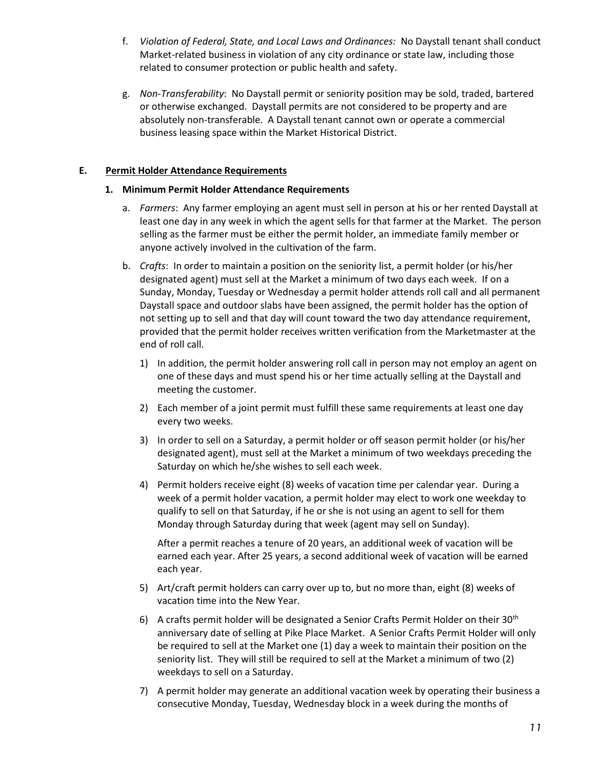f. *Violation of Federal, State, and Local Laws and Ordinances:* No Daystall tenant shall conduct Market-related business in violation of any city ordinance or state law, including those related to consumer protection or public health and safety.

g. *Non-Transferability*: No Daystall permit or seniority position may be sold, traded, bartered or otherwise exchanged. Daystall permits are not considered to be property and are absolutely non-transferable. A Daystall tenant cannot own or operate a commercial business leasing space within the Market Historical District.

## E. Permit Holder Attendance Requirements

### 1. Minimum Permit Holder Attendance Requirements

a. *Farmers*: Any farmer employing an agent must sell in person at his or her rented Daystall at least one day in any week in which the agent sells for that farmer at the Market. The person selling as the farmer must be either the permit holder, an immediate family member or anyone actively involved in the cultivation of the farm.

b. *Crafts*: In order to maintain a position on the seniority list, a permit holder (or his/her designated agent) must sell at the Market a minimum of two days each week. If on a Sunday, Monday, Tuesday or Wednesday a permit holder attends roll call and all permanent Daystall space and outdoor slabs have been assigned, the permit holder has the option of not setting up to sell and that day will count toward the two day attendance requirement, provided that the permit holder receives written verification from the Marketmaster at the end of roll call.

1) In addition, the permit holder answering roll call in person may not employ an agent on one of these days and must spend his or her time actually selling at the Daystall and meeting the customer.

2) Each member of a joint permit must fulfill these same requirements at least one day every two weeks.

3) In order to sell on a Saturday, a permit holder or off season permit holder (or his/her designated agent), must sell at the Market a minimum of two weekdays preceding the Saturday on which he/she wishes to sell each week.

4) Permit holders receive eight (8) weeks of vacation time per calendar year. During a week of a permit holder vacation, a permit holder may elect to work one weekday to qualify to sell on that Saturday, if he or she is not using an agent to sell for them Monday through Saturday during that week (agent may sell on Sunday).

   After a permit reaches a tenure of 20 years, an additional week of vacation will be earned each year. After 25 years, a second additional week of vacation will be earned each year.

5) Art/craft permit holders can carry over up to, but no more than, eight (8) weeks of vacation time into the New Year.

6) A crafts permit holder will be designated a Senior Crafts Permit Holder on their 30th anniversary date of selling at Pike Place Market. A Senior Crafts Permit Holder will only be required to sell at the Market one (1) day a week to maintain their position on the seniority list. They will still be required to sell at the Market a minimum of two (2) weekdays to sell on a Saturday.

7) A permit holder may generate an additional vacation week by operating their business a consecutive Monday, Tuesday, Wednesday block in a week during the months of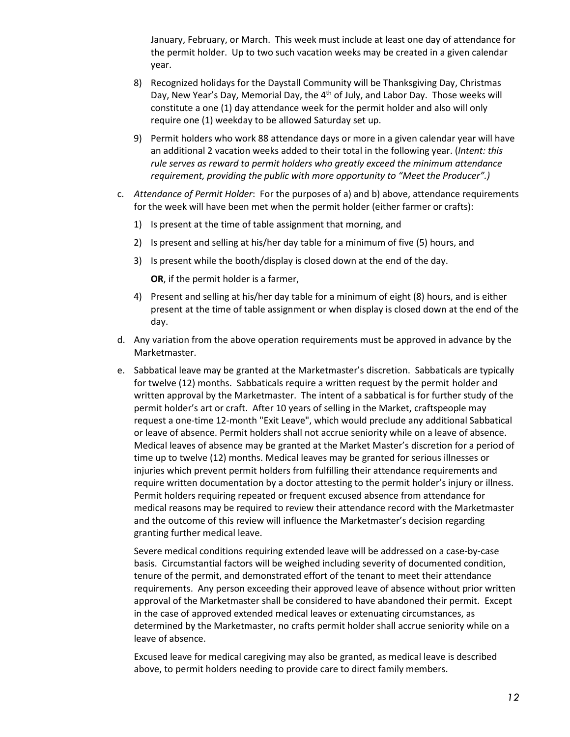January, February, or March. This week must include at least one day of attendance for the permit holder. Up to two such vacation weeks may be created in a given calendar year.

8) Recognized holidays for the Daystall Community will be Thanksgiving Day, Christmas Day, New Year's Day, Memorial Day, the 4th of July, and Labor Day. Those weeks will constitute a one (1) day attendance week for the permit holder and also will only require one (1) weekday to be allowed Saturday set up.

9) Permit holders who work 88 attendance days or more in a given calendar year will have an additional 2 vacation weeks added to their total in the following year. (*Intent: this rule serves as reward to permit holders who greatly exceed the minimum attendance requirement, providing the public with more opportunity to "Meet the Producer".)*

c. *Attendance of Permit Holder*: For the purposes of a) and b) above, attendance requirements for the week will have been met when the permit holder (either farmer or crafts):

   1) Is present at the time of table assignment that morning, and

   2) Is present and selling at his/her day table for a minimum of five (5) hours, and

   3) Is present while the booth/display is closed down at the end of the day.

   **OR**, if the permit holder is a farmer,

   4) Present and selling at his/her day table for a minimum of eight (8) hours, and is either present at the time of table assignment or when display is closed down at the end of the day.

d. Any variation from the above operation requirements must be approved in advance by the Marketmaster.

e. Sabbatical leave may be granted at the Marketmaster's discretion. Sabbaticals are typically for twelve (12) months. Sabbaticals require a written request by the permit holder and written approval by the Marketmaster. The intent of a sabbatical is for further study of the permit holder's art or craft. After 10 years of selling in the Market, craftspeople may request a one-time 12-month "Exit Leave", which would preclude any additional Sabbatical or leave of absence. Permit holders shall not accrue seniority while on a leave of absence. Medical leaves of absence may be granted at the Market Master's discretion for a period of time up to twelve (12) months. Medical leaves may be granted for serious illnesses or injuries which prevent permit holders from fulfilling their attendance requirements and require written documentation by a doctor attesting to the permit holder's injury or illness. Permit holders requiring repeated or frequent excused absence from attendance for medical reasons may be required to review their attendance record with the Marketmaster and the outcome of this review will influence the Marketmaster's decision regarding granting further medical leave.

   Severe medical conditions requiring extended leave will be addressed on a case-by-case basis. Circumstantial factors will be weighed including severity of documented condition, tenure of the permit, and demonstrated effort of the tenant to meet their attendance requirements. Any person exceeding their approved leave of absence without prior written approval of the Marketmaster shall be considered to have abandoned their permit. Except in the case of approved extended medical leaves or extenuating circumstances, as determined by the Marketmaster, no crafts permit holder shall accrue seniority while on a leave of absence.

   Excused leave for medical caregiving may also be granted, as medical leave is described above, to permit holders needing to provide care to direct family members.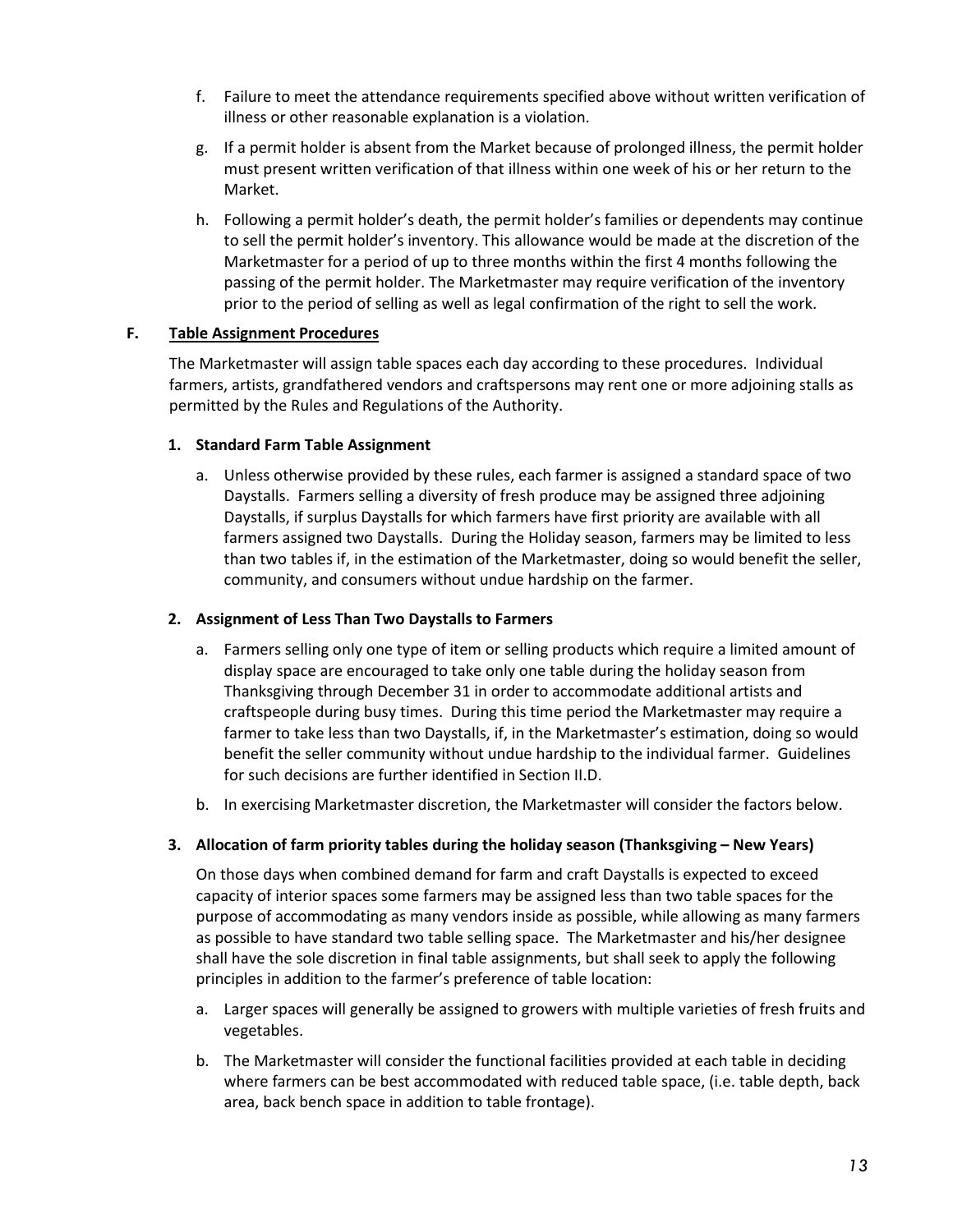f. Failure to meet the attendance requirements specified above without written verification of illness or other reasonable explanation is a violation.

g. If a permit holder is absent from the Market because of prolonged illness, the permit holder must present written verification of that illness within one week of his or her return to the Market.

h. Following a permit holder's death, the permit holder's families or dependents may continue to sell the permit holder's inventory. This allowance would be made at the discretion of the Marketmaster for a period of up to three months within the first 4 months following the passing of the permit holder. The Marketmaster may require verification of the inventory prior to the period of selling as well as legal confirmation of the right to sell the work.

## F. Table Assignment Procedures

The Marketmaster will assign table spaces each day according to these procedures. Individual farmers, artists, grandfathered vendors and craftspersons may rent one or more adjoining stalls as permitted by the Rules and Regulations of the Authority.

### 1. Standard Farm Table Assignment

a. Unless otherwise provided by these rules, each farmer is assigned a standard space of two Daystalls. Farmers selling a diversity of fresh produce may be assigned three adjoining Daystalls, if surplus Daystalls for which farmers have first priority are available with all farmers assigned two Daystalls. During the Holiday season, farmers may be limited to less than two tables if, in the estimation of the Marketmaster, doing so would benefit the seller, community, and consumers without undue hardship on the farmer.

### 2. Assignment of Less Than Two Daystalls to Farmers

a. Farmers selling only one type of item or selling products which require a limited amount of display space are encouraged to take only one table during the holiday season from Thanksgiving through December 31 in order to accommodate additional artists and craftspeople during busy times. During this time period the Marketmaster may require a farmer to take less than two Daystalls, if, in the Marketmaster's estimation, doing so would benefit the seller community without undue hardship to the individual farmer. Guidelines for such decisions are further identified in Section II.D.

b. In exercising Marketmaster discretion, the Marketmaster will consider the factors below.

### 3. Allocation of farm priority tables during the holiday season (Thanksgiving – New Years)

On those days when combined demand for farm and craft Daystalls is expected to exceed capacity of interior spaces some farmers may be assigned less than two table spaces for the purpose of accommodating as many vendors inside as possible, while allowing as many farmers as possible to have standard two table selling space. The Marketmaster and his/her designee shall have the sole discretion in final table assignments, but shall seek to apply the following principles in addition to the farmer's preference of table location:

a. Larger spaces will generally be assigned to growers with multiple varieties of fresh fruits and vegetables.

b. The Marketmaster will consider the functional facilities provided at each table in deciding where farmers can be best accommodated with reduced table space, (i.e. table depth, back area, back bench space in addition to table frontage).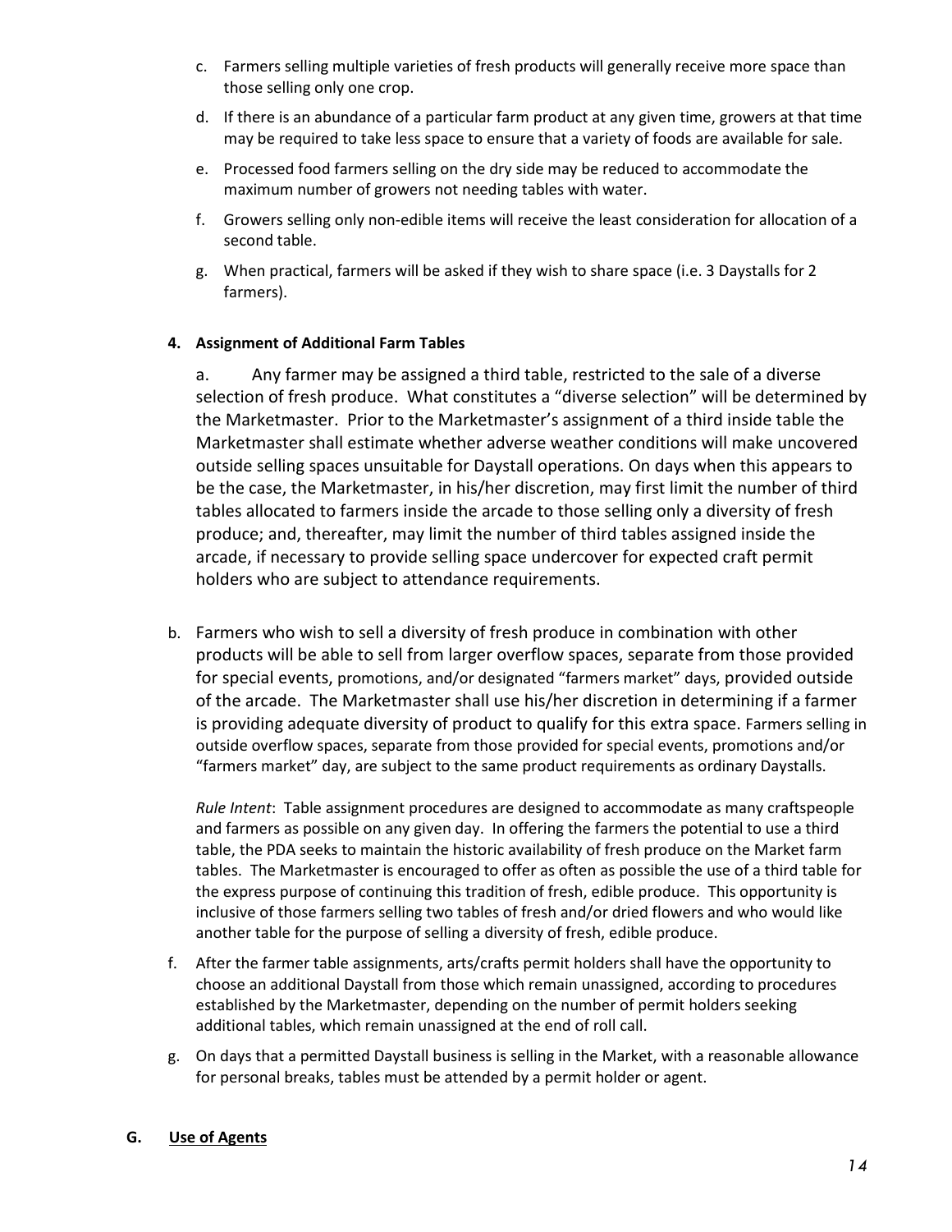c. Farmers selling multiple varieties of fresh products will generally receive more space than those selling only one crop.

d. If there is an abundance of a particular farm product at any given time, growers at that time may be required to take less space to ensure that a variety of foods are available for sale.

e. Processed food farmers selling on the dry side may be reduced to accommodate the maximum number of growers not needing tables with water.

f. Growers selling only non-edible items will receive the least consideration for allocation of a second table.

g. When practical, farmers will be asked if they wish to share space (i.e. 3 Daystalls for 2 farmers).

**4. Assignment of Additional Farm Tables**

a. Any farmer may be assigned a third table, restricted to the sale of a diverse selection of fresh produce. What constitutes a "diverse selection" will be determined by the Marketmaster. Prior to the Marketmaster's assignment of a third inside table the Marketmaster shall estimate whether adverse weather conditions will make uncovered outside selling spaces unsuitable for Daystall operations. On days when this appears to be the case, the Marketmaster, in his/her discretion, may first limit the number of third tables allocated to farmers inside the arcade to those selling only a diversity of fresh produce; and, thereafter, may limit the number of third tables assigned inside the arcade, if necessary to provide selling space undercover for expected craft permit holders who are subject to attendance requirements.

b. Farmers who wish to sell a diversity of fresh produce in combination with other products will be able to sell from larger overflow spaces, separate from those provided for special events, promotions, and/or designated "farmers market" days, provided outside of the arcade. The Marketmaster shall use his/her discretion in determining if a farmer is providing adequate diversity of product to qualify for this extra space. Farmers selling in outside overflow spaces, separate from those provided for special events, promotions and/or "farmers market" day, are subject to the same product requirements as ordinary Daystalls.

*Rule Intent*: Table assignment procedures are designed to accommodate as many craftspeople and farmers as possible on any given day. In offering the farmers the potential to use a third table, the PDA seeks to maintain the historic availability of fresh produce on the Market farm tables. The Marketmaster is encouraged to offer as often as possible the use of a third table for the express purpose of continuing this tradition of fresh, edible produce. This opportunity is inclusive of those farmers selling two tables of fresh and/or dried flowers and who would like another table for the purpose of selling a diversity of fresh, edible produce.

f. After the farmer table assignments, arts/crafts permit holders shall have the opportunity to choose an additional Daystall from those which remain unassigned, according to procedures established by the Marketmaster, depending on the number of permit holders seeking additional tables, which remain unassigned at the end of roll call.

g. On days that a permitted Daystall business is selling in the Market, with a reasonable allowance for personal breaks, tables must be attended by a permit holder or agent.

## G. Use of Agents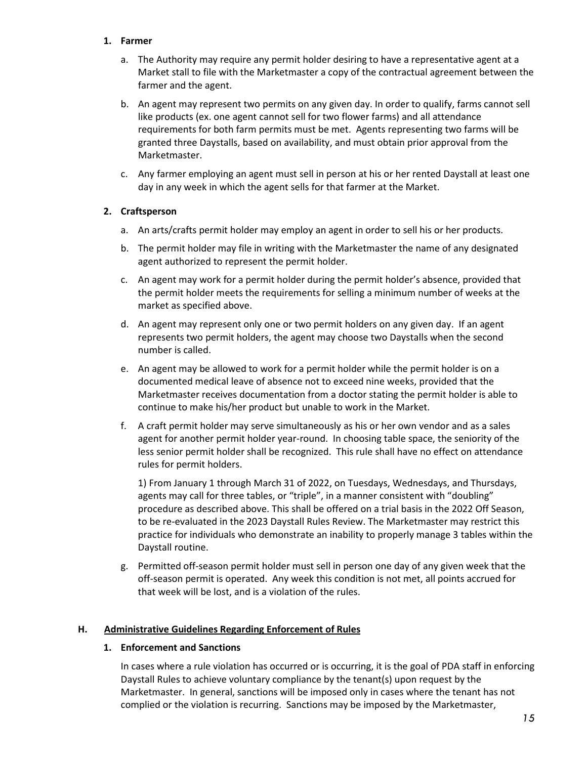1. **Farmer**

   a. The Authority may require any permit holder desiring to have a representative agent at a Market stall to file with the Marketmaster a copy of the contractual agreement between the farmer and the agent.

   b. An agent may represent two permits on any given day. In order to qualify, farms cannot sell like products (ex. one agent cannot sell for two flower farms) and all attendance requirements for both farm permits must be met. Agents representing two farms will be granted three Daystalls, based on availability, and must obtain prior approval from the Marketmaster.

   c. Any farmer employing an agent must sell in person at his or her rented Daystall at least one day in any week in which the agent sells for that farmer at the Market.

2. **Craftsperson**

   a. An arts/crafts permit holder may employ an agent in order to sell his or her products.

   b. The permit holder may file in writing with the Marketmaster the name of any designated agent authorized to represent the permit holder.

   c. An agent may work for a permit holder during the permit holder's absence, provided that the permit holder meets the requirements for selling a minimum number of weeks at the market as specified above.

   d. An agent may represent only one or two permit holders on any given day. If an agent represents two permit holders, the agent may choose two Daystalls when the second number is called.

   e. An agent may be allowed to work for a permit holder while the permit holder is on a documented medical leave of absence not to exceed nine weeks, provided that the Marketmaster receives documentation from a doctor stating the permit holder is able to continue to make his/her product but unable to work in the Market.

   f. A craft permit holder may serve simultaneously as his or her own vendor and as a sales agent for another permit holder year-round. In choosing table space, the seniority of the less senior permit holder shall be recognized. This rule shall have no effect on attendance rules for permit holders.

      1) From January 1 through March 31 of 2022, on Tuesdays, Wednesdays, and Thursdays, agents may call for three tables, or "triple", in a manner consistent with "doubling" procedure as described above. This shall be offered on a trial basis in the 2022 Off Season, to be re-evaluated in the 2023 Daystall Rules Review. The Marketmaster may restrict this practice for individuals who demonstrate an inability to properly manage 3 tables within the Daystall routine.

   g. Permitted off-season permit holder must sell in person one day of any given week that the off-season permit is operated. Any week this condition is not met, all points accrued for that week will be lost, and is a violation of the rules.

## H. Administrative Guidelines Regarding Enforcement of Rules

### 1. Enforcement and Sanctions

In cases where a rule violation has occurred or is occurring, it is the goal of PDA staff in enforcing Daystall Rules to achieve voluntary compliance by the tenant(s) upon request by the Marketmaster. In general, sanctions will be imposed only in cases where the tenant has not complied or the violation is recurring. Sanctions may be imposed by the Marketmaster,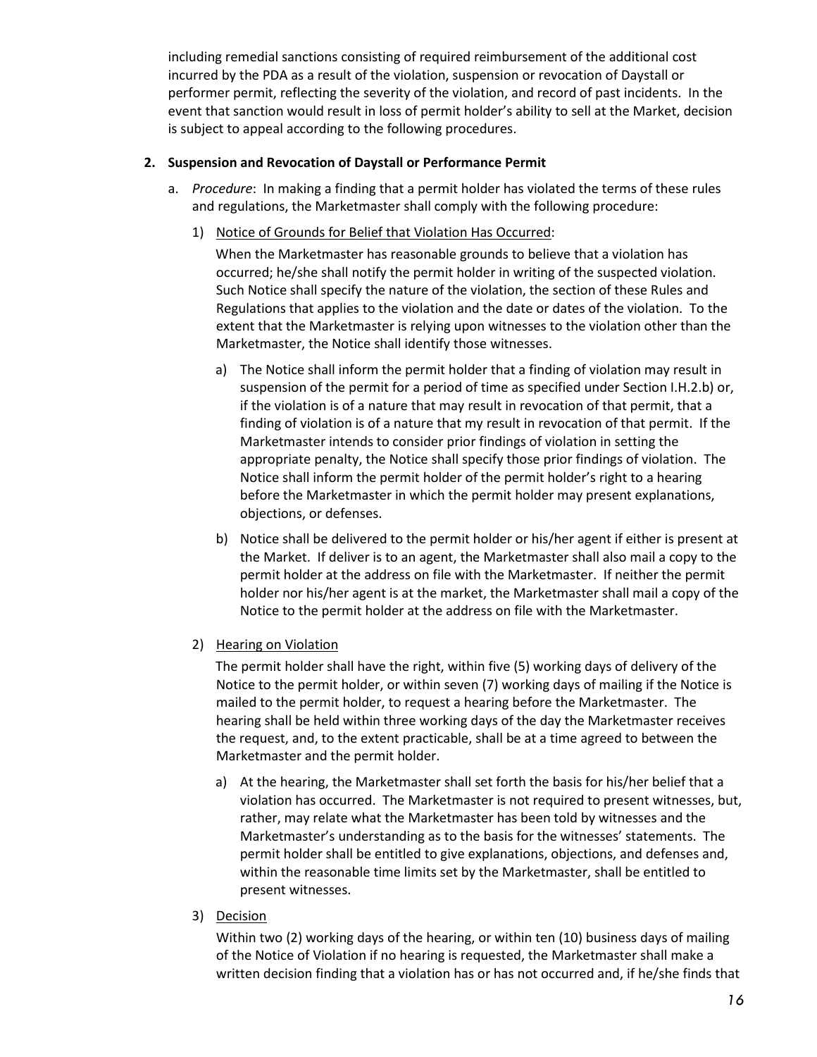including remedial sanctions consisting of required reimbursement of the additional cost incurred by the PDA as a result of the violation, suspension or revocation of Daystall or performer permit, reflecting the severity of the violation, and record of past incidents. In the event that sanction would result in loss of permit holder's ability to sell at the Market, decision is subject to appeal according to the following procedures.

**2. Suspension and Revocation of Daystall or Performance Permit**

a. *Procedure*: In making a finding that a permit holder has violated the terms of these rules and regulations, the Marketmaster shall comply with the following procedure:

1) Notice of Grounds for Belief that Violation Has Occurred:

When the Marketmaster has reasonable grounds to believe that a violation has occurred; he/she shall notify the permit holder in writing of the suspected violation. Such Notice shall specify the nature of the violation, the section of these Rules and Regulations that applies to the violation and the date or dates of the violation. To the extent that the Marketmaster is relying upon witnesses to the violation other than the Marketmaster, the Notice shall identify those witnesses.

a) The Notice shall inform the permit holder that a finding of violation may result in suspension of the permit for a period of time as specified under Section I.H.2.b) or, if the violation is of a nature that may result in revocation of that permit, that a finding of violation is of a nature that my result in revocation of that permit. If the Marketmaster intends to consider prior findings of violation in setting the appropriate penalty, the Notice shall specify those prior findings of violation. The Notice shall inform the permit holder of the permit holder's right to a hearing before the Marketmaster in which the permit holder may present explanations, objections, or defenses.

b) Notice shall be delivered to the permit holder or his/her agent if either is present at the Market. If deliver is to an agent, the Marketmaster shall also mail a copy to the permit holder at the address on file with the Marketmaster. If neither the permit holder nor his/her agent is at the market, the Marketmaster shall mail a copy of the Notice to the permit holder at the address on file with the Marketmaster.

2) Hearing on Violation

The permit holder shall have the right, within five (5) working days of delivery of the Notice to the permit holder, or within seven (7) working days of mailing if the Notice is mailed to the permit holder, to request a hearing before the Marketmaster. The hearing shall be held within three working days of the day the Marketmaster receives the request, and, to the extent practicable, shall be at a time agreed to between the Marketmaster and the permit holder.

a) At the hearing, the Marketmaster shall set forth the basis for his/her belief that a violation has occurred. The Marketmaster is not required to present witnesses, but, rather, may relate what the Marketmaster has been told by witnesses and the Marketmaster's understanding as to the basis for the witnesses' statements. The permit holder shall be entitled to give explanations, objections, and defenses and, within the reasonable time limits set by the Marketmaster, shall be entitled to present witnesses.

3) Decision

Within two (2) working days of the hearing, or within ten (10) business days of mailing of the Notice of Violation if no hearing is requested, the Marketmaster shall make a written decision finding that a violation has or has not occurred and, if he/she finds that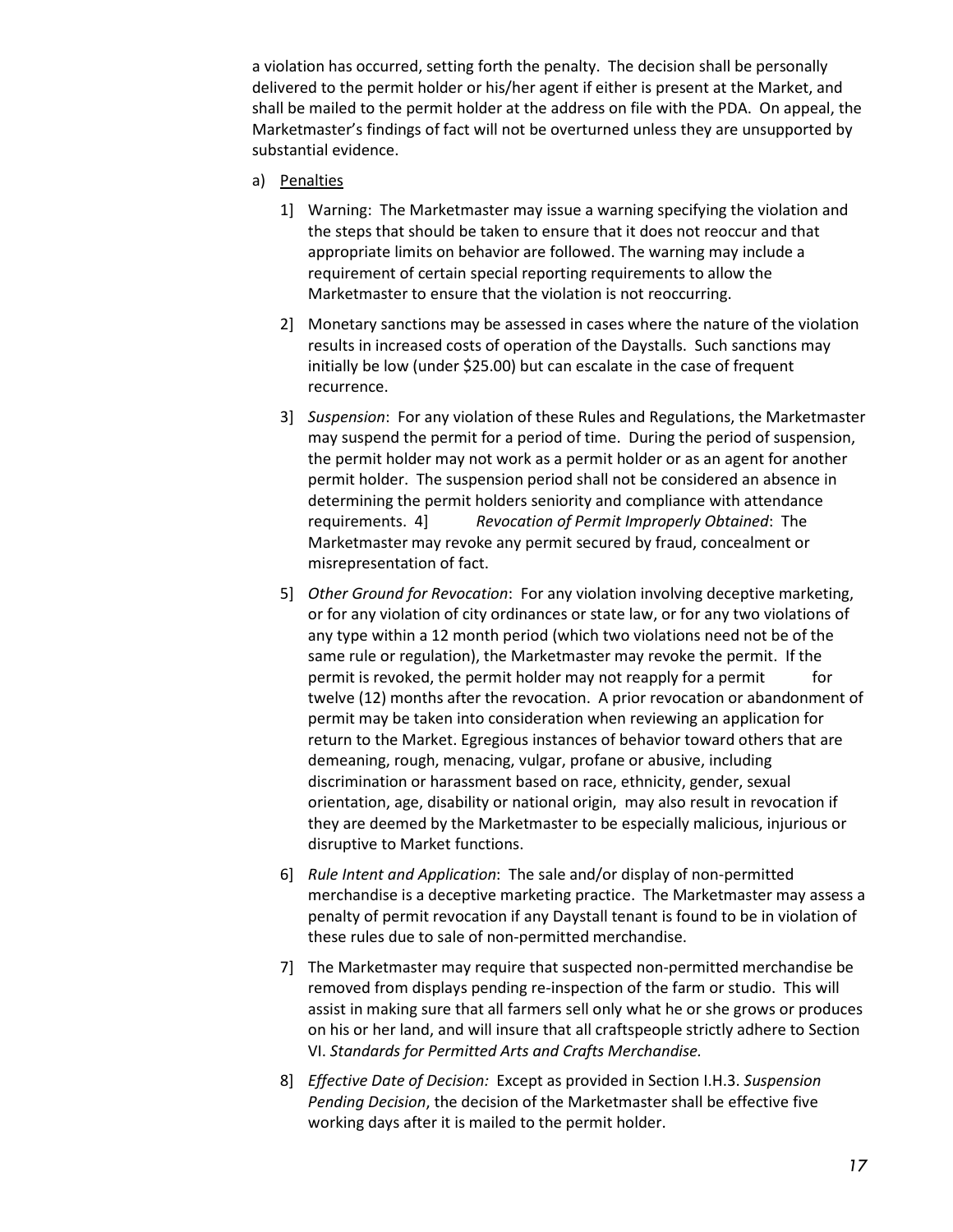a violation has occurred, setting forth the penalty. The decision shall be personally delivered to the permit holder or his/her agent if either is present at the Market, and shall be mailed to the permit holder at the address on file with the PDA. On appeal, the Marketmaster's findings of fact will not be overturned unless they are unsupported by substantial evidence.

a) Penalties

1] Warning: The Marketmaster may issue a warning specifying the violation and the steps that should be taken to ensure that it does not reoccur and that appropriate limits on behavior are followed. The warning may include a requirement of certain special reporting requirements to allow the Marketmaster to ensure that the violation is not reoccurring.

2] Monetary sanctions may be assessed in cases where the nature of the violation results in increased costs of operation of the Daystalls. Such sanctions may initially be low (under $25.00) but can escalate in the case of frequent recurrence.

3] *Suspension*: For any violation of these Rules and Regulations, the Marketmaster may suspend the permit for a period of time. During the period of suspension, the permit holder may not work as a permit holder or as an agent for another permit holder. The suspension period shall not be considered an absence in determining the permit holders seniority and compliance with attendance requirements. 4] *Revocation of Permit Improperly Obtained*: The Marketmaster may revoke any permit secured by fraud, concealment or misrepresentation of fact.

5] *Other Ground for Revocation*: For any violation involving deceptive marketing, or for any violation of city ordinances or state law, or for any two violations of any type within a 12 month period (which two violations need not be of the same rule or regulation), the Marketmaster may revoke the permit. If the permit is revoked, the permit holder may not reapply for a permit for twelve (12) months after the revocation. A prior revocation or abandonment of permit may be taken into consideration when reviewing an application for return to the Market. Egregious instances of behavior toward others that are demeaning, rough, menacing, vulgar, profane or abusive, including discrimination or harassment based on race, ethnicity, gender, sexual orientation, age, disability or national origin, may also result in revocation if they are deemed by the Marketmaster to be especially malicious, injurious or disruptive to Market functions.

6] *Rule Intent and Application*: The sale and/or display of non-permitted merchandise is a deceptive marketing practice. The Marketmaster may assess a penalty of permit revocation if any Daystall tenant is found to be in violation of these rules due to sale of non-permitted merchandise.

7] The Marketmaster may require that suspected non-permitted merchandise be removed from displays pending re-inspection of the farm or studio. This will assist in making sure that all farmers sell only what he or she grows or produces on his or her land, and will insure that all craftspeople strictly adhere to Section VI. *Standards for Permitted Arts and Crafts Merchandise.*

8] *Effective Date of Decision:* Except as provided in Section I.H.3. *Suspension Pending Decision*, the decision of the Marketmaster shall be effective five working days after it is mailed to the permit holder.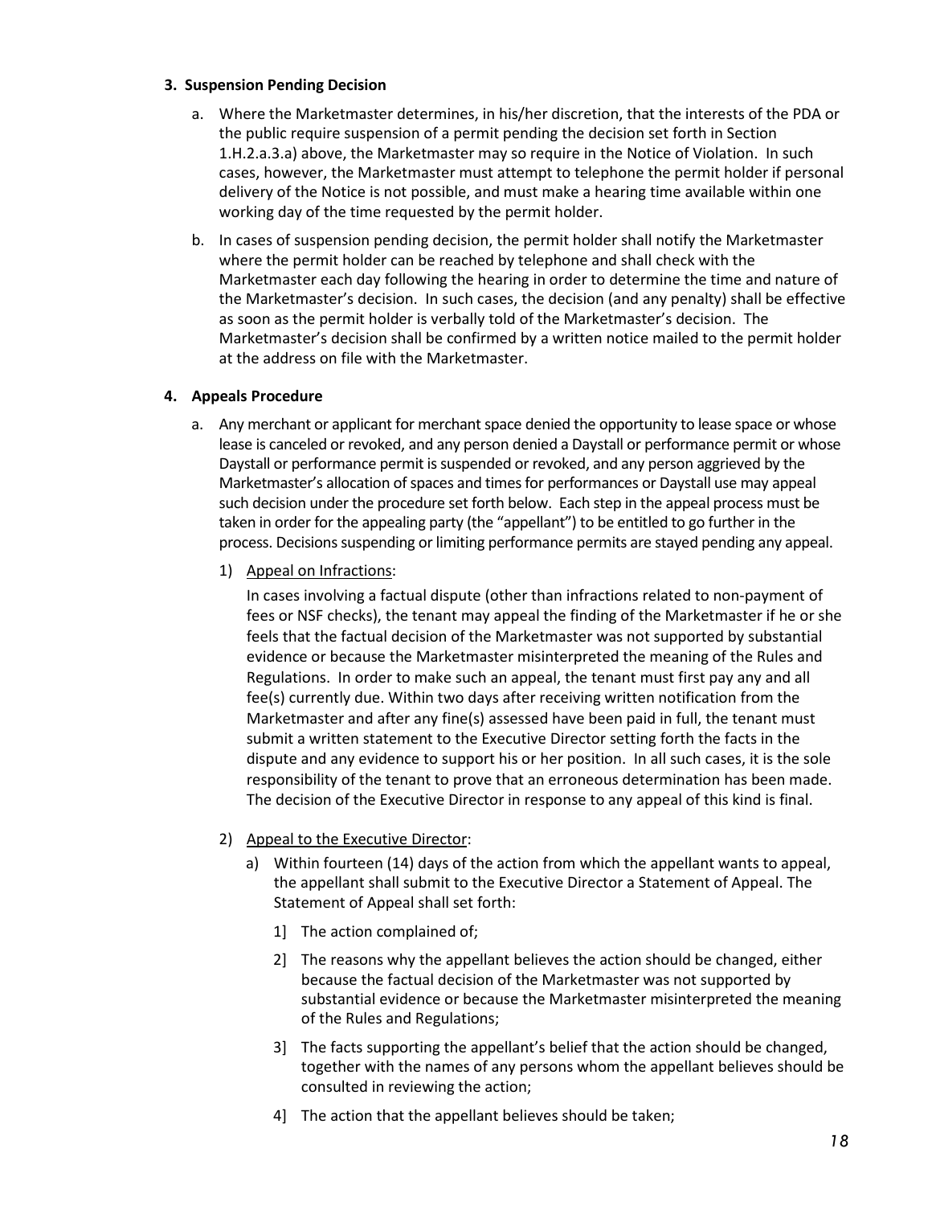**3. Suspension Pending Decision**

a. Where the Marketmaster determines, in his/her discretion, that the interests of the PDA or the public require suspension of a permit pending the decision set forth in Section 1.H.2.a.3.a) above, the Marketmaster may so require in the Notice of Violation. In such cases, however, the Marketmaster must attempt to telephone the permit holder if personal delivery of the Notice is not possible, and must make a hearing time available within one working day of the time requested by the permit holder.

b. In cases of suspension pending decision, the permit holder shall notify the Marketmaster where the permit holder can be reached by telephone and shall check with the Marketmaster each day following the hearing in order to determine the time and nature of the Marketmaster's decision. In such cases, the decision (and any penalty) shall be effective as soon as the permit holder is verbally told of the Marketmaster's decision. The Marketmaster's decision shall be confirmed by a written notice mailed to the permit holder at the address on file with the Marketmaster.

**4. Appeals Procedure**

a. Any merchant or applicant for merchant space denied the opportunity to lease space or whose lease is canceled or revoked, and any person denied a Daystall or performance permit or whose Daystall or performance permit is suspended or revoked, and any person aggrieved by the Marketmaster's allocation of spaces and times for performances or Daystall use may appeal such decision under the procedure set forth below. Each step in the appeal process must be taken in order for the appealing party (the "appellant") to be entitled to go further in the process. Decisions suspending or limiting performance permits are stayed pending any appeal.

1) Appeal on Infractions:

In cases involving a factual dispute (other than infractions related to non-payment of fees or NSF checks), the tenant may appeal the finding of the Marketmaster if he or she feels that the factual decision of the Marketmaster was not supported by substantial evidence or because the Marketmaster misinterpreted the meaning of the Rules and Regulations. In order to make such an appeal, the tenant must first pay any and all fee(s) currently due. Within two days after receiving written notification from the Marketmaster and after any fine(s) assessed have been paid in full, the tenant must submit a written statement to the Executive Director setting forth the facts in the dispute and any evidence to support his or her position. In all such cases, it is the sole responsibility of the tenant to prove that an erroneous determination has been made. The decision of the Executive Director in response to any appeal of this kind is final.

2) Appeal to the Executive Director:

a) Within fourteen (14) days of the action from which the appellant wants to appeal, the appellant shall submit to the Executive Director a Statement of Appeal. The Statement of Appeal shall set forth:

1] The action complained of;

2] The reasons why the appellant believes the action should be changed, either because the factual decision of the Marketmaster was not supported by substantial evidence or because the Marketmaster misinterpreted the meaning of the Rules and Regulations;

3] The facts supporting the appellant's belief that the action should be changed, together with the names of any persons whom the appellant believes should be consulted in reviewing the action;

4] The action that the appellant believes should be taken;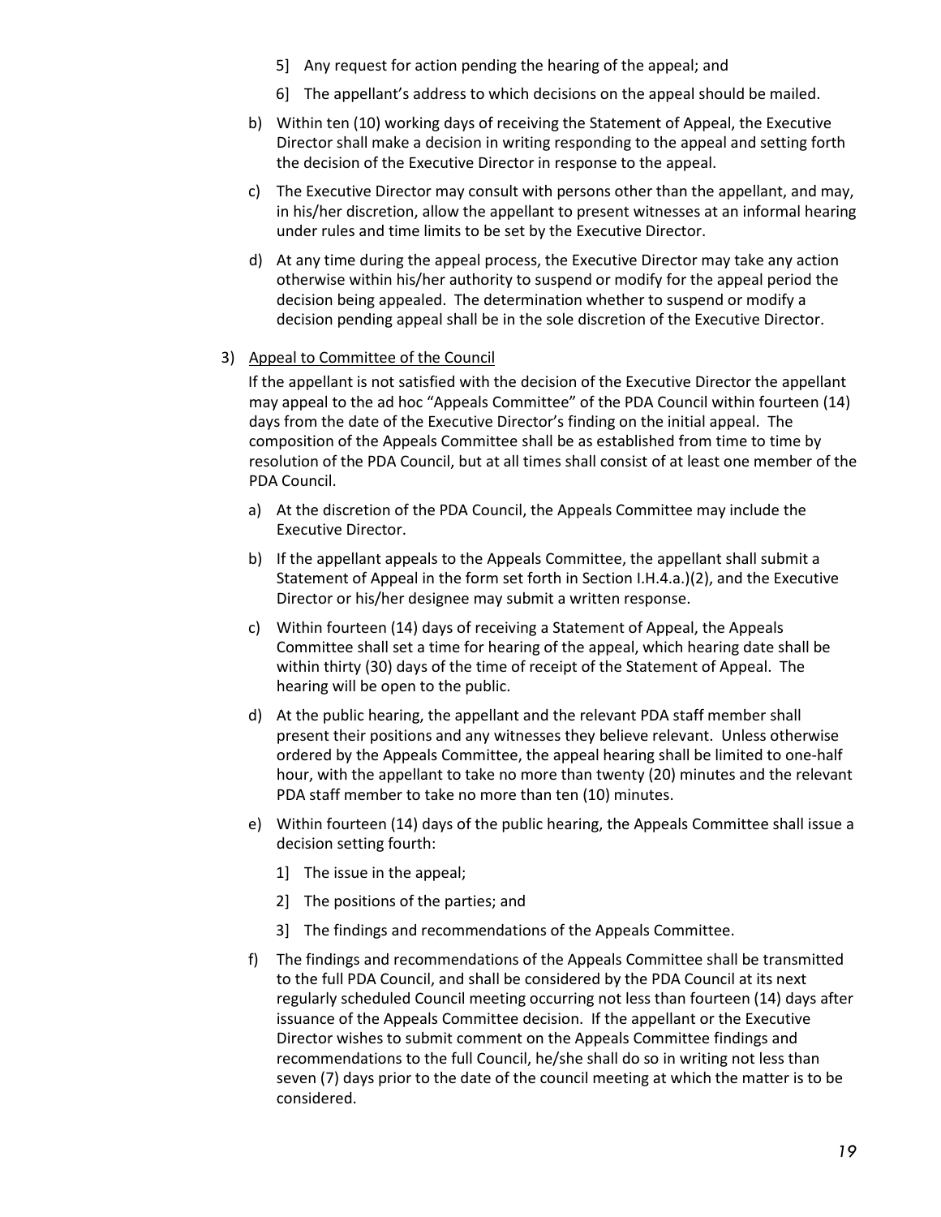5] Any request for action pending the hearing of the appeal; and

6] The appellant's address to which decisions on the appeal should be mailed.

b) Within ten (10) working days of receiving the Statement of Appeal, the Executive Director shall make a decision in writing responding to the appeal and setting forth the decision of the Executive Director in response to the appeal.

c) The Executive Director may consult with persons other than the appellant, and may, in his/her discretion, allow the appellant to present witnesses at an informal hearing under rules and time limits to be set by the Executive Director.

d) At any time during the appeal process, the Executive Director may take any action otherwise within his/her authority to suspend or modify for the appeal period the decision being appealed. The determination whether to suspend or modify a decision pending appeal shall be in the sole discretion of the Executive Director.

3) Appeal to Committee of the Council

If the appellant is not satisfied with the decision of the Executive Director the appellant may appeal to the ad hoc "Appeals Committee" of the PDA Council within fourteen (14) days from the date of the Executive Director's finding on the initial appeal. The composition of the Appeals Committee shall be as established from time to time by resolution of the PDA Council, but at all times shall consist of at least one member of the PDA Council.

a) At the discretion of the PDA Council, the Appeals Committee may include the Executive Director.

b) If the appellant appeals to the Appeals Committee, the appellant shall submit a Statement of Appeal in the form set forth in Section I.H.4.a.)(2), and the Executive Director or his/her designee may submit a written response.

c) Within fourteen (14) days of receiving a Statement of Appeal, the Appeals Committee shall set a time for hearing of the appeal, which hearing date shall be within thirty (30) days of the time of receipt of the Statement of Appeal. The hearing will be open to the public.

d) At the public hearing, the appellant and the relevant PDA staff member shall present their positions and any witnesses they believe relevant. Unless otherwise ordered by the Appeals Committee, the appeal hearing shall be limited to one-half hour, with the appellant to take no more than twenty (20) minutes and the relevant PDA staff member to take no more than ten (10) minutes.

e) Within fourteen (14) days of the public hearing, the Appeals Committee shall issue a decision setting fourth:

1] The issue in the appeal;

2] The positions of the parties; and

3] The findings and recommendations of the Appeals Committee.

f) The findings and recommendations of the Appeals Committee shall be transmitted to the full PDA Council, and shall be considered by the PDA Council at its next regularly scheduled Council meeting occurring not less than fourteen (14) days after issuance of the Appeals Committee decision. If the appellant or the Executive Director wishes to submit comment on the Appeals Committee findings and recommendations to the full Council, he/she shall do so in writing not less than seven (7) days prior to the date of the council meeting at which the matter is to be considered.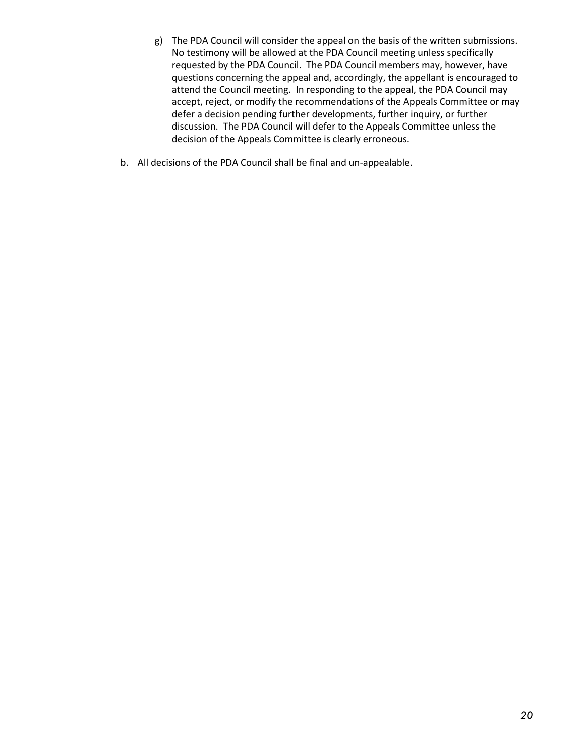g) The PDA Council will consider the appeal on the basis of the written submissions. No testimony will be allowed at the PDA Council meeting unless specifically requested by the PDA Council. The PDA Council members may, however, have questions concerning the appeal and, accordingly, the appellant is encouraged to attend the Council meeting. In responding to the appeal, the PDA Council may accept, reject, or modify the recommendations of the Appeals Committee or may defer a decision pending further developments, further inquiry, or further discussion. The PDA Council will defer to the Appeals Committee unless the decision of the Appeals Committee is clearly erroneous.

b. All decisions of the PDA Council shall be final and un-appealable.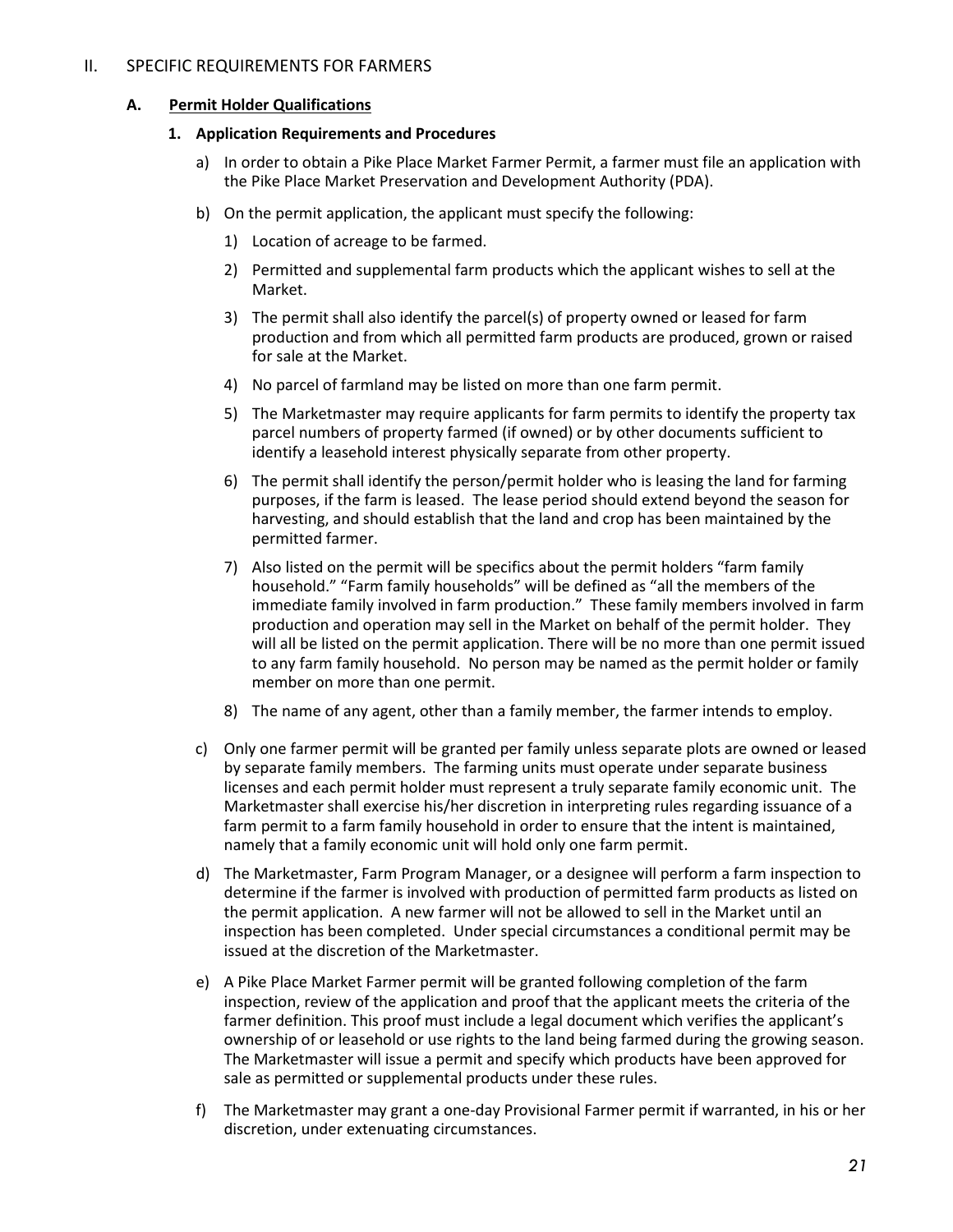## II. SPECIFIC REQUIREMENTS FOR FARMERS

### A. **Permit Holder Qualifications**

#### 1. Application Requirements and Procedures

a) In order to obtain a Pike Place Market Farmer Permit, a farmer must file an application with the Pike Place Market Preservation and Development Authority (PDA).

b) On the permit application, the applicant must specify the following:

1) Location of acreage to be farmed.

2) Permitted and supplemental farm products which the applicant wishes to sell at the Market.

3) The permit shall also identify the parcel(s) of property owned or leased for farm production and from which all permitted farm products are produced, grown or raised for sale at the Market.

4) No parcel of farmland may be listed on more than one farm permit.

5) The Marketmaster may require applicants for farm permits to identify the property tax parcel numbers of property farmed (if owned) or by other documents sufficient to identify a leasehold interest physically separate from other property.

6) The permit shall identify the person/permit holder who is leasing the land for farming purposes, if the farm is leased. The lease period should extend beyond the season for harvesting, and should establish that the land and crop has been maintained by the permitted farmer.

7) Also listed on the permit will be specifics about the permit holders "farm family household." "Farm family households" will be defined as "all the members of the immediate family involved in farm production." These family members involved in farm production and operation may sell in the Market on behalf of the permit holder. They will all be listed on the permit application. There will be no more than one permit issued to any farm family household. No person may be named as the permit holder or family member on more than one permit.

8) The name of any agent, other than a family member, the farmer intends to employ.

c) Only one farmer permit will be granted per family unless separate plots are owned or leased by separate family members. The farming units must operate under separate business licenses and each permit holder must represent a truly separate family economic unit. The Marketmaster shall exercise his/her discretion in interpreting rules regarding issuance of a farm permit to a farm family household in order to ensure that the intent is maintained, namely that a family economic unit will hold only one farm permit.

d) The Marketmaster, Farm Program Manager, or a designee will perform a farm inspection to determine if the farmer is involved with production of permitted farm products as listed on the permit application. A new farmer will not be allowed to sell in the Market until an inspection has been completed. Under special circumstances a conditional permit may be issued at the discretion of the Marketmaster.

e) A Pike Place Market Farmer permit will be granted following completion of the farm inspection, review of the application and proof that the applicant meets the criteria of the farmer definition. This proof must include a legal document which verifies the applicant's ownership of or leasehold or use rights to the land being farmed during the growing season. The Marketmaster will issue a permit and specify which products have been approved for sale as permitted or supplemental products under these rules.

f) The Marketmaster may grant a one-day Provisional Farmer permit if warranted, in his or her discretion, under extenuating circumstances.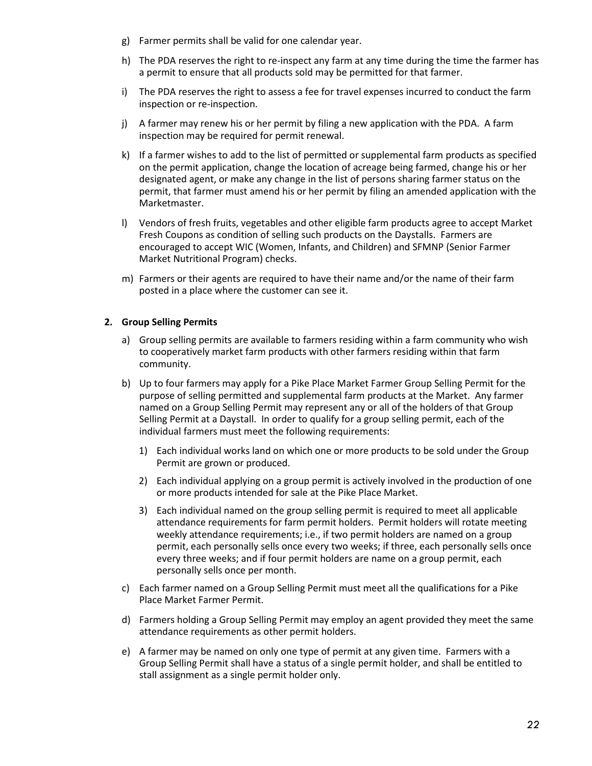g) Farmer permits shall be valid for one calendar year.

h) The PDA reserves the right to re-inspect any farm at any time during the time the farmer has a permit to ensure that all products sold may be permitted for that farmer.

i) The PDA reserves the right to assess a fee for travel expenses incurred to conduct the farm inspection or re-inspection.

j) A farmer may renew his or her permit by filing a new application with the PDA. A farm inspection may be required for permit renewal.

k) If a farmer wishes to add to the list of permitted or supplemental farm products as specified on the permit application, change the location of acreage being farmed, change his or her designated agent, or make any change in the list of persons sharing farmer status on the permit, that farmer must amend his or her permit by filing an amended application with the Marketmaster.

l) Vendors of fresh fruits, vegetables and other eligible farm products agree to accept Market Fresh Coupons as condition of selling such products on the Daystalls. Farmers are encouraged to accept WIC (Women, Infants, and Children) and SFMNP (Senior Farmer Market Nutritional Program) checks.

m) Farmers or their agents are required to have their name and/or the name of their farm posted in a place where the customer can see it.

**2. Group Selling Permits**

a) Group selling permits are available to farmers residing within a farm community who wish to cooperatively market farm products with other farmers residing within that farm community.

b) Up to four farmers may apply for a Pike Place Market Farmer Group Selling Permit for the purpose of selling permitted and supplemental farm products at the Market. Any farmer named on a Group Selling Permit may represent any or all of the holders of that Group Selling Permit at a Daystall. In order to qualify for a group selling permit, each of the individual farmers must meet the following requirements:

   1) Each individual works land on which one or more products to be sold under the Group Permit are grown or produced.

   2) Each individual applying on a group permit is actively involved in the production of one or more products intended for sale at the Pike Place Market.

   3) Each individual named on the group selling permit is required to meet all applicable attendance requirements for farm permit holders. Permit holders will rotate meeting weekly attendance requirements; i.e., if two permit holders are named on a group permit, each personally sells once every two weeks; if three, each personally sells once every three weeks; and if four permit holders are name on a group permit, each personally sells once per month.

c) Each farmer named on a Group Selling Permit must meet all the qualifications for a Pike Place Market Farmer Permit.

d) Farmers holding a Group Selling Permit may employ an agent provided they meet the same attendance requirements as other permit holders.

e) A farmer may be named on only one type of permit at any given time. Farmers with a Group Selling Permit shall have a status of a single permit holder, and shall be entitled to stall assignment as a single permit holder only.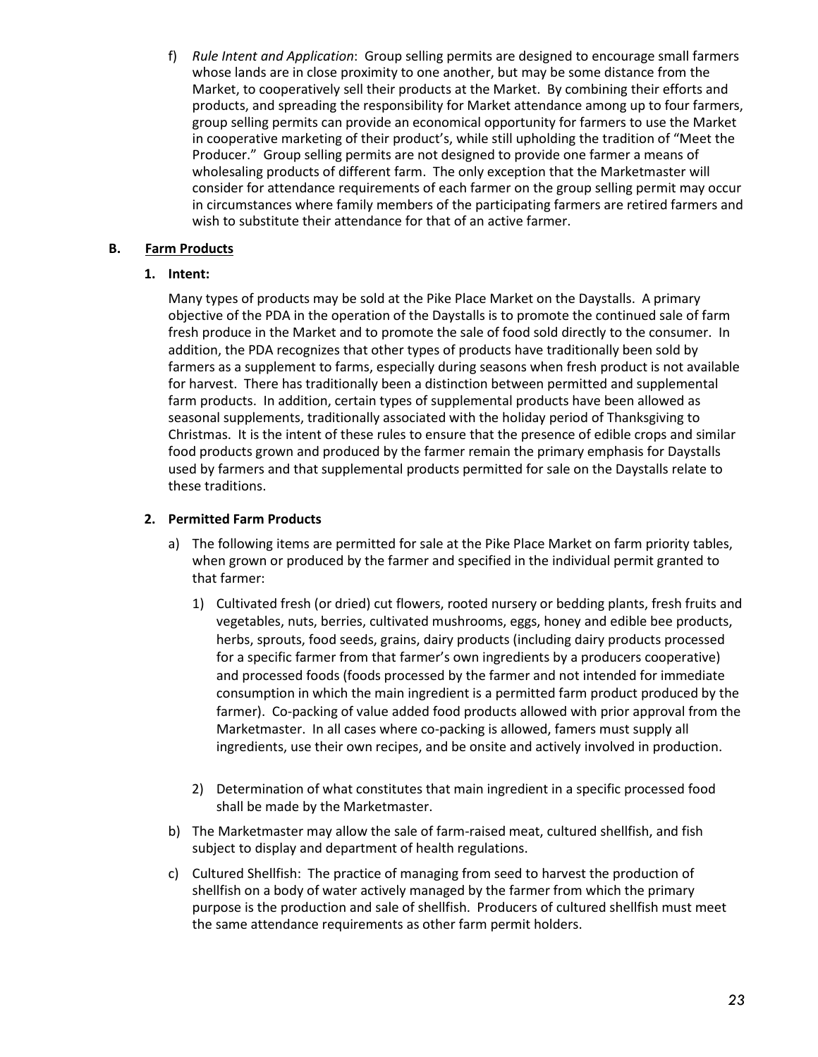f) *Rule Intent and Application*: Group selling permits are designed to encourage small farmers whose lands are in close proximity to one another, but may be some distance from the Market, to cooperatively sell their products at the Market. By combining their efforts and products, and spreading the responsibility for Market attendance among up to four farmers, group selling permits can provide an economical opportunity for farmers to use the Market in cooperative marketing of their product's, while still upholding the tradition of "Meet the Producer." Group selling permits are not designed to provide one farmer a means of wholesaling products of different farm. The only exception that the Marketmaster will consider for attendance requirements of each farmer on the group selling permit may occur in circumstances where family members of the participating farmers are retired farmers and wish to substitute their attendance for that of an active farmer.

## B. Farm Products

### 1. Intent:

Many types of products may be sold at the Pike Place Market on the Daystalls. A primary objective of the PDA in the operation of the Daystalls is to promote the continued sale of farm fresh produce in the Market and to promote the sale of food sold directly to the consumer. In addition, the PDA recognizes that other types of products have traditionally been sold by farmers as a supplement to farms, especially during seasons when fresh product is not available for harvest. There has traditionally been a distinction between permitted and supplemental farm products. In addition, certain types of supplemental products have been allowed as seasonal supplements, traditionally associated with the holiday period of Thanksgiving to Christmas. It is the intent of these rules to ensure that the presence of edible crops and similar food products grown and produced by the farmer remain the primary emphasis for Daystalls used by farmers and that supplemental products permitted for sale on the Daystalls relate to these traditions.

### 2. Permitted Farm Products

a) The following items are permitted for sale at the Pike Place Market on farm priority tables, when grown or produced by the farmer and specified in the individual permit granted to that farmer:

   1) Cultivated fresh (or dried) cut flowers, rooted nursery or bedding plants, fresh fruits and vegetables, nuts, berries, cultivated mushrooms, eggs, honey and edible bee products, herbs, sprouts, food seeds, grains, dairy products (including dairy products processed for a specific farmer from that farmer's own ingredients by a producers cooperative) and processed foods (foods processed by the farmer and not intended for immediate consumption in which the main ingredient is a permitted farm product produced by the farmer). Co-packing of value added food products allowed with prior approval from the Marketmaster. In all cases where co-packing is allowed, famers must supply all ingredients, use their own recipes, and be onsite and actively involved in production.

   2) Determination of what constitutes that main ingredient in a specific processed food shall be made by the Marketmaster.

b) The Marketmaster may allow the sale of farm-raised meat, cultured shellfish, and fish subject to display and department of health regulations.

c) Cultured Shellfish: The practice of managing from seed to harvest the production of shellfish on a body of water actively managed by the farmer from which the primary purpose is the production and sale of shellfish. Producers of cultured shellfish must meet the same attendance requirements as other farm permit holders.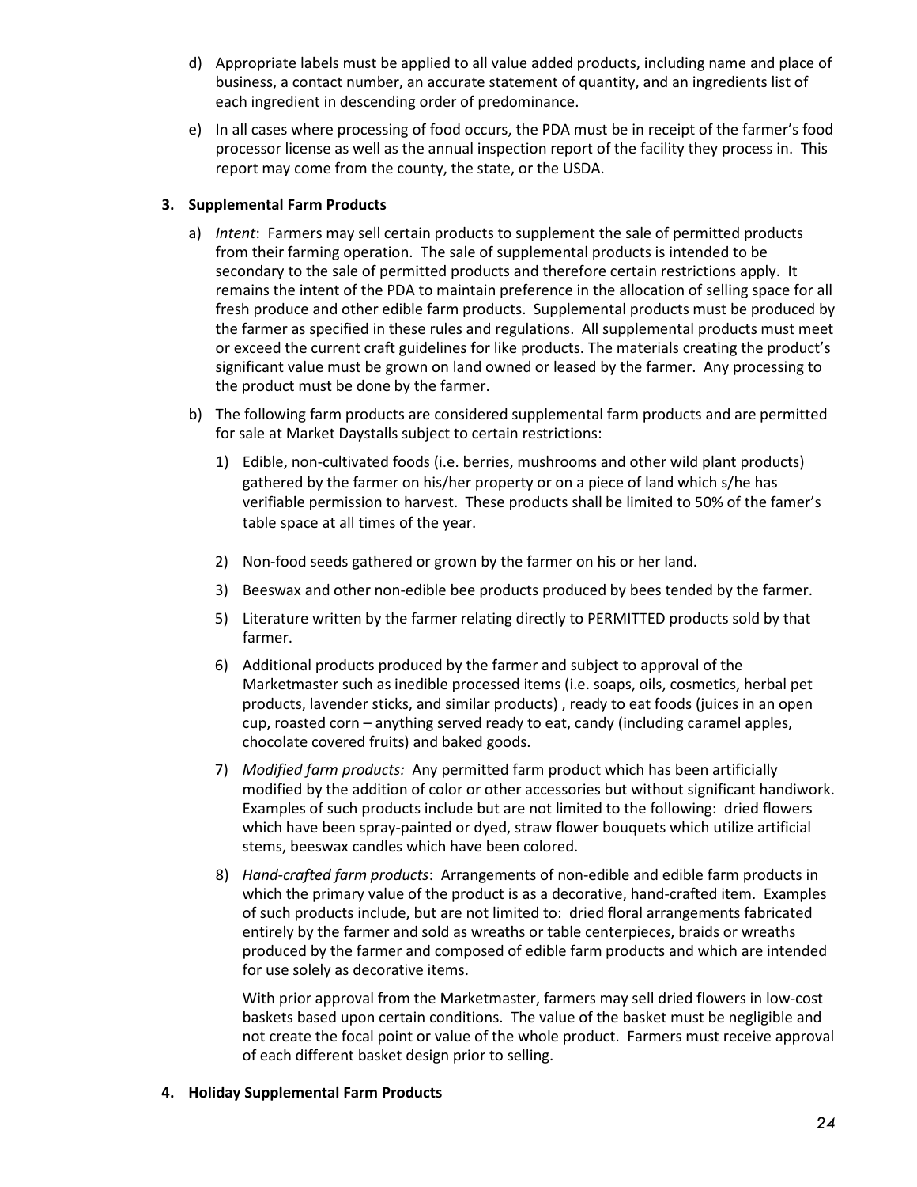d) Appropriate labels must be applied to all value added products, including name and place of business, a contact number, an accurate statement of quantity, and an ingredients list of each ingredient in descending order of predominance.

e) In all cases where processing of food occurs, the PDA must be in receipt of the farmer's food processor license as well as the annual inspection report of the facility they process in. This report may come from the county, the state, or the USDA.

**3. Supplemental Farm Products**

a) *Intent*: Farmers may sell certain products to supplement the sale of permitted products from their farming operation. The sale of supplemental products is intended to be secondary to the sale of permitted products and therefore certain restrictions apply. It remains the intent of the PDA to maintain preference in the allocation of selling space for all fresh produce and other edible farm products. Supplemental products must be produced by the farmer as specified in these rules and regulations. All supplemental products must meet or exceed the current craft guidelines for like products. The materials creating the product's significant value must be grown on land owned or leased by the farmer. Any processing to the product must be done by the farmer.

b) The following farm products are considered supplemental farm products and are permitted for sale at Market Daystalls subject to certain restrictions:

1) Edible, non-cultivated foods (i.e. berries, mushrooms and other wild plant products) gathered by the farmer on his/her property or on a piece of land which s/he has verifiable permission to harvest. These products shall be limited to 50% of the famer's table space at all times of the year.

2) Non-food seeds gathered or grown by the farmer on his or her land.

3) Beeswax and other non-edible bee products produced by bees tended by the farmer.

5) Literature written by the farmer relating directly to PERMITTED products sold by that farmer.

6) Additional products produced by the farmer and subject to approval of the Marketmaster such as inedible processed items (i.e. soaps, oils, cosmetics, herbal pet products, lavender sticks, and similar products) , ready to eat foods (juices in an open cup, roasted corn – anything served ready to eat, candy (including caramel apples, chocolate covered fruits) and baked goods.

7) *Modified farm products:* Any permitted farm product which has been artificially modified by the addition of color or other accessories but without significant handiwork. Examples of such products include but are not limited to the following: dried flowers which have been spray-painted or dyed, straw flower bouquets which utilize artificial stems, beeswax candles which have been colored.

8) *Hand-crafted farm products*: Arrangements of non-edible and edible farm products in which the primary value of the product is as a decorative, hand-crafted item. Examples of such products include, but are not limited to: dried floral arrangements fabricated entirely by the farmer and sold as wreaths or table centerpieces, braids or wreaths produced by the farmer and composed of edible farm products and which are intended for use solely as decorative items.

   With prior approval from the Marketmaster, farmers may sell dried flowers in low-cost baskets based upon certain conditions. The value of the basket must be negligible and not create the focal point or value of the whole product. Farmers must receive approval of each different basket design prior to selling.

**4. Holiday Supplemental Farm Products**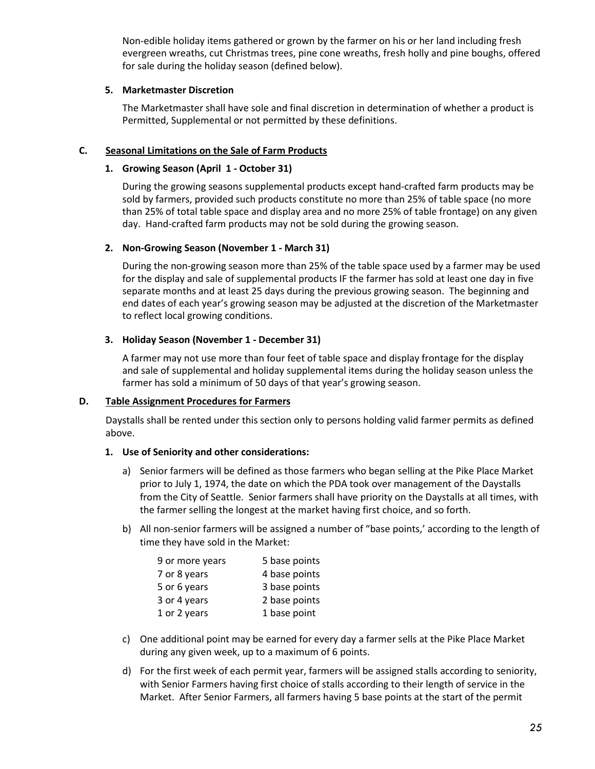Non-edible holiday items gathered or grown by the farmer on his or her land including fresh evergreen wreaths, cut Christmas trees, pine cone wreaths, fresh holly and pine boughs, offered for sale during the holiday season (defined below).

**5. Marketmaster Discretion**

The Marketmaster shall have sole and final discretion in determination of whether a product is Permitted, Supplemental or not permitted by these definitions.

## C. Seasonal Limitations on the Sale of Farm Products

**1. Growing Season (April 1 - October 31)**

During the growing seasons supplemental products except hand-crafted farm products may be sold by farmers, provided such products constitute no more than 25% of table space (no more than 25% of total table space and display area and no more 25% of table frontage) on any given day. Hand-crafted farm products may not be sold during the growing season.

**2. Non-Growing Season (November 1 - March 31)**

During the non-growing season more than 25% of the table space used by a farmer may be used for the display and sale of supplemental products IF the farmer has sold at least one day in five separate months and at least 25 days during the previous growing season. The beginning and end dates of each year's growing season may be adjusted at the discretion of the Marketmaster to reflect local growing conditions.

**3. Holiday Season (November 1 - December 31)**

A farmer may not use more than four feet of table space and display frontage for the display and sale of supplemental and holiday supplemental items during the holiday season unless the farmer has sold a minimum of 50 days of that year's growing season.

## D. Table Assignment Procedures for Farmers

Daystalls shall be rented under this section only to persons holding valid farmer permits as defined above.

**1. Use of Seniority and other considerations:**

a) Senior farmers will be defined as those farmers who began selling at the Pike Place Market prior to July 1, 1974, the date on which the PDA took over management of the Daystalls from the City of Seattle. Senior farmers shall have priority on the Daystalls at all times, with the farmer selling the longest at the market having first choice, and so forth.

b) All non-senior farmers will be assigned a number of "base points,' according to the length of time they have sold in the Market:

| | |
|---|---|
| 9 or more years | 5 base points |
| 7 or 8 years | 4 base points |
| 5 or 6 years | 3 base points |
| 3 or 4 years | 2 base points |
| 1 or 2 years | 1 base point |

c) One additional point may be earned for every day a farmer sells at the Pike Place Market during any given week, up to a maximum of 6 points.

d) For the first week of each permit year, farmers will be assigned stalls according to seniority, with Senior Farmers having first choice of stalls according to their length of service in the Market. After Senior Farmers, all farmers having 5 base points at the start of the permit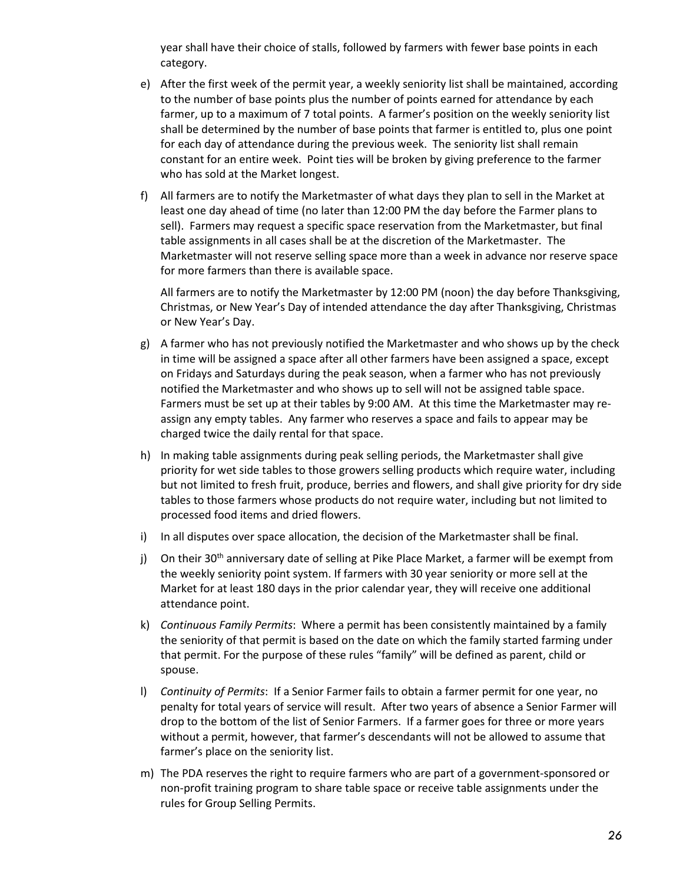year shall have their choice of stalls, followed by farmers with fewer base points in each category.

e) After the first week of the permit year, a weekly seniority list shall be maintained, according to the number of base points plus the number of points earned for attendance by each farmer, up to a maximum of 7 total points. A farmer's position on the weekly seniority list shall be determined by the number of base points that farmer is entitled to, plus one point for each day of attendance during the previous week. The seniority list shall remain constant for an entire week. Point ties will be broken by giving preference to the farmer who has sold at the Market longest.

f) All farmers are to notify the Marketmaster of what days they plan to sell in the Market at least one day ahead of time (no later than 12:00 PM the day before the Farmer plans to sell). Farmers may request a specific space reservation from the Marketmaster, but final table assignments in all cases shall be at the discretion of the Marketmaster. The Marketmaster will not reserve selling space more than a week in advance nor reserve space for more farmers than there is available space.

   All farmers are to notify the Marketmaster by 12:00 PM (noon) the day before Thanksgiving, Christmas, or New Year's Day of intended attendance the day after Thanksgiving, Christmas or New Year's Day.

g) A farmer who has not previously notified the Marketmaster and who shows up by the check in time will be assigned a space after all other farmers have been assigned a space, except on Fridays and Saturdays during the peak season, when a farmer who has not previously notified the Marketmaster and who shows up to sell will not be assigned table space. Farmers must be set up at their tables by 9:00 AM. At this time the Marketmaster may re-assign any empty tables. Any farmer who reserves a space and fails to appear may be charged twice the daily rental for that space.

h) In making table assignments during peak selling periods, the Marketmaster shall give priority for wet side tables to those growers selling products which require water, including but not limited to fresh fruit, produce, berries and flowers, and shall give priority for dry side tables to those farmers whose products do not require water, including but not limited to processed food items and dried flowers.

i) In all disputes over space allocation, the decision of the Marketmaster shall be final.

j) On their 30th anniversary date of selling at Pike Place Market, a farmer will be exempt from the weekly seniority point system. If farmers with 30 year seniority or more sell at the Market for at least 180 days in the prior calendar year, they will receive one additional attendance point.

k) *Continuous Family Permits*: Where a permit has been consistently maintained by a family the seniority of that permit is based on the date on which the family started farming under that permit. For the purpose of these rules "family" will be defined as parent, child or spouse.

l) *Continuity of Permits*: If a Senior Farmer fails to obtain a farmer permit for one year, no penalty for total years of service will result. After two years of absence a Senior Farmer will drop to the bottom of the list of Senior Farmers. If a farmer goes for three or more years without a permit, however, that farmer's descendants will not be allowed to assume that farmer's place on the seniority list.

m) The PDA reserves the right to require farmers who are part of a government-sponsored or non-profit training program to share table space or receive table assignments under the rules for Group Selling Permits.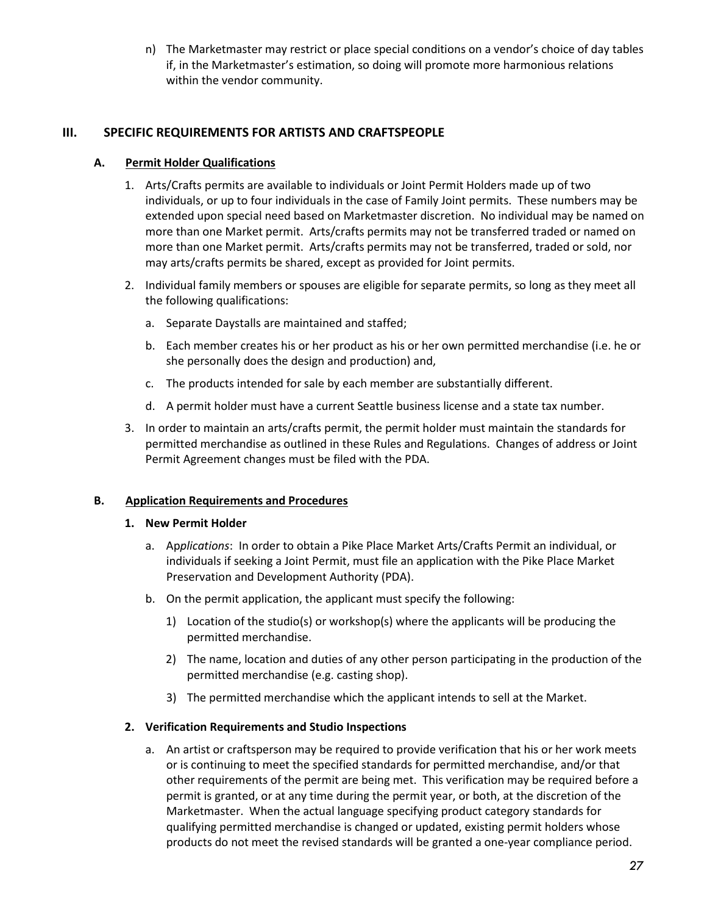n) The Marketmaster may restrict or place special conditions on a vendor's choice of day tables if, in the Marketmaster's estimation, so doing will promote more harmonious relations within the vendor community.

## III. SPECIFIC REQUIREMENTS FOR ARTISTS AND CRAFTSPEOPLE

### A. Permit Holder Qualifications

1. Arts/Crafts permits are available to individuals or Joint Permit Holders made up of two individuals, or up to four individuals in the case of Family Joint permits. These numbers may be extended upon special need based on Marketmaster discretion. No individual may be named on more than one Market permit. Arts/crafts permits may not be transferred traded or named on more than one Market permit. Arts/crafts permits may not be transferred, traded or sold, nor may arts/crafts permits be shared, except as provided for Joint permits.

2. Individual family members or spouses are eligible for separate permits, so long as they meet all the following qualifications:

   a. Separate Daystalls are maintained and staffed;

   b. Each member creates his or her product as his or her own permitted merchandise (i.e. he or she personally does the design and production) and,

   c. The products intended for sale by each member are substantially different.

   d. A permit holder must have a current Seattle business license and a state tax number.

3. In order to maintain an arts/crafts permit, the permit holder must maintain the standards for permitted merchandise as outlined in these Rules and Regulations. Changes of address or Joint Permit Agreement changes must be filed with the PDA.

### B. Application Requirements and Procedures

#### 1. New Permit Holder

a. Ap*plications*: In order to obtain a Pike Place Market Arts/Crafts Permit an individual, or individuals if seeking a Joint Permit, must file an application with the Pike Place Market Preservation and Development Authority (PDA).

b. On the permit application, the applicant must specify the following:

   1) Location of the studio(s) or workshop(s) where the applicants will be producing the permitted merchandise.

   2) The name, location and duties of any other person participating in the production of the permitted merchandise (e.g. casting shop).

   3) The permitted merchandise which the applicant intends to sell at the Market.

#### 2. Verification Requirements and Studio Inspections

a. An artist or craftsperson may be required to provide verification that his or her work meets or is continuing to meet the specified standards for permitted merchandise, and/or that other requirements of the permit are being met. This verification may be required before a permit is granted, or at any time during the permit year, or both, at the discretion of the Marketmaster. When the actual language specifying product category standards for qualifying permitted merchandise is changed or updated, existing permit holders whose products do not meet the revised standards will be granted a one-year compliance period.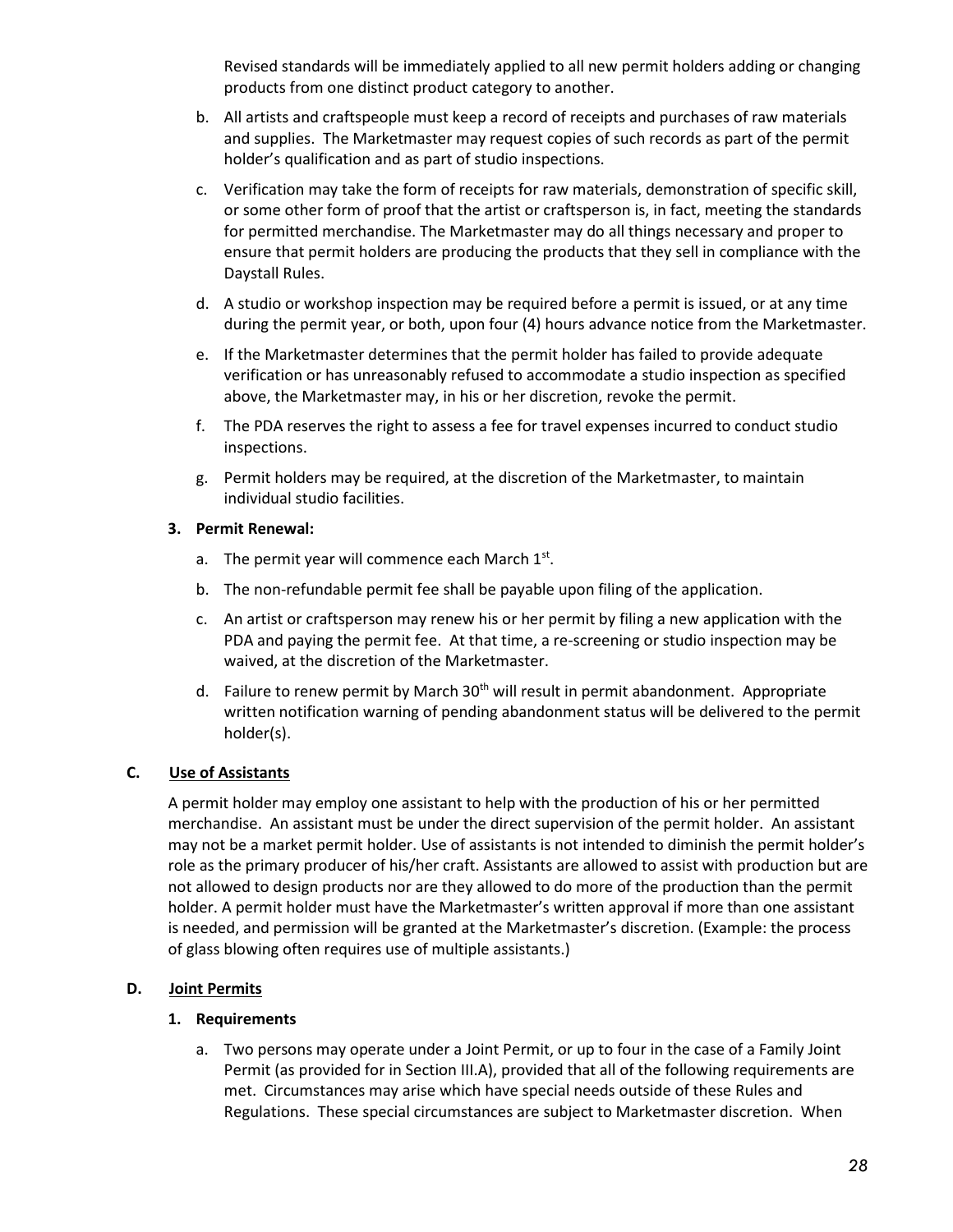Revised standards will be immediately applied to all new permit holders adding or changing products from one distinct product category to another.

b. All artists and craftspeople must keep a record of receipts and purchases of raw materials and supplies. The Marketmaster may request copies of such records as part of the permit holder's qualification and as part of studio inspections.

c. Verification may take the form of receipts for raw materials, demonstration of specific skill, or some other form of proof that the artist or craftsperson is, in fact, meeting the standards for permitted merchandise. The Marketmaster may do all things necessary and proper to ensure that permit holders are producing the products that they sell in compliance with the Daystall Rules.

d. A studio or workshop inspection may be required before a permit is issued, or at any time during the permit year, or both, upon four (4) hours advance notice from the Marketmaster.

e. If the Marketmaster determines that the permit holder has failed to provide adequate verification or has unreasonably refused to accommodate a studio inspection as specified above, the Marketmaster may, in his or her discretion, revoke the permit.

f. The PDA reserves the right to assess a fee for travel expenses incurred to conduct studio inspections.

g. Permit holders may be required, at the discretion of the Marketmaster, to maintain individual studio facilities.

**3. Permit Renewal:**

a. The permit year will commence each March 1st.

b. The non-refundable permit fee shall be payable upon filing of the application.

c. An artist or craftsperson may renew his or her permit by filing a new application with the PDA and paying the permit fee. At that time, a re-screening or studio inspection may be waived, at the discretion of the Marketmaster.

d. Failure to renew permit by March 30th will result in permit abandonment. Appropriate written notification warning of pending abandonment status will be delivered to the permit holder(s).

## C. Use of Assistants

A permit holder may employ one assistant to help with the production of his or her permitted merchandise. An assistant must be under the direct supervision of the permit holder. An assistant may not be a market permit holder. Use of assistants is not intended to diminish the permit holder's role as the primary producer of his/her craft. Assistants are allowed to assist with production but are not allowed to design products nor are they allowed to do more of the production than the permit holder. A permit holder must have the Marketmaster's written approval if more than one assistant is needed, and permission will be granted at the Marketmaster's discretion. (Example: the process of glass blowing often requires use of multiple assistants.)

## D. Joint Permits

**1. Requirements**

a. Two persons may operate under a Joint Permit, or up to four in the case of a Family Joint Permit (as provided for in Section III.A), provided that all of the following requirements are met. Circumstances may arise which have special needs outside of these Rules and Regulations. These special circumstances are subject to Marketmaster discretion. When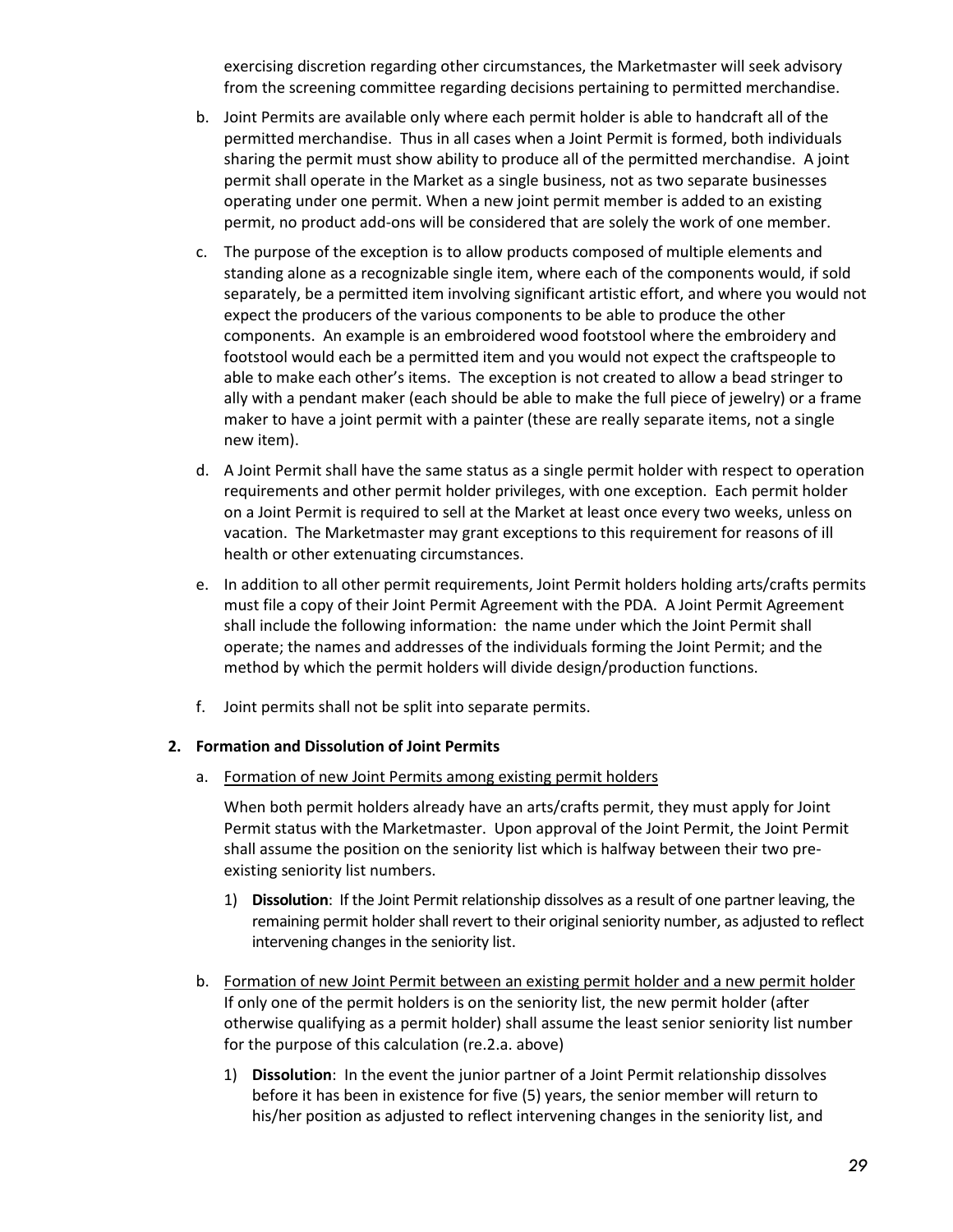exercising discretion regarding other circumstances, the Marketmaster will seek advisory from the screening committee regarding decisions pertaining to permitted merchandise.

b. Joint Permits are available only where each permit holder is able to handcraft all of the permitted merchandise. Thus in all cases when a Joint Permit is formed, both individuals sharing the permit must show ability to produce all of the permitted merchandise. A joint permit shall operate in the Market as a single business, not as two separate businesses operating under one permit. When a new joint permit member is added to an existing permit, no product add-ons will be considered that are solely the work of one member.

c. The purpose of the exception is to allow products composed of multiple elements and standing alone as a recognizable single item, where each of the components would, if sold separately, be a permitted item involving significant artistic effort, and where you would not expect the producers of the various components to be able to produce the other components. An example is an embroidered wood footstool where the embroidery and footstool would each be a permitted item and you would not expect the craftspeople to able to make each other's items. The exception is not created to allow a bead stringer to ally with a pendant maker (each should be able to make the full piece of jewelry) or a frame maker to have a joint permit with a painter (these are really separate items, not a single new item).

d. A Joint Permit shall have the same status as a single permit holder with respect to operation requirements and other permit holder privileges, with one exception. Each permit holder on a Joint Permit is required to sell at the Market at least once every two weeks, unless on vacation. The Marketmaster may grant exceptions to this requirement for reasons of ill health or other extenuating circumstances.

e. In addition to all other permit requirements, Joint Permit holders holding arts/crafts permits must file a copy of their Joint Permit Agreement with the PDA. A Joint Permit Agreement shall include the following information: the name under which the Joint Permit shall operate; the names and addresses of the individuals forming the Joint Permit; and the method by which the permit holders will divide design/production functions.

f. Joint permits shall not be split into separate permits.

**2. Formation and Dissolution of Joint Permits**

a. Formation of new Joint Permits among existing permit holders

   When both permit holders already have an arts/crafts permit, they must apply for Joint Permit status with the Marketmaster. Upon approval of the Joint Permit, the Joint Permit shall assume the position on the seniority list which is halfway between their two pre-existing seniority list numbers.

   1) **Dissolution**: If the Joint Permit relationship dissolves as a result of one partner leaving, the remaining permit holder shall revert to their original seniority number, as adjusted to reflect intervening changes in the seniority list.

b. Formation of new Joint Permit between an existing permit holder and a new permit holder
   If only one of the permit holders is on the seniority list, the new permit holder (after otherwise qualifying as a permit holder) shall assume the least senior seniority list number for the purpose of this calculation (re.2.a. above)

   1) **Dissolution**: In the event the junior partner of a Joint Permit relationship dissolves before it has been in existence for five (5) years, the senior member will return to his/her position as adjusted to reflect intervening changes in the seniority list, and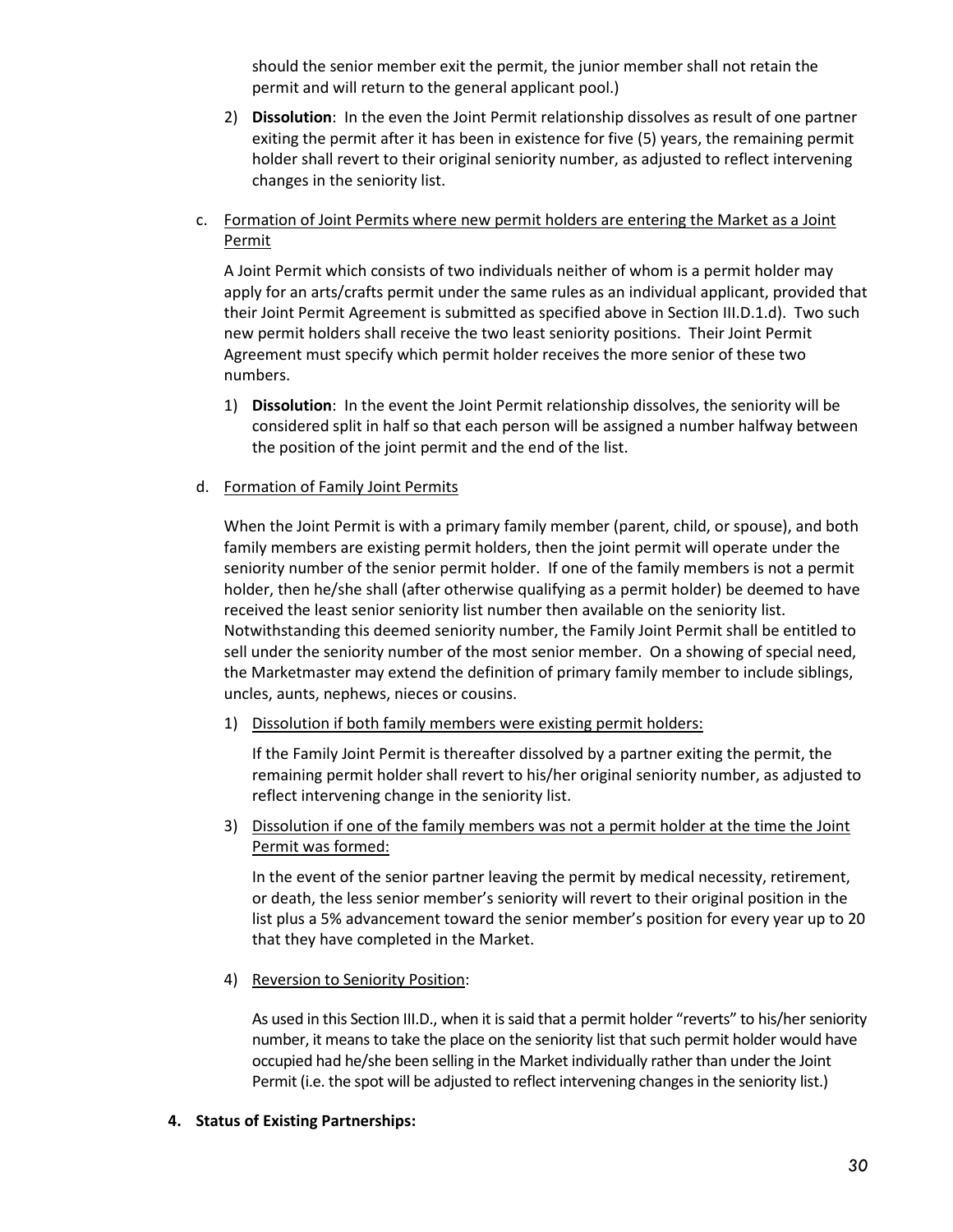should the senior member exit the permit, the junior member shall not retain the permit and will return to the general applicant pool.)

2) **Dissolution**: In the even the Joint Permit relationship dissolves as result of one partner exiting the permit after it has been in existence for five (5) years, the remaining permit holder shall revert to their original seniority number, as adjusted to reflect intervening changes in the seniority list.

c. <u>Formation of Joint Permits where new permit holders are entering the Market as a Joint Permit</u>

A Joint Permit which consists of two individuals neither of whom is a permit holder may apply for an arts/crafts permit under the same rules as an individual applicant, provided that their Joint Permit Agreement is submitted as specified above in Section III.D.1.d). Two such new permit holders shall receive the two least seniority positions. Their Joint Permit Agreement must specify which permit holder receives the more senior of these two numbers.

1) **Dissolution**: In the event the Joint Permit relationship dissolves, the seniority will be considered split in half so that each person will be assigned a number halfway between the position of the joint permit and the end of the list.

d. <u>Formation of Family Joint Permits</u>

When the Joint Permit is with a primary family member (parent, child, or spouse), and both family members are existing permit holders, then the joint permit will operate under the seniority number of the senior permit holder. If one of the family members is not a permit holder, then he/she shall (after otherwise qualifying as a permit holder) be deemed to have received the least senior seniority list number then available on the seniority list. Notwithstanding this deemed seniority number, the Family Joint Permit shall be entitled to sell under the seniority number of the most senior member. On a showing of special need, the Marketmaster may extend the definition of primary family member to include siblings, uncles, aunts, nephews, nieces or cousins.

1) <u>Dissolution if both family members were existing permit holders:</u>

If the Family Joint Permit is thereafter dissolved by a partner exiting the permit, the remaining permit holder shall revert to his/her original seniority number, as adjusted to reflect intervening change in the seniority list.

3) <u>Dissolution if one of the family members was not a permit holder at the time the Joint Permit was formed:</u>

In the event of the senior partner leaving the permit by medical necessity, retirement, or death, the less senior member's seniority will revert to their original position in the list plus a 5% advancement toward the senior member's position for every year up to 20 that they have completed in the Market.

4) <u>Reversion to Seniority Position</u>:

As used in this Section III.D., when it is said that a permit holder "reverts" to his/her seniority number, it means to take the place on the seniority list that such permit holder would have occupied had he/she been selling in the Market individually rather than under the Joint Permit (i.e. the spot will be adjusted to reflect intervening changes in the seniority list.)

**4. Status of Existing Partnerships:**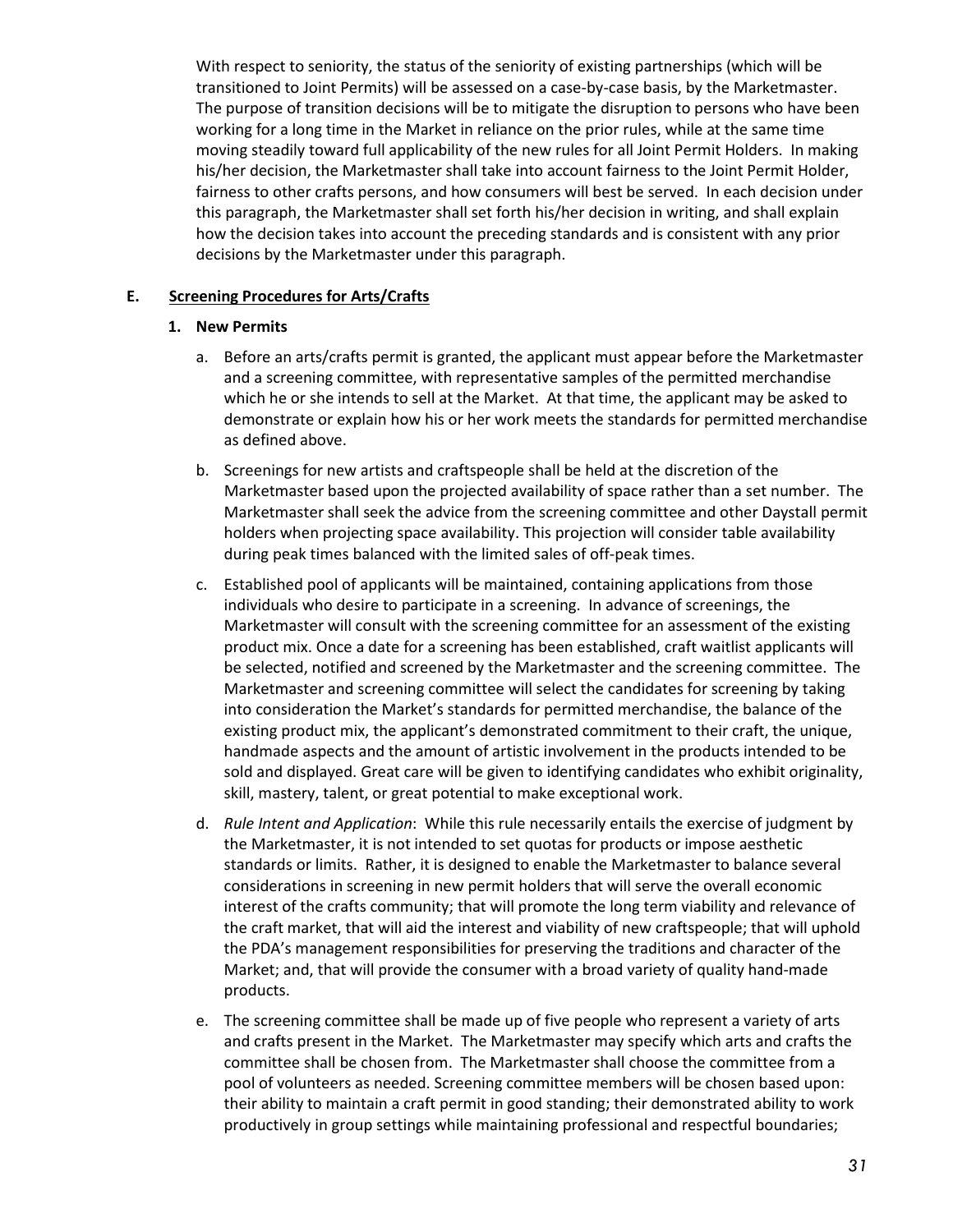With respect to seniority, the status of the seniority of existing partnerships (which will be transitioned to Joint Permits) will be assessed on a case-by-case basis, by the Marketmaster. The purpose of transition decisions will be to mitigate the disruption to persons who have been working for a long time in the Market in reliance on the prior rules, while at the same time moving steadily toward full applicability of the new rules for all Joint Permit Holders. In making his/her decision, the Marketmaster shall take into account fairness to the Joint Permit Holder, fairness to other crafts persons, and how consumers will best be served. In each decision under this paragraph, the Marketmaster shall set forth his/her decision in writing, and shall explain how the decision takes into account the preceding standards and is consistent with any prior decisions by the Marketmaster under this paragraph.

### E. <u>Screening Procedures for Arts/Crafts</u>

#### 1. New Permits

a. Before an arts/crafts permit is granted, the applicant must appear before the Marketmaster and a screening committee, with representative samples of the permitted merchandise which he or she intends to sell at the Market. At that time, the applicant may be asked to demonstrate or explain how his or her work meets the standards for permitted merchandise as defined above.

b. Screenings for new artists and craftspeople shall be held at the discretion of the Marketmaster based upon the projected availability of space rather than a set number. The Marketmaster shall seek the advice from the screening committee and other Daystall permit holders when projecting space availability. This projection will consider table availability during peak times balanced with the limited sales of off-peak times.

c. Established pool of applicants will be maintained, containing applications from those individuals who desire to participate in a screening. In advance of screenings, the Marketmaster will consult with the screening committee for an assessment of the existing product mix. Once a date for a screening has been established, craft waitlist applicants will be selected, notified and screened by the Marketmaster and the screening committee. The Marketmaster and screening committee will select the candidates for screening by taking into consideration the Market's standards for permitted merchandise, the balance of the existing product mix, the applicant's demonstrated commitment to their craft, the unique, handmade aspects and the amount of artistic involvement in the products intended to be sold and displayed. Great care will be given to identifying candidates who exhibit originality, skill, mastery, talent, or great potential to make exceptional work.

d. *Rule Intent and Application*: While this rule necessarily entails the exercise of judgment by the Marketmaster, it is not intended to set quotas for products or impose aesthetic standards or limits. Rather, it is designed to enable the Marketmaster to balance several considerations in screening in new permit holders that will serve the overall economic interest of the crafts community; that will promote the long term viability and relevance of the craft market, that will aid the interest and viability of new craftspeople; that will uphold the PDA's management responsibilities for preserving the traditions and character of the Market; and, that will provide the consumer with a broad variety of quality hand-made products.

e. The screening committee shall be made up of five people who represent a variety of arts and crafts present in the Market. The Marketmaster may specify which arts and crafts the committee shall be chosen from. The Marketmaster shall choose the committee from a pool of volunteers as needed. Screening committee members will be chosen based upon: their ability to maintain a craft permit in good standing; their demonstrated ability to work productively in group settings while maintaining professional and respectful boundaries;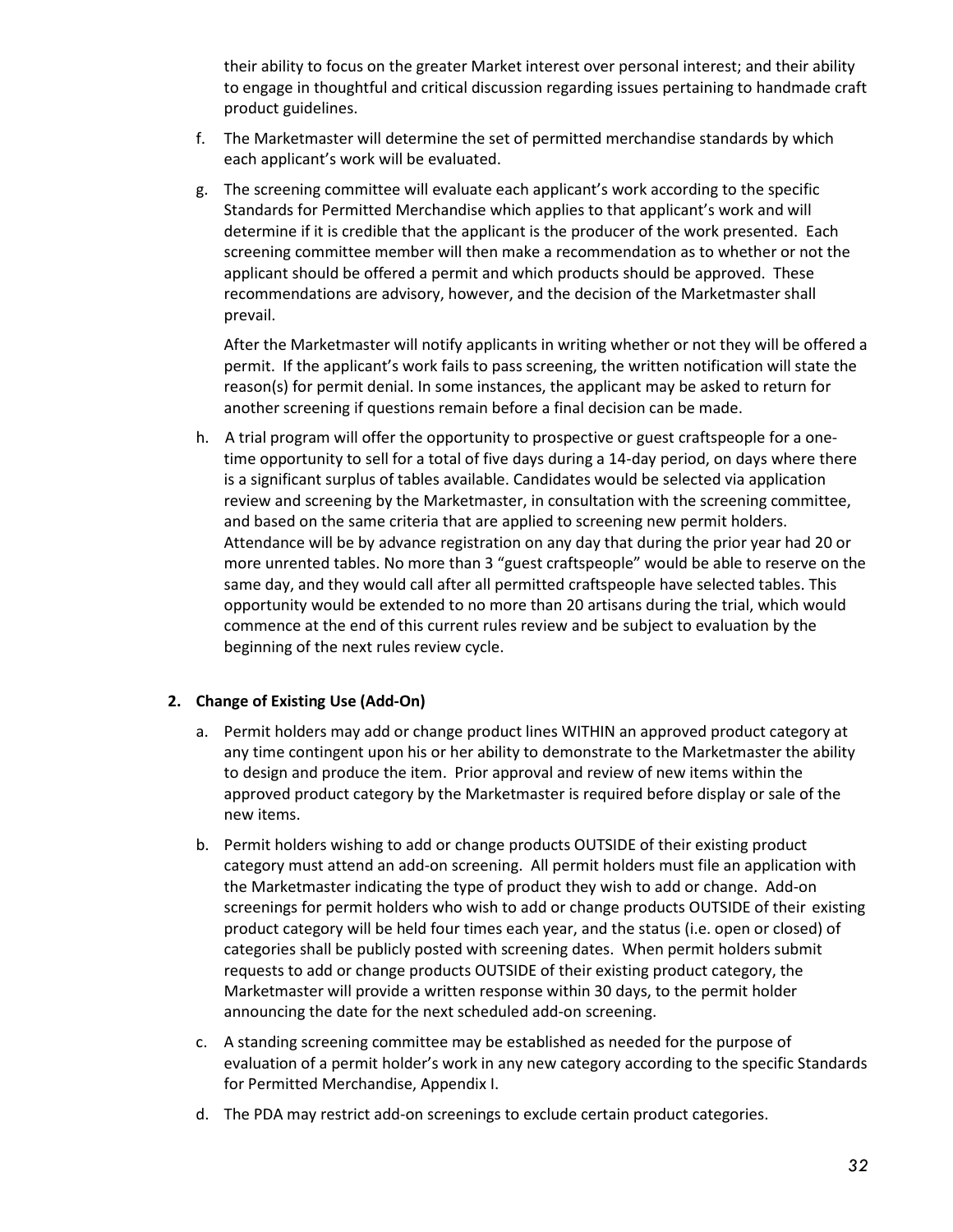their ability to focus on the greater Market interest over personal interest; and their ability to engage in thoughtful and critical discussion regarding issues pertaining to handmade craft product guidelines.

f. The Marketmaster will determine the set of permitted merchandise standards by which each applicant's work will be evaluated.

g. The screening committee will evaluate each applicant's work according to the specific Standards for Permitted Merchandise which applies to that applicant's work and will determine if it is credible that the applicant is the producer of the work presented. Each screening committee member will then make a recommendation as to whether or not the applicant should be offered a permit and which products should be approved. These recommendations are advisory, however, and the decision of the Marketmaster shall prevail.

   After the Marketmaster will notify applicants in writing whether or not they will be offered a permit. If the applicant's work fails to pass screening, the written notification will state the reason(s) for permit denial. In some instances, the applicant may be asked to return for another screening if questions remain before a final decision can be made.

h. A trial program will offer the opportunity to prospective or guest craftspeople for a one-time opportunity to sell for a total of five days during a 14-day period, on days where there is a significant surplus of tables available. Candidates would be selected via application review and screening by the Marketmaster, in consultation with the screening committee, and based on the same criteria that are applied to screening new permit holders. Attendance will be by advance registration on any day that during the prior year had 20 or more unrented tables. No more than 3 "guest craftspeople" would be able to reserve on the same day, and they would call after all permitted craftspeople have selected tables. This opportunity would be extended to no more than 20 artisans during the trial, which would commence at the end of this current rules review and be subject to evaluation by the beginning of the next rules review cycle.

**2. Change of Existing Use (Add-On)**

a. Permit holders may add or change product lines WITHIN an approved product category at any time contingent upon his or her ability to demonstrate to the Marketmaster the ability to design and produce the item. Prior approval and review of new items within the approved product category by the Marketmaster is required before display or sale of the new items.

b. Permit holders wishing to add or change products OUTSIDE of their existing product category must attend an add-on screening. All permit holders must file an application with the Marketmaster indicating the type of product they wish to add or change. Add-on screenings for permit holders who wish to add or change products OUTSIDE of their existing product category will be held four times each year, and the status (i.e. open or closed) of categories shall be publicly posted with screening dates. When permit holders submit requests to add or change products OUTSIDE of their existing product category, the Marketmaster will provide a written response within 30 days, to the permit holder announcing the date for the next scheduled add-on screening.

c. A standing screening committee may be established as needed for the purpose of evaluation of a permit holder's work in any new category according to the specific Standards for Permitted Merchandise, Appendix I.

d. The PDA may restrict add-on screenings to exclude certain product categories.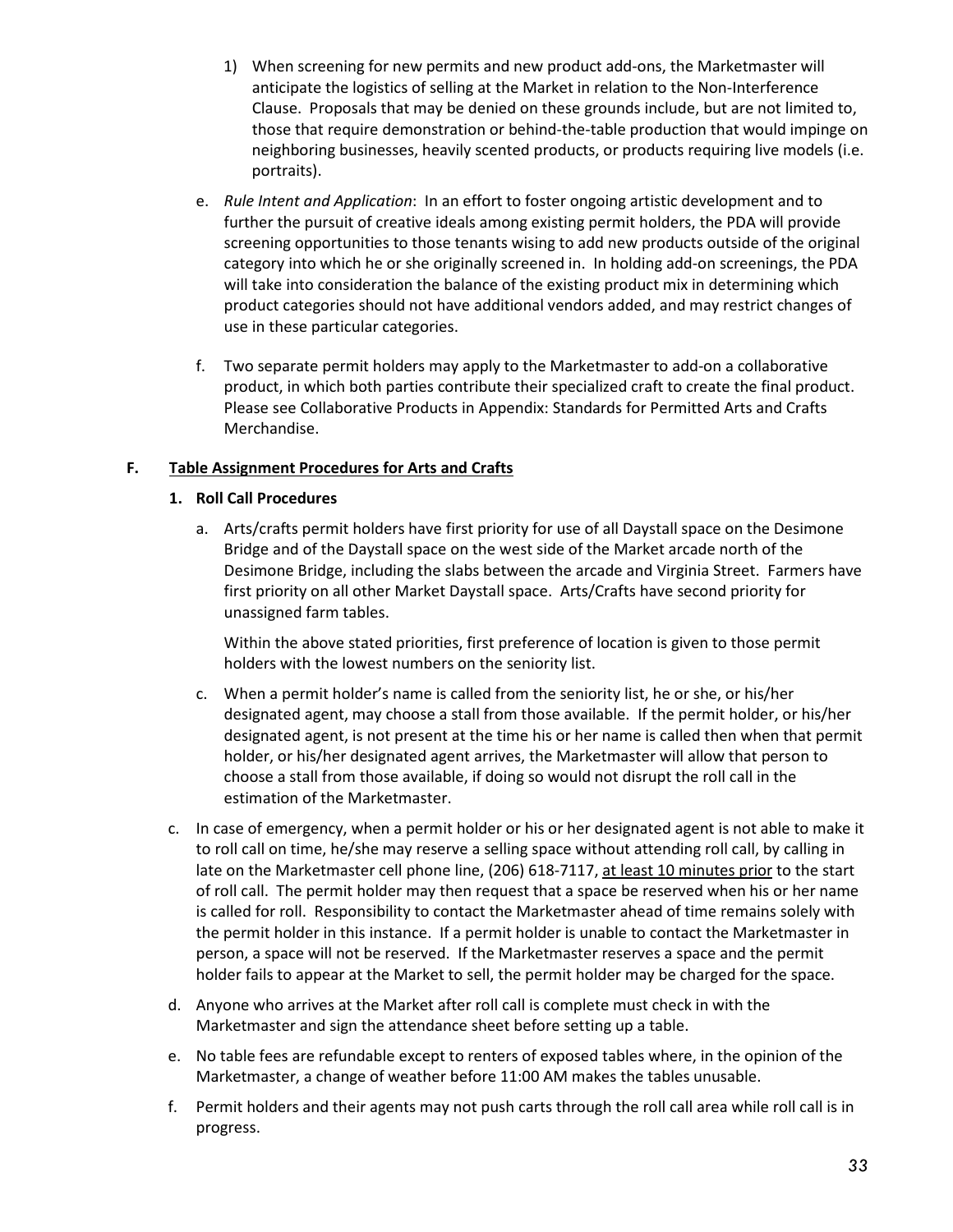1) When screening for new permits and new product add-ons, the Marketmaster will anticipate the logistics of selling at the Market in relation to the Non-Interference Clause. Proposals that may be denied on these grounds include, but are not limited to, those that require demonstration or behind-the-table production that would impinge on neighboring businesses, heavily scented products, or products requiring live models (i.e. portraits).

e. *Rule Intent and Application*: In an effort to foster ongoing artistic development and to further the pursuit of creative ideals among existing permit holders, the PDA will provide screening opportunities to those tenants wising to add new products outside of the original category into which he or she originally screened in. In holding add-on screenings, the PDA will take into consideration the balance of the existing product mix in determining which product categories should not have additional vendors added, and may restrict changes of use in these particular categories.

f. Two separate permit holders may apply to the Marketmaster to add-on a collaborative product, in which both parties contribute their specialized craft to create the final product. Please see Collaborative Products in Appendix: Standards for Permitted Arts and Crafts Merchandise.

## F. <u>Table Assignment Procedures for Arts and Crafts</u>

### 1. Roll Call Procedures

a. Arts/crafts permit holders have first priority for use of all Daystall space on the Desimone Bridge and of the Daystall space on the west side of the Market arcade north of the Desimone Bridge, including the slabs between the arcade and Virginia Street. Farmers have first priority on all other Market Daystall space. Arts/Crafts have second priority for unassigned farm tables.

   Within the above stated priorities, first preference of location is given to those permit holders with the lowest numbers on the seniority list.

c. When a permit holder's name is called from the seniority list, he or she, or his/her designated agent, may choose a stall from those available. If the permit holder, or his/her designated agent, is not present at the time his or her name is called then when that permit holder, or his/her designated agent arrives, the Marketmaster will allow that person to choose a stall from those available, if doing so would not disrupt the roll call in the estimation of the Marketmaster.

c. In case of emergency, when a permit holder or his or her designated agent is not able to make it to roll call on time, he/she may reserve a selling space without attending roll call, by calling in late on the Marketmaster cell phone line, (206) 618-7117, <u>at least 10 minutes prior</u> to the start of roll call. The permit holder may then request that a space be reserved when his or her name is called for roll. Responsibility to contact the Marketmaster ahead of time remains solely with the permit holder in this instance. If a permit holder is unable to contact the Marketmaster in person, a space will not be reserved. If the Marketmaster reserves a space and the permit holder fails to appear at the Market to sell, the permit holder may be charged for the space.

d. Anyone who arrives at the Market after roll call is complete must check in with the Marketmaster and sign the attendance sheet before setting up a table.

e. No table fees are refundable except to renters of exposed tables where, in the opinion of the Marketmaster, a change of weather before 11:00 AM makes the tables unusable.

f. Permit holders and their agents may not push carts through the roll call area while roll call is in progress.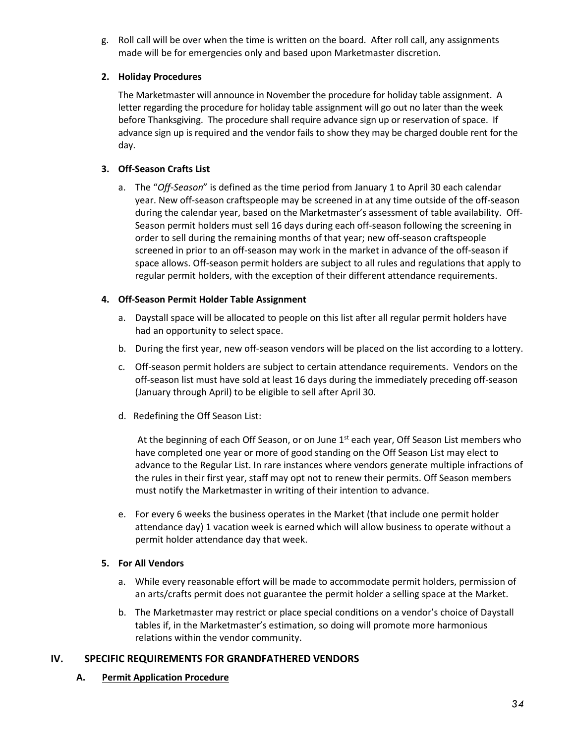g. Roll call will be over when the time is written on the board. After roll call, any assignments made will be for emergencies only and based upon Marketmaster discretion.

**2. Holiday Procedures**

The Marketmaster will announce in November the procedure for holiday table assignment. A letter regarding the procedure for holiday table assignment will go out no later than the week before Thanksgiving. The procedure shall require advance sign up or reservation of space. If advance sign up is required and the vendor fails to show they may be charged double rent for the day.

**3. Off-Season Crafts List**

a. The "*Off-Season*" is defined as the time period from January 1 to April 30 each calendar year. New off-season craftspeople may be screened in at any time outside of the off-season during the calendar year, based on the Marketmaster's assessment of table availability. Off-Season permit holders must sell 16 days during each off-season following the screening in order to sell during the remaining months of that year; new off-season craftspeople screened in prior to an off-season may work in the market in advance of the off-season if space allows. Off-season permit holders are subject to all rules and regulations that apply to regular permit holders, with the exception of their different attendance requirements.

**4. Off-Season Permit Holder Table Assignment**

a. Daystall space will be allocated to people on this list after all regular permit holders have had an opportunity to select space.

b. During the first year, new off-season vendors will be placed on the list according to a lottery.

c. Off-season permit holders are subject to certain attendance requirements. Vendors on the off-season list must have sold at least 16 days during the immediately preceding off-season (January through April) to be eligible to sell after April 30.

d. Redefining the Off Season List:

At the beginning of each Off Season, or on June 1st each year, Off Season List members who have completed one year or more of good standing on the Off Season List may elect to advance to the Regular List. In rare instances where vendors generate multiple infractions of the rules in their first year, staff may opt not to renew their permits. Off Season members must notify the Marketmaster in writing of their intention to advance.

e. For every 6 weeks the business operates in the Market (that include one permit holder attendance day) 1 vacation week is earned which will allow business to operate without a permit holder attendance day that week.

**5. For All Vendors**

a. While every reasonable effort will be made to accommodate permit holders, permission of an arts/crafts permit does not guarantee the permit holder a selling space at the Market.

b. The Marketmaster may restrict or place special conditions on a vendor's choice of Daystall tables if, in the Marketmaster's estimation, so doing will promote more harmonious relations within the vendor community.

## IV. SPECIFIC REQUIREMENTS FOR GRANDFATHERED VENDORS

### A. Permit Application Procedure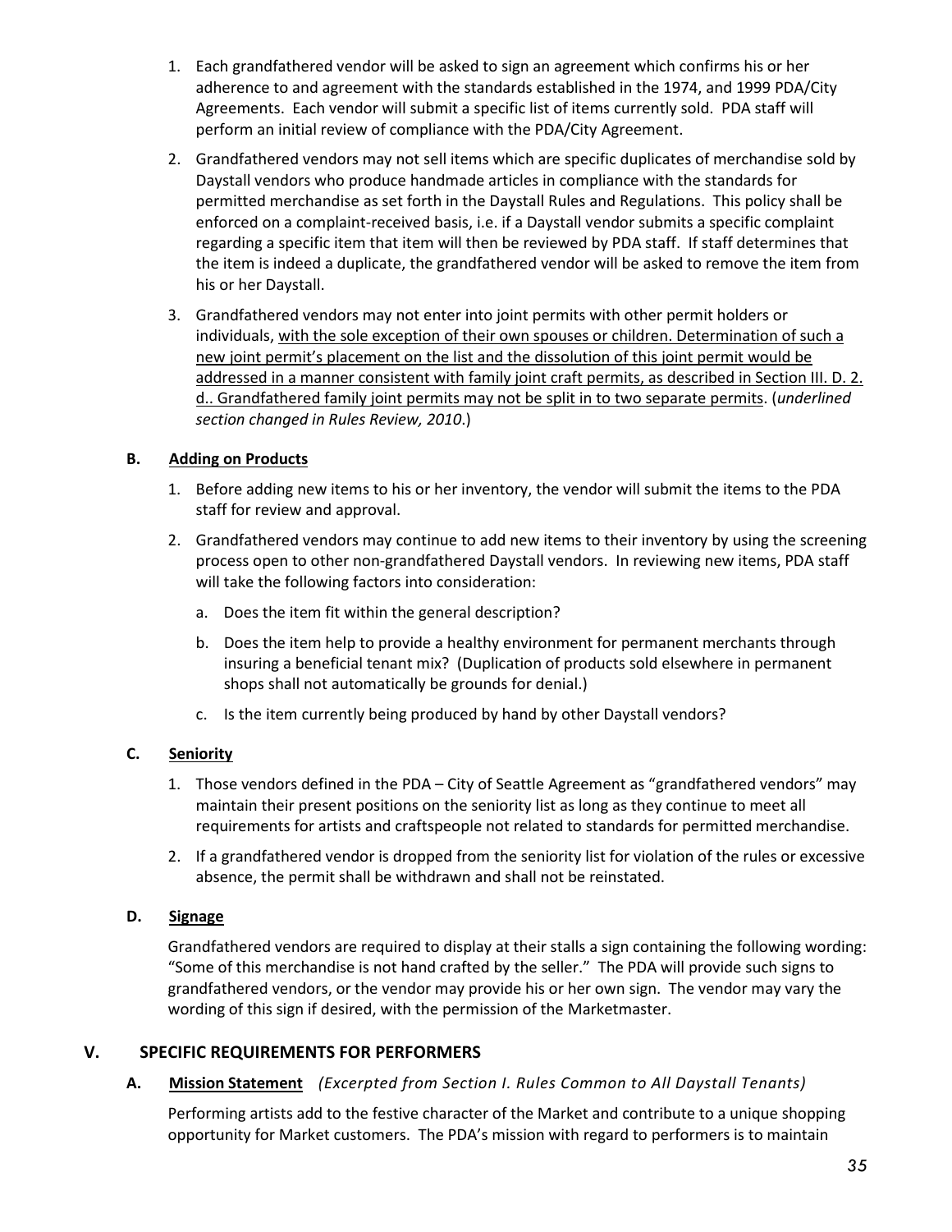1. Each grandfathered vendor will be asked to sign an agreement which confirms his or her adherence to and agreement with the standards established in the 1974, and 1999 PDA/City Agreements. Each vendor will submit a specific list of items currently sold. PDA staff will perform an initial review of compliance with the PDA/City Agreement.
2. Grandfathered vendors may not sell items which are specific duplicates of merchandise sold by Daystall vendors who produce handmade articles in compliance with the standards for permitted merchandise as set forth in the Daystall Rules and Regulations. This policy shall be enforced on a complaint-received basis, i.e. if a Daystall vendor submits a specific complaint regarding a specific item that item will then be reviewed by PDA staff. If staff determines that the item is indeed a duplicate, the grandfathered vendor will be asked to remove the item from his or her Daystall.
3. Grandfathered vendors may not enter into joint permits with other permit holders or individuals, <u>with the sole exception of their own spouses or children. Determination of such a new joint permit's placement on the list and the dissolution of this joint permit would be addressed in a manner consistent with family joint craft permits, as described in Section III. D. 2. d.. Grandfathered family joint permits may not be split in to two separate permits</u>. (*underlined section changed in Rules Review, 2010.*)

### B. Adding on Products

1. Before adding new items to his or her inventory, the vendor will submit the items to the PDA staff for review and approval.
2. Grandfathered vendors may continue to add new items to their inventory by using the screening process open to other non-grandfathered Daystall vendors. In reviewing new items, PDA staff will take the following factors into consideration:
   a. Does the item fit within the general description?
   b. Does the item help to provide a healthy environment for permanent merchants through insuring a beneficial tenant mix? (Duplication of products sold elsewhere in permanent shops shall not automatically be grounds for denial.)
   c. Is the item currently being produced by hand by other Daystall vendors?

### C. Seniority

1. Those vendors defined in the PDA – City of Seattle Agreement as "grandfathered vendors" may maintain their present positions on the seniority list as long as they continue to meet all requirements for artists and craftspeople not related to standards for permitted merchandise.
2. If a grandfathered vendor is dropped from the seniority list for violation of the rules or excessive absence, the permit shall be withdrawn and shall not be reinstated.

### D. Signage

Grandfathered vendors are required to display at their stalls a sign containing the following wording: "Some of this merchandise is not hand crafted by the seller." The PDA will provide such signs to grandfathered vendors, or the vendor may provide his or her own sign. The vendor may vary the wording of this sign if desired, with the permission of the Marketmaster.

## V. SPECIFIC REQUIREMENTS FOR PERFORMERS

### A. Mission Statement *(Excerpted from Section I. Rules Common to All Daystall Tenants)*

Performing artists add to the festive character of the Market and contribute to a unique shopping opportunity for Market customers. The PDA's mission with regard to performers is to maintain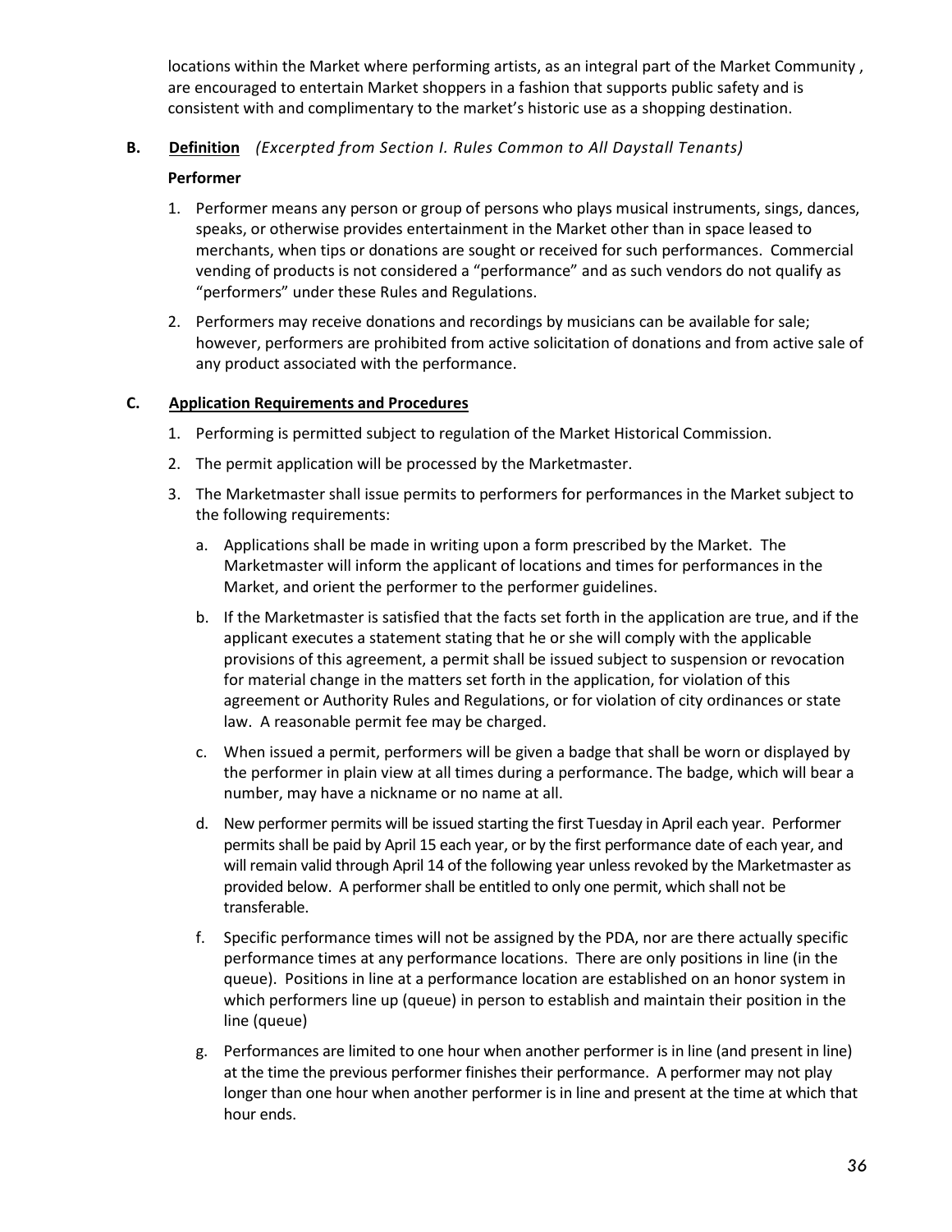locations within the Market where performing artists, as an integral part of the Market Community , are encouraged to entertain Market shoppers in a fashion that supports public safety and is consistent with and complimentary to the market's historic use as a shopping destination.

**B. Definition** *(Excerpted from Section I. Rules Common to All Daystall Tenants)*

**Performer**

1. Performer means any person or group of persons who plays musical instruments, sings, dances, speaks, or otherwise provides entertainment in the Market other than in space leased to merchants, when tips or donations are sought or received for such performances. Commercial vending of products is not considered a "performance" and as such vendors do not qualify as "performers" under these Rules and Regulations.
2. Performers may receive donations and recordings by musicians can be available for sale; however, performers are prohibited from active solicitation of donations and from active sale of any product associated with the performance.

**C. Application Requirements and Procedures**

1. Performing is permitted subject to regulation of the Market Historical Commission.
2. The permit application will be processed by the Marketmaster.
3. The Marketmaster shall issue permits to performers for performances in the Market subject to the following requirements:
   a. Applications shall be made in writing upon a form prescribed by the Market. The Marketmaster will inform the applicant of locations and times for performances in the Market, and orient the performer to the performer guidelines.
   b. If the Marketmaster is satisfied that the facts set forth in the application are true, and if the applicant executes a statement stating that he or she will comply with the applicable provisions of this agreement, a permit shall be issued subject to suspension or revocation for material change in the matters set forth in the application, for violation of this agreement or Authority Rules and Regulations, or for violation of city ordinances or state law. A reasonable permit fee may be charged.
   c. When issued a permit, performers will be given a badge that shall be worn or displayed by the performer in plain view at all times during a performance. The badge, which will bear a number, may have a nickname or no name at all.
   d. New performer permits will be issued starting the first Tuesday in April each year. Performer permits shall be paid by April 15 each year, or by the first performance date of each year, and will remain valid through April 14 of the following year unless revoked by the Marketmaster as provided below. A performer shall be entitled to only one permit, which shall not be transferable.
   f. Specific performance times will not be assigned by the PDA, nor are there actually specific performance times at any performance locations. There are only positions in line (in the queue). Positions in line at a performance location are established on an honor system in which performers line up (queue) in person to establish and maintain their position in the line (queue)
   g. Performances are limited to one hour when another performer is in line (and present in line) at the time the previous performer finishes their performance. A performer may not play longer than one hour when another performer is in line and present at the time at which that hour ends.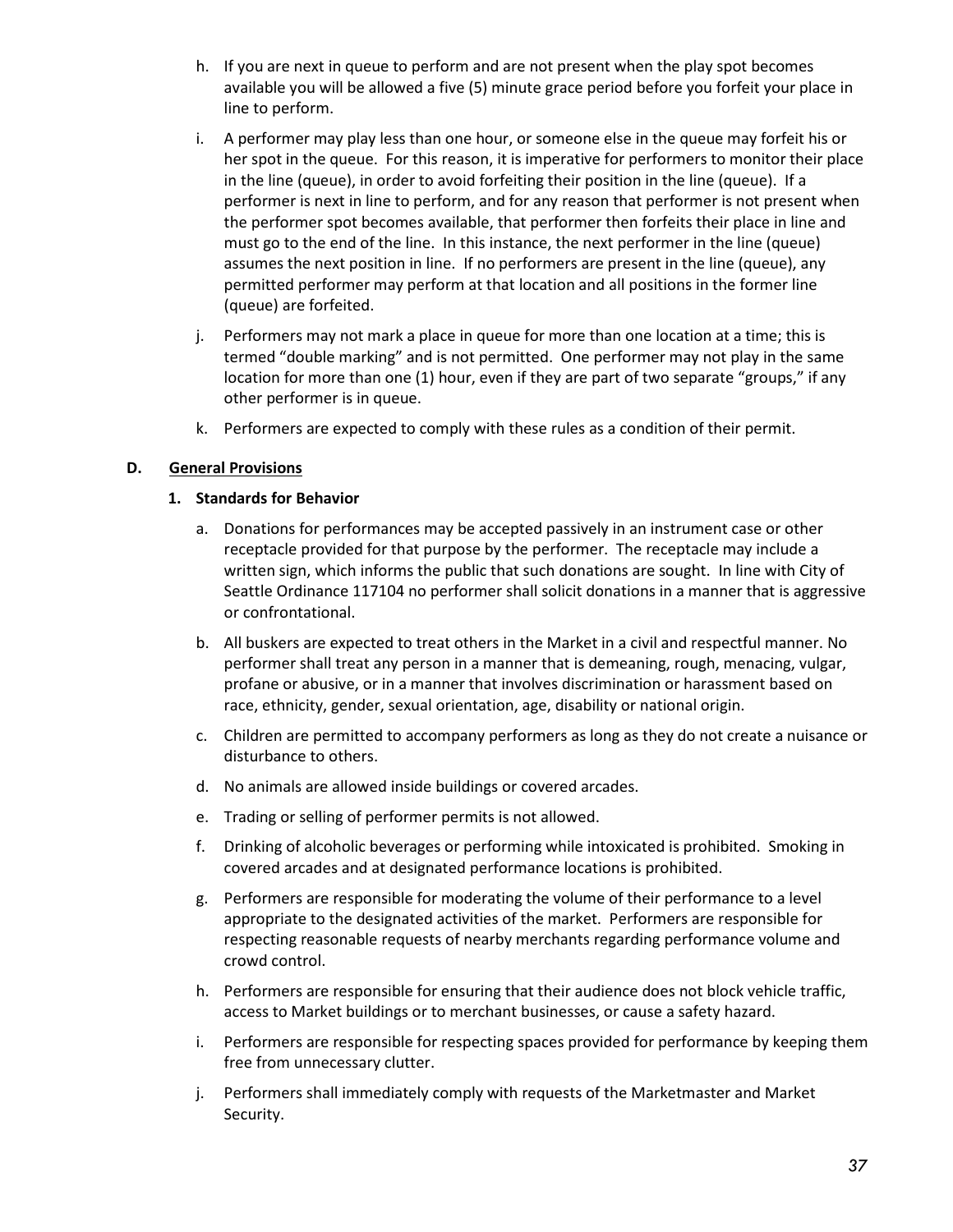h. If you are next in queue to perform and are not present when the play spot becomes available you will be allowed a five (5) minute grace period before you forfeit your place in line to perform.

i. A performer may play less than one hour, or someone else in the queue may forfeit his or her spot in the queue. For this reason, it is imperative for performers to monitor their place in the line (queue), in order to avoid forfeiting their position in the line (queue). If a performer is next in line to perform, and for any reason that performer is not present when the performer spot becomes available, that performer then forfeits their place in line and must go to the end of the line. In this instance, the next performer in the line (queue) assumes the next position in line. If no performers are present in the line (queue), any permitted performer may perform at that location and all positions in the former line (queue) are forfeited.

j. Performers may not mark a place in queue for more than one location at a time; this is termed "double marking" and is not permitted. One performer may not play in the same location for more than one (1) hour, even if they are part of two separate "groups," if any other performer is in queue.

k. Performers are expected to comply with these rules as a condition of their permit.

## D. General Provisions

### 1. Standards for Behavior

a. Donations for performances may be accepted passively in an instrument case or other receptacle provided for that purpose by the performer. The receptacle may include a written sign, which informs the public that such donations are sought. In line with City of Seattle Ordinance 117104 no performer shall solicit donations in a manner that is aggressive or confrontational.

b. All buskers are expected to treat others in the Market in a civil and respectful manner. No performer shall treat any person in a manner that is demeaning, rough, menacing, vulgar, profane or abusive, or in a manner that involves discrimination or harassment based on race, ethnicity, gender, sexual orientation, age, disability or national origin.

c. Children are permitted to accompany performers as long as they do not create a nuisance or disturbance to others.

d. No animals are allowed inside buildings or covered arcades.

e. Trading or selling of performer permits is not allowed.

f. Drinking of alcoholic beverages or performing while intoxicated is prohibited. Smoking in covered arcades and at designated performance locations is prohibited.

g. Performers are responsible for moderating the volume of their performance to a level appropriate to the designated activities of the market. Performers are responsible for respecting reasonable requests of nearby merchants regarding performance volume and crowd control.

h. Performers are responsible for ensuring that their audience does not block vehicle traffic, access to Market buildings or to merchant businesses, or cause a safety hazard.

i. Performers are responsible for respecting spaces provided for performance by keeping them free from unnecessary clutter.

j. Performers shall immediately comply with requests of the Marketmaster and Market Security.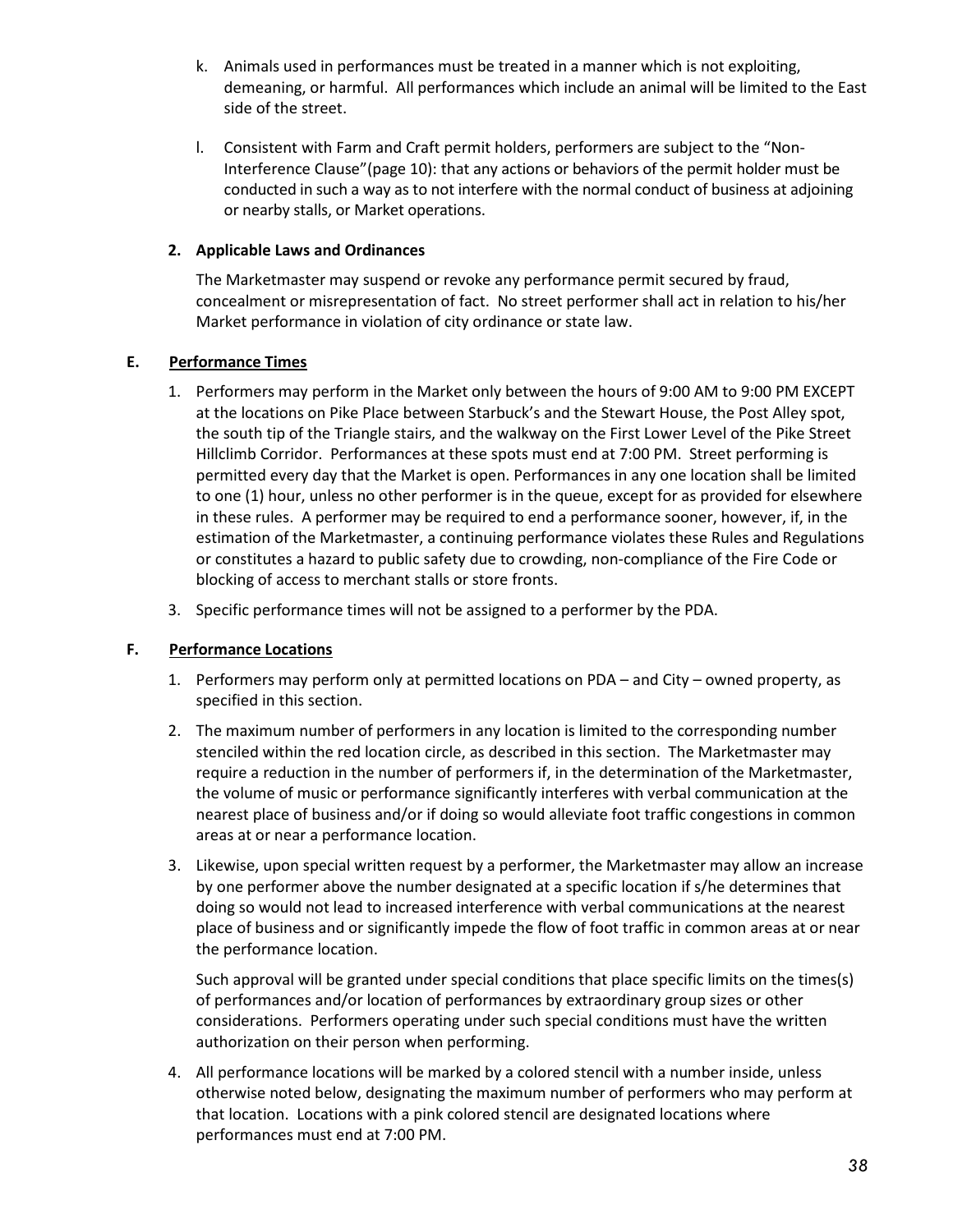k. Animals used in performances must be treated in a manner which is not exploiting, demeaning, or harmful. All performances which include an animal will be limited to the East side of the street.

l. Consistent with Farm and Craft permit holders, performers are subject to the "Non-Interference Clause"(page 10): that any actions or behaviors of the permit holder must be conducted in such a way as to not interfere with the normal conduct of business at adjoining or nearby stalls, or Market operations.

**2. Applicable Laws and Ordinances**

The Marketmaster may suspend or revoke any performance permit secured by fraud, concealment or misrepresentation of fact. No street performer shall act in relation to his/her Market performance in violation of city ordinance or state law.

**E. Performance Times**

1. Performers may perform in the Market only between the hours of 9:00 AM to 9:00 PM EXCEPT at the locations on Pike Place between Starbuck's and the Stewart House, the Post Alley spot, the south tip of the Triangle stairs, and the walkway on the First Lower Level of the Pike Street Hillclimb Corridor. Performances at these spots must end at 7:00 PM. Street performing is permitted every day that the Market is open. Performances in any one location shall be limited to one (1) hour, unless no other performer is in the queue, except for as provided for elsewhere in these rules. A performer may be required to end a performance sooner, however, if, in the estimation of the Marketmaster, a continuing performance violates these Rules and Regulations or constitutes a hazard to public safety due to crowding, non-compliance of the Fire Code or blocking of access to merchant stalls or store fronts.

3. Specific performance times will not be assigned to a performer by the PDA.

**F. Performance Locations**

1. Performers may perform only at permitted locations on PDA – and City – owned property, as specified in this section.

2. The maximum number of performers in any location is limited to the corresponding number stenciled within the red location circle, as described in this section. The Marketmaster may require a reduction in the number of performers if, in the determination of the Marketmaster, the volume of music or performance significantly interferes with verbal communication at the nearest place of business and/or if doing so would alleviate foot traffic congestions in common areas at or near a performance location.

3. Likewise, upon special written request by a performer, the Marketmaster may allow an increase by one performer above the number designated at a specific location if s/he determines that doing so would not lead to increased interference with verbal communications at the nearest place of business and or significantly impede the flow of foot traffic in common areas at or near the performance location.

   Such approval will be granted under special conditions that place specific limits on the times(s) of performances and/or location of performances by extraordinary group sizes or other considerations. Performers operating under such special conditions must have the written authorization on their person when performing.

4. All performance locations will be marked by a colored stencil with a number inside, unless otherwise noted below, designating the maximum number of performers who may perform at that location. Locations with a pink colored stencil are designated locations where performances must end at 7:00 PM.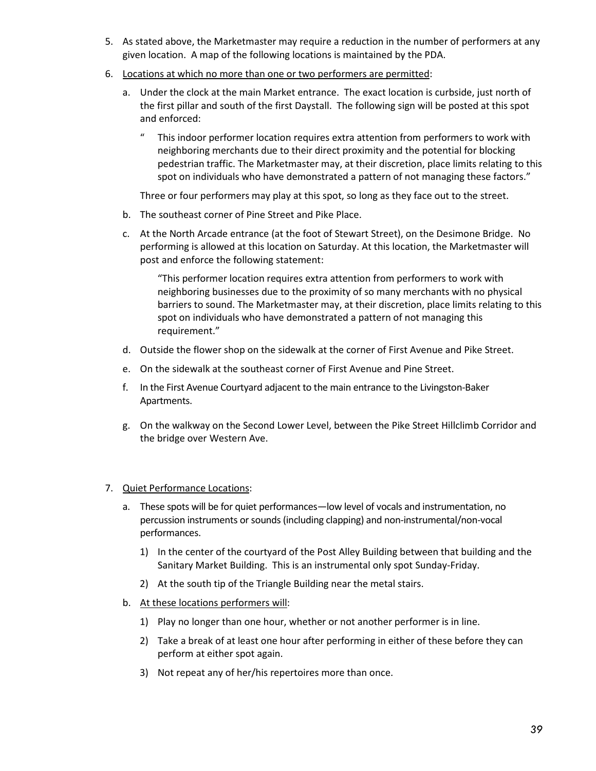5. As stated above, the Marketmaster may require a reduction in the number of performers at any given location. A map of the following locations is maintained by the PDA.

6. <u>Locations at which no more than one or two performers are permitted</u>:

   a. Under the clock at the main Market entrance. The exact location is curbside, just north of the first pillar and south of the first Daystall. The following sign will be posted at this spot and enforced:

      " This indoor performer location requires extra attention from performers to work with neighboring merchants due to their direct proximity and the potential for blocking pedestrian traffic. The Marketmaster may, at their discretion, place limits relating to this spot on individuals who have demonstrated a pattern of not managing these factors."

      Three or four performers may play at this spot, so long as they face out to the street.

   b. The southeast corner of Pine Street and Pike Place.

   c. At the North Arcade entrance (at the foot of Stewart Street), on the Desimone Bridge. No performing is allowed at this location on Saturday. At this location, the Marketmaster will post and enforce the following statement:

      "This performer location requires extra attention from performers to work with neighboring businesses due to the proximity of so many merchants with no physical barriers to sound. The Marketmaster may, at their discretion, place limits relating to this spot on individuals who have demonstrated a pattern of not managing this requirement."

   d. Outside the flower shop on the sidewalk at the corner of First Avenue and Pike Street.

   e. On the sidewalk at the southeast corner of First Avenue and Pine Street.

   f. In the First Avenue Courtyard adjacent to the main entrance to the Livingston-Baker Apartments.

   g. On the walkway on the Second Lower Level, between the Pike Street Hillclimb Corridor and the bridge over Western Ave.

7. <u>Quiet Performance Locations</u>:

   a. These spots will be for quiet performances—low level of vocals and instrumentation, no percussion instruments or sounds (including clapping) and non-instrumental/non-vocal performances.

      1) In the center of the courtyard of the Post Alley Building between that building and the Sanitary Market Building. This is an instrumental only spot Sunday-Friday.

      2) At the south tip of the Triangle Building near the metal stairs.

   b. <u>At these locations performers will</u>:

      1) Play no longer than one hour, whether or not another performer is in line.

      2) Take a break of at least one hour after performing in either of these before they can perform at either spot again.

      3) Not repeat any of her/his repertoires more than once.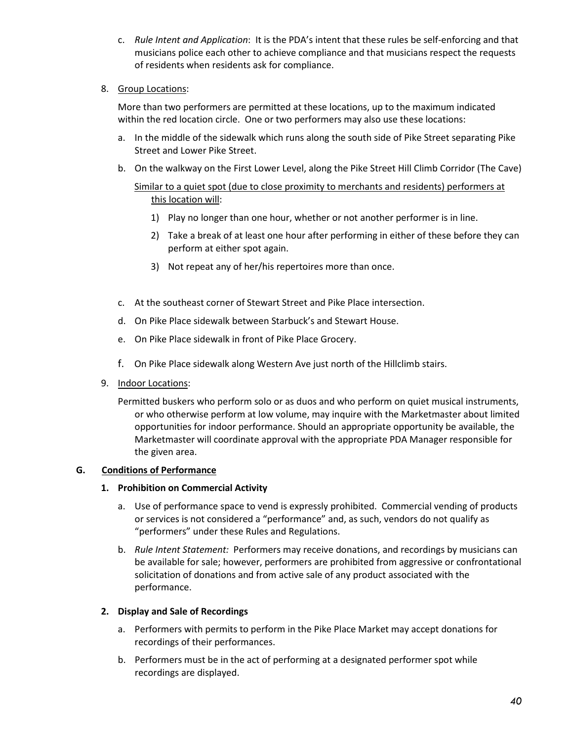c. *Rule Intent and Application*: It is the PDA's intent that these rules be self-enforcing and that musicians police each other to achieve compliance and that musicians respect the requests of residents when residents ask for compliance.

8. Group Locations:

   More than two performers are permitted at these locations, up to the maximum indicated within the red location circle. One or two performers may also use these locations:

   a. In the middle of the sidewalk which runs along the south side of Pike Street separating Pike Street and Lower Pike Street.

   b. On the walkway on the First Lower Level, along the Pike Street Hill Climb Corridor (The Cave)

      Similar to a quiet spot (due to close proximity to merchants and residents) performers at this location will:

      1) Play no longer than one hour, whether or not another performer is in line.

      2) Take a break of at least one hour after performing in either of these before they can perform at either spot again.

      3) Not repeat any of her/his repertoires more than once.

   c. At the southeast corner of Stewart Street and Pike Place intersection.

   d. On Pike Place sidewalk between Starbuck's and Stewart House.

   e. On Pike Place sidewalk in front of Pike Place Grocery.

   f. On Pike Place sidewalk along Western Ave just north of the Hillclimb stairs.

9. Indoor Locations:

   Permitted buskers who perform solo or as duos and who perform on quiet musical instruments, or who otherwise perform at low volume, may inquire with the Marketmaster about limited opportunities for indoor performance. Should an appropriate opportunity be available, the Marketmaster will coordinate approval with the appropriate PDA Manager responsible for the given area.

## G. Conditions of Performance

### 1. Prohibition on Commercial Activity

a. Use of performance space to vend is expressly prohibited. Commercial vending of products or services is not considered a "performance" and, as such, vendors do not qualify as "performers" under these Rules and Regulations.

b. *Rule Intent Statement:* Performers may receive donations, and recordings by musicians can be available for sale; however, performers are prohibited from aggressive or confrontational solicitation of donations and from active sale of any product associated with the performance.

### 2. Display and Sale of Recordings

a. Performers with permits to perform in the Pike Place Market may accept donations for recordings of their performances.

b. Performers must be in the act of performing at a designated performer spot while recordings are displayed.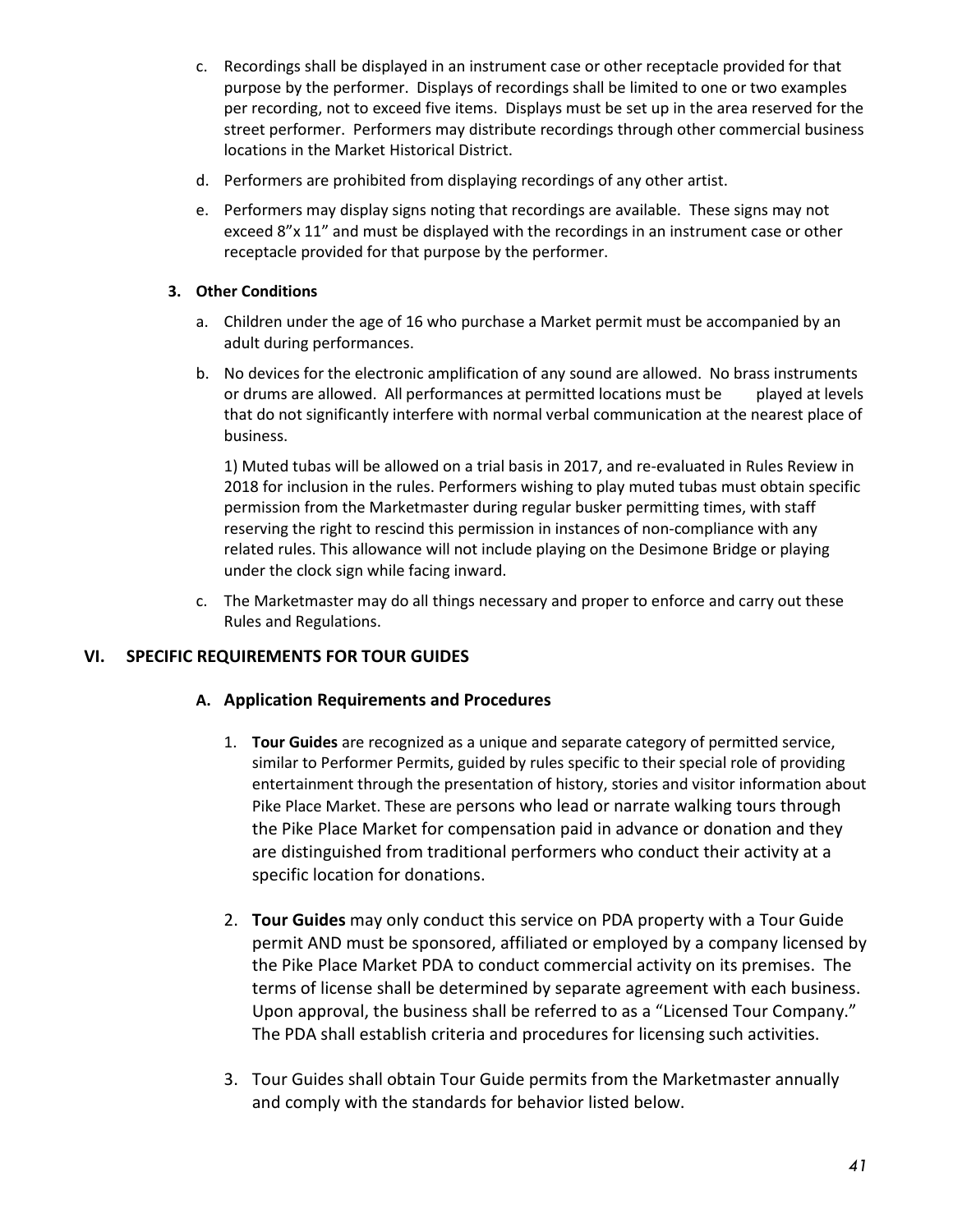c. Recordings shall be displayed in an instrument case or other receptacle provided for that purpose by the performer. Displays of recordings shall be limited to one or two examples per recording, not to exceed five items. Displays must be set up in the area reserved for the street performer. Performers may distribute recordings through other commercial business locations in the Market Historical District.

d. Performers are prohibited from displaying recordings of any other artist.

e. Performers may display signs noting that recordings are available. These signs may not exceed 8"x 11" and must be displayed with the recordings in an instrument case or other receptacle provided for that purpose by the performer.

**3. Other Conditions**

a. Children under the age of 16 who purchase a Market permit must be accompanied by an adult during performances.

b. No devices for the electronic amplification of any sound are allowed. No brass instruments or drums are allowed. All performances at permitted locations must be played at levels that do not significantly interfere with normal verbal communication at the nearest place of business.

1) Muted tubas will be allowed on a trial basis in 2017, and re-evaluated in Rules Review in 2018 for inclusion in the rules. Performers wishing to play muted tubas must obtain specific permission from the Marketmaster during regular busker permitting times, with staff reserving the right to rescind this permission in instances of non-compliance with any related rules. This allowance will not include playing on the Desimone Bridge or playing under the clock sign while facing inward.

c. The Marketmaster may do all things necessary and proper to enforce and carry out these Rules and Regulations.

## VI. SPECIFIC REQUIREMENTS FOR TOUR GUIDES

### A. Application Requirements and Procedures

1. **Tour Guides** are recognized as a unique and separate category of permitted service, similar to Performer Permits, guided by rules specific to their special role of providing entertainment through the presentation of history, stories and visitor information about Pike Place Market. These are persons who lead or narrate walking tours through the Pike Place Market for compensation paid in advance or donation and they are distinguished from traditional performers who conduct their activity at a specific location for donations.

2. **Tour Guides** may only conduct this service on PDA property with a Tour Guide permit AND must be sponsored, affiliated or employed by a company licensed by the Pike Place Market PDA to conduct commercial activity on its premises. The terms of license shall be determined by separate agreement with each business. Upon approval, the business shall be referred to as a "Licensed Tour Company." The PDA shall establish criteria and procedures for licensing such activities.

3. Tour Guides shall obtain Tour Guide permits from the Marketmaster annually and comply with the standards for behavior listed below.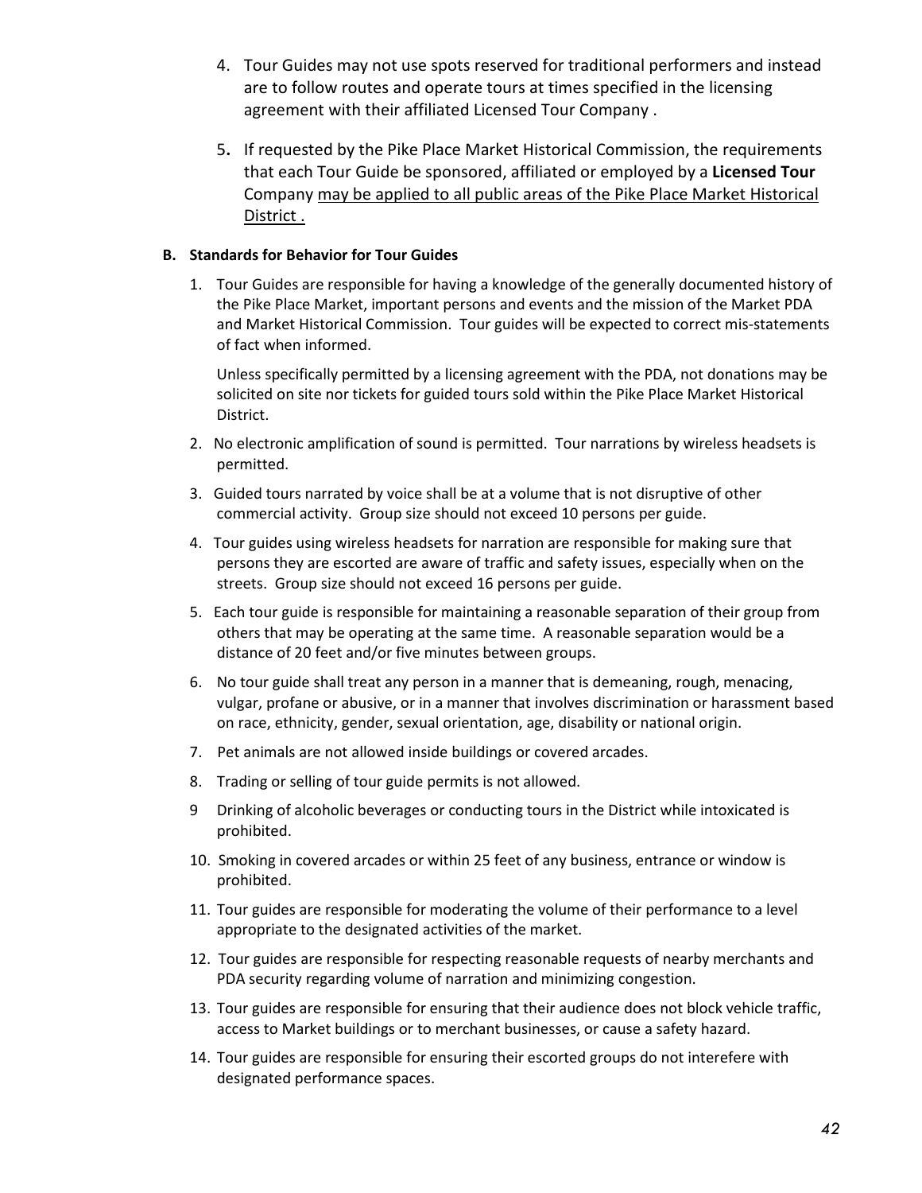4. Tour Guides may not use spots reserved for traditional performers and instead are to follow routes and operate tours at times specified in the licensing agreement with their affiliated Licensed Tour Company .

5. If requested by the Pike Place Market Historical Commission, the requirements that each Tour Guide be sponsored, affiliated or employed by a **Licensed Tour** Company <u>may be applied to all public areas of the Pike Place Market Historical District .</u>

**B. Standards for Behavior for Tour Guides**

1. Tour Guides are responsible for having a knowledge of the generally documented history of the Pike Place Market, important persons and events and the mission of the Market PDA and Market Historical Commission. Tour guides will be expected to correct mis-statements of fact when informed.

   Unless specifically permitted by a licensing agreement with the PDA, not donations may be solicited on site nor tickets for guided tours sold within the Pike Place Market Historical District.

2. No electronic amplification of sound is permitted. Tour narrations by wireless headsets is permitted.
3. Guided tours narrated by voice shall be at a volume that is not disruptive of other commercial activity. Group size should not exceed 10 persons per guide.
4. Tour guides using wireless headsets for narration are responsible for making sure that persons they are escorted are aware of traffic and safety issues, especially when on the streets. Group size should not exceed 16 persons per guide.
5. Each tour guide is responsible for maintaining a reasonable separation of their group from others that may be operating at the same time. A reasonable separation would be a distance of 20 feet and/or five minutes between groups.
6. No tour guide shall treat any person in a manner that is demeaning, rough, menacing, vulgar, profane or abusive, or in a manner that involves discrimination or harassment based on race, ethnicity, gender, sexual orientation, age, disability or national origin.
7. Pet animals are not allowed inside buildings or covered arcades.
8. Trading or selling of tour guide permits is not allowed.
9. Drinking of alcoholic beverages or conducting tours in the District while intoxicated is prohibited.
10. Smoking in covered arcades or within 25 feet of any business, entrance or window is prohibited.
11. Tour guides are responsible for moderating the volume of their performance to a level appropriate to the designated activities of the market.
12. Tour guides are responsible for respecting reasonable requests of nearby merchants and PDA security regarding volume of narration and minimizing congestion.
13. Tour guides are responsible for ensuring that their audience does not block vehicle traffic, access to Market buildings or to merchant businesses, or cause a safety hazard.
14. Tour guides are responsible for ensuring their escorted groups do not interefere with designated performance spaces.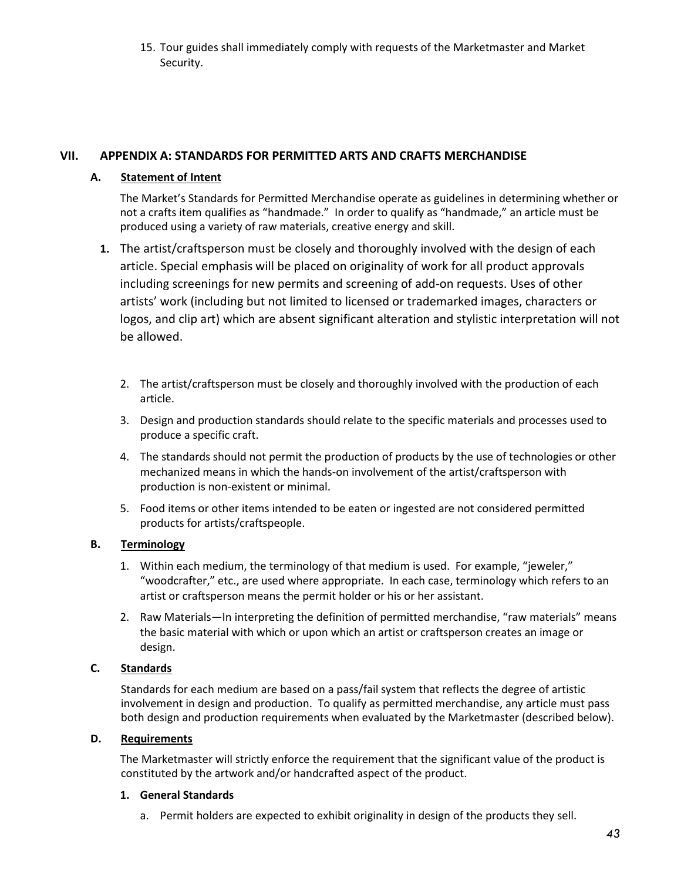15. Tour guides shall immediately comply with requests of the Marketmaster and Market Security.

## VII. APPENDIX A: STANDARDS FOR PERMITTED ARTS AND CRAFTS MERCHANDISE

### A. Statement of Intent

The Market's Standards for Permitted Merchandise operate as guidelines in determining whether or not a crafts item qualifies as "handmade." In order to qualify as "handmade," an article must be produced using a variety of raw materials, creative energy and skill.

1. The artist/craftsperson must be closely and thoroughly involved with the design of each article. Special emphasis will be placed on originality of work for all product approvals including screenings for new permits and screening of add-on requests. Uses of other artists' work (including but not limited to licensed or trademarked images, characters or logos, and clip art) which are absent significant alteration and stylistic interpretation will not be allowed.
2. The artist/craftsperson must be closely and thoroughly involved with the production of each article.
3. Design and production standards should relate to the specific materials and processes used to produce a specific craft.
4. The standards should not permit the production of products by the use of technologies or other mechanized means in which the hands-on involvement of the artist/craftsperson with production is non-existent or minimal.
5. Food items or other items intended to be eaten or ingested are not considered permitted products for artists/craftspeople.

### B. Terminology

1. Within each medium, the terminology of that medium is used. For example, "jeweler," "woodcrafter," etc., are used where appropriate. In each case, terminology which refers to an artist or craftsperson means the permit holder or his or her assistant.
2. Raw Materials—In interpreting the definition of permitted merchandise, "raw materials" means the basic material with which or upon which an artist or craftsperson creates an image or design.

### C. Standards

Standards for each medium are based on a pass/fail system that reflects the degree of artistic involvement in design and production. To qualify as permitted merchandise, any article must pass both design and production requirements when evaluated by the Marketmaster (described below).

### D. Requirements

The Marketmaster will strictly enforce the requirement that the significant value of the product is constituted by the artwork and/or handcrafted aspect of the product.

#### 1. General Standards

a. Permit holders are expected to exhibit originality in design of the products they sell.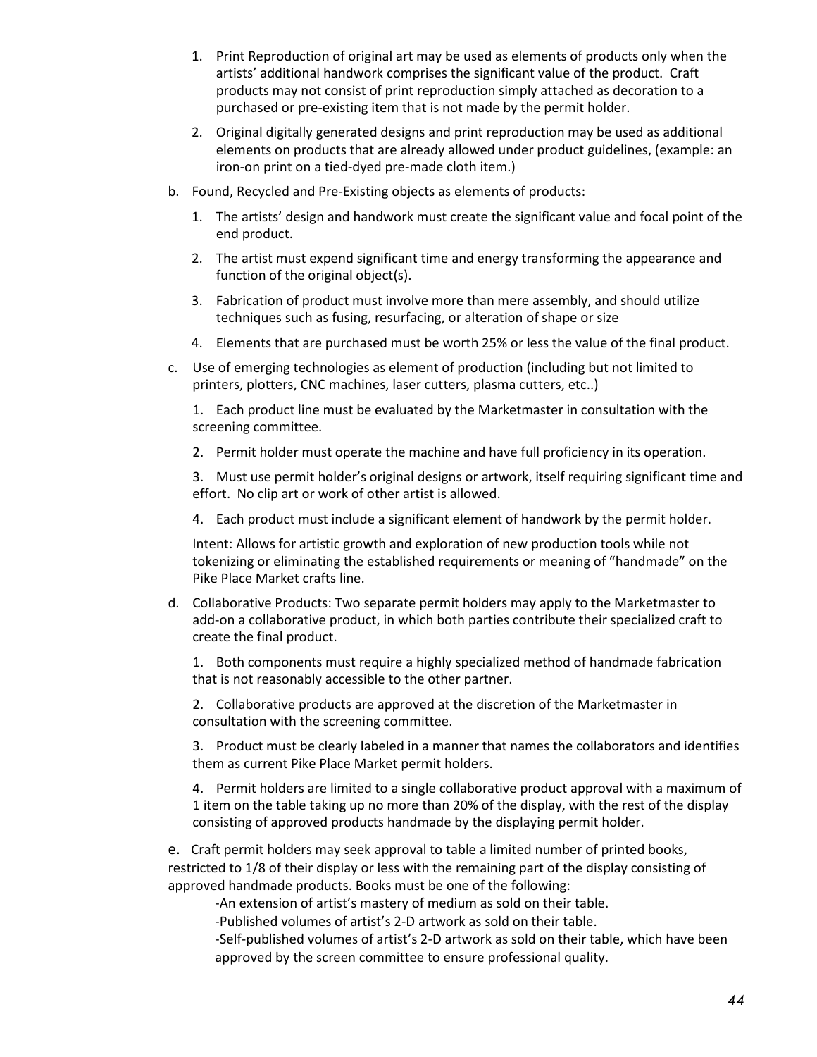1. Print Reproduction of original art may be used as elements of products only when the artists' additional handwork comprises the significant value of the product. Craft products may not consist of print reproduction simply attached as decoration to a purchased or pre-existing item that is not made by the permit holder.
2. Original digitally generated designs and print reproduction may be used as additional elements on products that are already allowed under product guidelines, (example: an iron-on print on a tied-dyed pre-made cloth item.)

b. Found, Recycled and Pre-Existing objects as elements of products:

1. The artists' design and handwork must create the significant value and focal point of the end product.
2. The artist must expend significant time and energy transforming the appearance and function of the original object(s).
3. Fabrication of product must involve more than mere assembly, and should utilize techniques such as fusing, resurfacing, or alteration of shape or size
4. Elements that are purchased must be worth 25% or less the value of the final product.

c. Use of emerging technologies as element of production (including but not limited to printers, plotters, CNC machines, laser cutters, plasma cutters, etc..)

1. Each product line must be evaluated by the Marketmaster in consultation with the screening committee.
2. Permit holder must operate the machine and have full proficiency in its operation.
3. Must use permit holder's original designs or artwork, itself requiring significant time and effort. No clip art or work of other artist is allowed.
4. Each product must include a significant element of handwork by the permit holder.

Intent: Allows for artistic growth and exploration of new production tools while not tokenizing or eliminating the established requirements or meaning of "handmade" on the Pike Place Market crafts line.

d. Collaborative Products: Two separate permit holders may apply to the Marketmaster to add-on a collaborative product, in which both parties contribute their specialized craft to create the final product.

1. Both components must require a highly specialized method of handmade fabrication that is not reasonably accessible to the other partner.
2. Collaborative products are approved at the discretion of the Marketmaster in consultation with the screening committee.
3. Product must be clearly labeled in a manner that names the collaborators and identifies them as current Pike Place Market permit holders.
4. Permit holders are limited to a single collaborative product approval with a maximum of 1 item on the table taking up no more than 20% of the display, with the rest of the display consisting of approved products handmade by the displaying permit holder.

e. Craft permit holders may seek approval to table a limited number of printed books, restricted to 1/8 of their display or less with the remaining part of the display consisting of approved handmade products. Books must be one of the following:

- -An extension of artist's mastery of medium as sold on their table.
- -Published volumes of artist's 2-D artwork as sold on their table.
- -Self-published volumes of artist's 2-D artwork as sold on their table, which have been approved by the screen committee to ensure professional quality.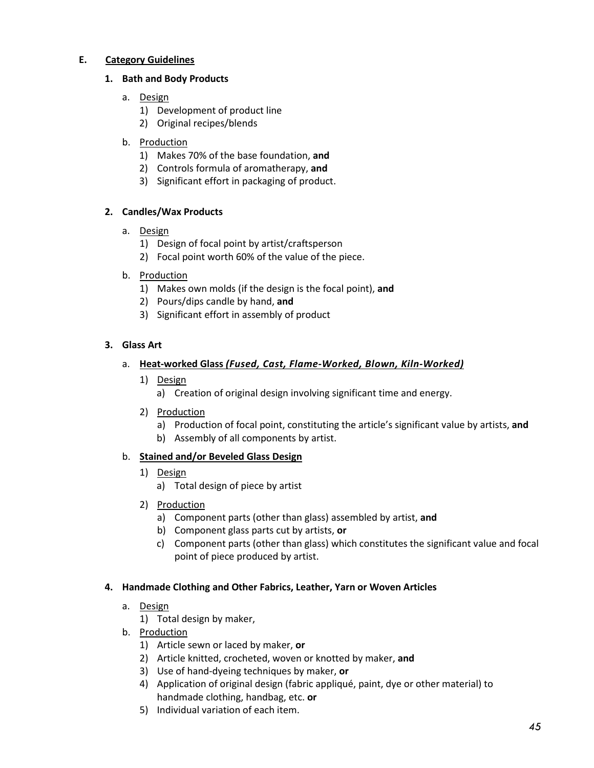## E. Category Guidelines

### 1. Bath and Body Products

a. Design
   1) Development of product line
   2) Original recipes/blends

b. Production
   1) Makes 70% of the base foundation, **and**
   2) Controls formula of aromatherapy, **and**
   3) Significant effort in packaging of product.

### 2. Candles/Wax Products

a. Design
   1) Design of focal point by artist/craftsperson
   2) Focal point worth 60% of the value of the piece.

b. Production
   1) Makes own molds (if the design is the focal point), **and**
   2) Pours/dips candle by hand, **and**
   3) Significant effort in assembly of product

### 3. Glass Art

a. **Heat-worked Glass *(Fused, Cast, Flame-Worked, Blown, Kiln-Worked)***

   1) Design
      a) Creation of original design involving significant time and energy.

   2) Production
      a) Production of focal point, constituting the article's significant value by artists, **and**
      b) Assembly of all components by artist.

b. **Stained and/or Beveled Glass Design**

   1) Design
      a) Total design of piece by artist

   2) Production
      a) Component parts (other than glass) assembled by artist, **and**
      b) Component glass parts cut by artists, **or**
      c) Component parts (other than glass) which constitutes the significant value and focal point of piece produced by artist.

### 4. Handmade Clothing and Other Fabrics, Leather, Yarn or Woven Articles

a. Design
   1) Total design by maker,

b. Production
   1) Article sewn or laced by maker, **or**
   2) Article knitted, crocheted, woven or knotted by maker, **and**
   3) Use of hand-dyeing techniques by maker, **or**
   4) Application of original design (fabric appliqué, paint, dye or other material) to handmade clothing, handbag, etc. **or**
   5) Individual variation of each item.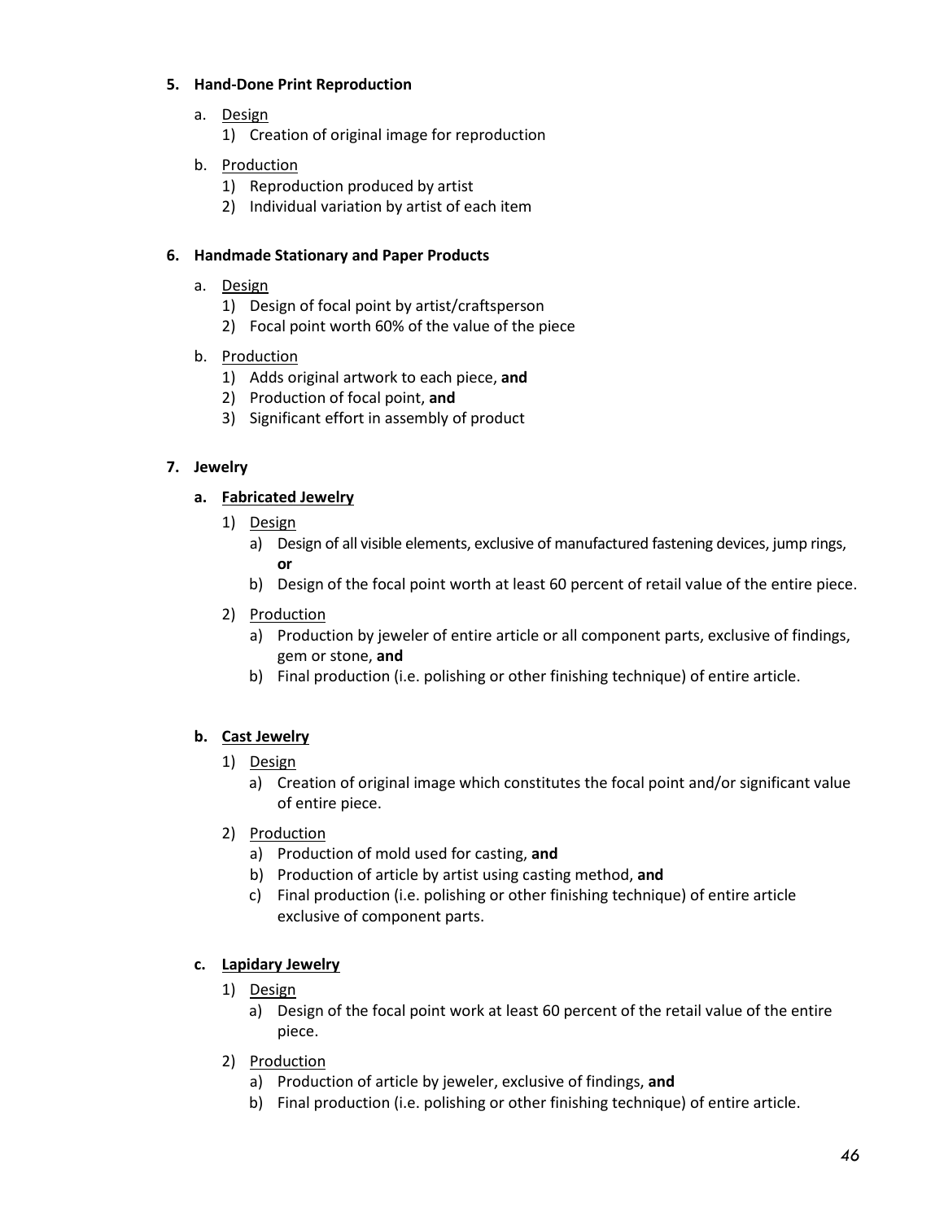**5. Hand-Done Print Reproduction**

a. Design
   1) Creation of original image for reproduction

b. Production
   1) Reproduction produced by artist
   2) Individual variation by artist of each item

**6. Handmade Stationary and Paper Products**

a. Design
   1) Design of focal point by artist/craftsperson
   2) Focal point worth 60% of the value of the piece

b. Production
   1) Adds original artwork to each piece, **and**
   2) Production of focal point, **and**
   3) Significant effort in assembly of product

**7. Jewelry**

**a. Fabricated Jewelry**

1) Design
   a) Design of all visible elements, exclusive of manufactured fastening devices, jump rings, **or**
   b) Design of the focal point worth at least 60 percent of retail value of the entire piece.

2) Production
   a) Production by jeweler of entire article or all component parts, exclusive of findings, gem or stone, **and**
   b) Final production (i.e. polishing or other finishing technique) of entire article.

**b. Cast Jewelry**

1) Design
   a) Creation of original image which constitutes the focal point and/or significant value of entire piece.

2) Production
   a) Production of mold used for casting, **and**
   b) Production of article by artist using casting method, **and**
   c) Final production (i.e. polishing or other finishing technique) of entire article exclusive of component parts.

**c. Lapidary Jewelry**

1) Design
   a) Design of the focal point work at least 60 percent of the retail value of the entire piece.

2) Production
   a) Production of article by jeweler, exclusive of findings, **and**
   b) Final production (i.e. polishing or other finishing technique) of entire article.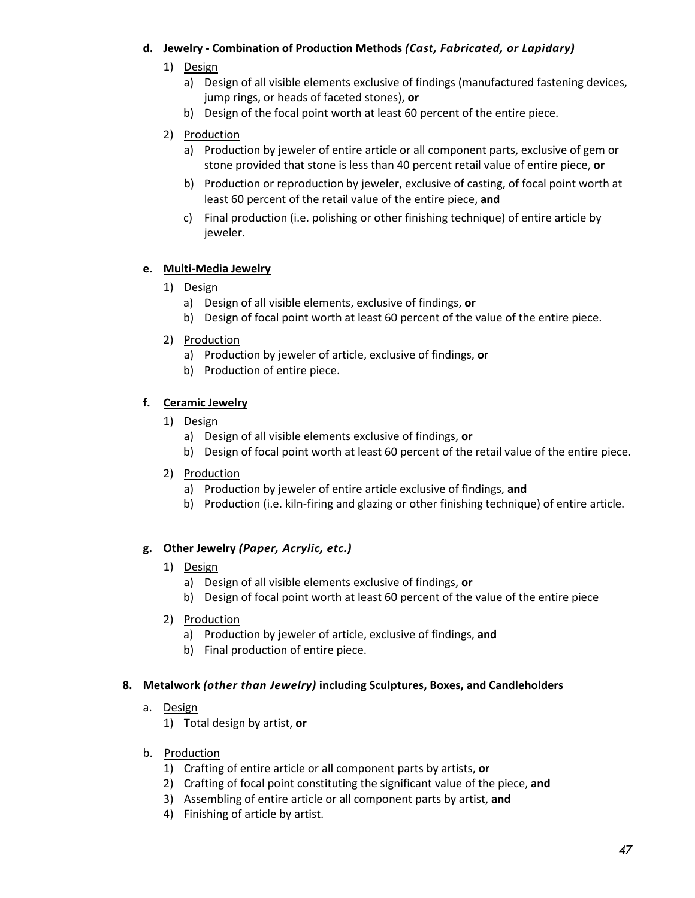**d. <u>Jewelry - Combination of Production Methods *(Cast, Fabricated, or Lapidary)*</u>**

1) <u>Design</u>
   a) Design of all visible elements exclusive of findings (manufactured fastening devices, jump rings, or heads of faceted stones), **or**
   b) Design of the focal point worth at least 60 percent of the entire piece.

2) <u>Production</u>
   a) Production by jeweler of entire article or all component parts, exclusive of gem or stone provided that stone is less than 40 percent retail value of entire piece, **or**
   b) Production or reproduction by jeweler, exclusive of casting, of focal point worth at least 60 percent of the retail value of the entire piece, **and**
   c) Final production (i.e. polishing or other finishing technique) of entire article by jeweler.

**e. <u>Multi-Media Jewelry</u>**

1) <u>Design</u>
   a) Design of all visible elements, exclusive of findings, **or**
   b) Design of focal point worth at least 60 percent of the value of the entire piece.

2) <u>Production</u>
   a) Production by jeweler of article, exclusive of findings, **or**
   b) Production of entire piece.

**f. <u>Ceramic Jewelry</u>**

1) <u>Design</u>
   a) Design of all visible elements exclusive of findings, **or**
   b) Design of focal point worth at least 60 percent of the retail value of the entire piece.

2) <u>Production</u>
   a) Production by jeweler of entire article exclusive of findings, **and**
   b) Production (i.e. kiln-firing and glazing or other finishing technique) of entire article.

**g. <u>Other Jewelry *(Paper, Acrylic, etc.)*</u>**

1) <u>Design</u>
   a) Design of all visible elements exclusive of findings, **or**
   b) Design of focal point worth at least 60 percent of the value of the entire piece

2) <u>Production</u>
   a) Production by jeweler of article, exclusive of findings, **and**
   b) Final production of entire piece.

**8. Metalwork *(other than Jewelry)* including Sculptures, Boxes, and Candleholders**

a. <u>Design</u>
   1) Total design by artist, **or**

b. <u>Production</u>
   1) Crafting of entire article or all component parts by artists, **or**
   2) Crafting of focal point constituting the significant value of the piece, **and**
   3) Assembling of entire article or all component parts by artist, **and**
   4) Finishing of article by artist.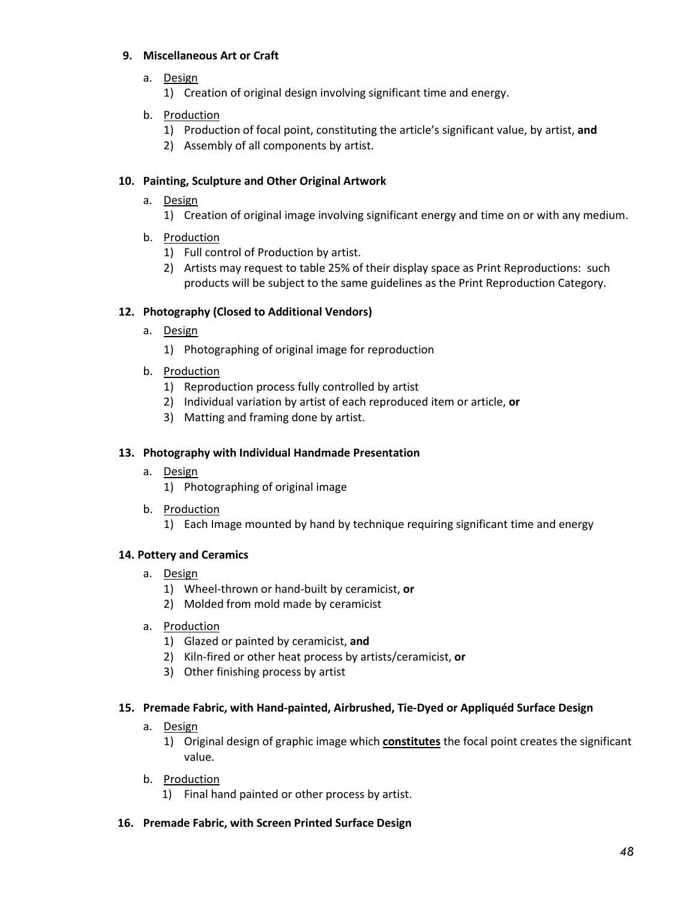**9. Miscellaneous Art or Craft**

a. Design
   1) Creation of original design involving significant time and energy.

b. Production
   1) Production of focal point, constituting the article's significant value, by artist, **and**
   2) Assembly of all components by artist.

**10. Painting, Sculpture and Other Original Artwork**

a. Design
   1) Creation of original image involving significant energy and time on or with any medium.

b. Production
   1) Full control of Production by artist.
   2) Artists may request to table 25% of their display space as Print Reproductions: such products will be subject to the same guidelines as the Print Reproduction Category.

**12. Photography (Closed to Additional Vendors)**

a. Design
   1) Photographing of original image for reproduction

b. Production
   1) Reproduction process fully controlled by artist
   2) Individual variation by artist of each reproduced item or article, **or**
   3) Matting and framing done by artist.

**13. Photography with Individual Handmade Presentation**

a. Design
   1) Photographing of original image

b. Production
   1) Each Image mounted by hand by technique requiring significant time and energy

**14. Pottery and Ceramics**

a. Design
   1) Wheel-thrown or hand-built by ceramicist, **or**
   2) Molded from mold made by ceramicist

a. Production
   1) Glazed or painted by ceramicist, **and**
   2) Kiln-fired or other heat process by artists/ceramicist, **or**
   3) Other finishing process by artist

**15. Premade Fabric, with Hand-painted, Airbrushed, Tie-Dyed or Appliquéd Surface Design**

a. Design
   1) Original design of graphic image which **constitutes** the focal point creates the significant value.

b. Production
   1) Final hand painted or other process by artist.

**16. Premade Fabric, with Screen Printed Surface Design**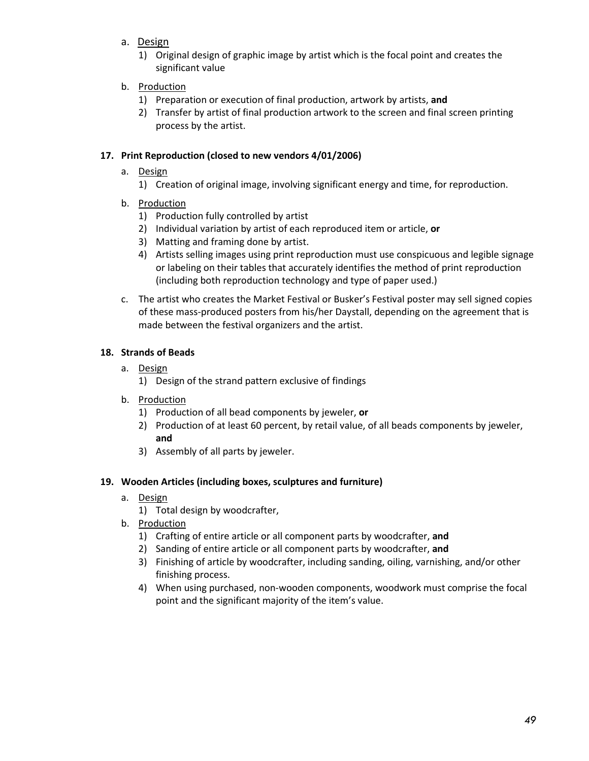a. Design
   1) Original design of graphic image by artist which is the focal point and creates the significant value

b. Production
   1) Preparation or execution of final production, artwork by artists, **and**
   2) Transfer by artist of final production artwork to the screen and final screen printing process by the artist.

**17. Print Reproduction (closed to new vendors 4/01/2006)**

a. Design
   1) Creation of original image, involving significant energy and time, for reproduction.

b. Production
   1) Production fully controlled by artist
   2) Individual variation by artist of each reproduced item or article, **or**
   3) Matting and framing done by artist.
   4) Artists selling images using print reproduction must use conspicuous and legible signage or labeling on their tables that accurately identifies the method of print reproduction (including both reproduction technology and type of paper used.)

c. The artist who creates the Market Festival or Busker's Festival poster may sell signed copies of these mass-produced posters from his/her Daystall, depending on the agreement that is made between the festival organizers and the artist.

**18. Strands of Beads**

a. Design
   1) Design of the strand pattern exclusive of findings

b. Production
   1) Production of all bead components by jeweler, **or**
   2) Production of at least 60 percent, by retail value, of all beads components by jeweler, **and**
   3) Assembly of all parts by jeweler.

**19. Wooden Articles (including boxes, sculptures and furniture)**

a. Design
   1) Total design by woodcrafter,

b. Production
   1) Crafting of entire article or all component parts by woodcrafter, **and**
   2) Sanding of entire article or all component parts by woodcrafter, **and**
   3) Finishing of article by woodcrafter, including sanding, oiling, varnishing, and/or other finishing process.
   4) When using purchased, non-wooden components, woodwork must comprise the focal point and the significant majority of the item's value.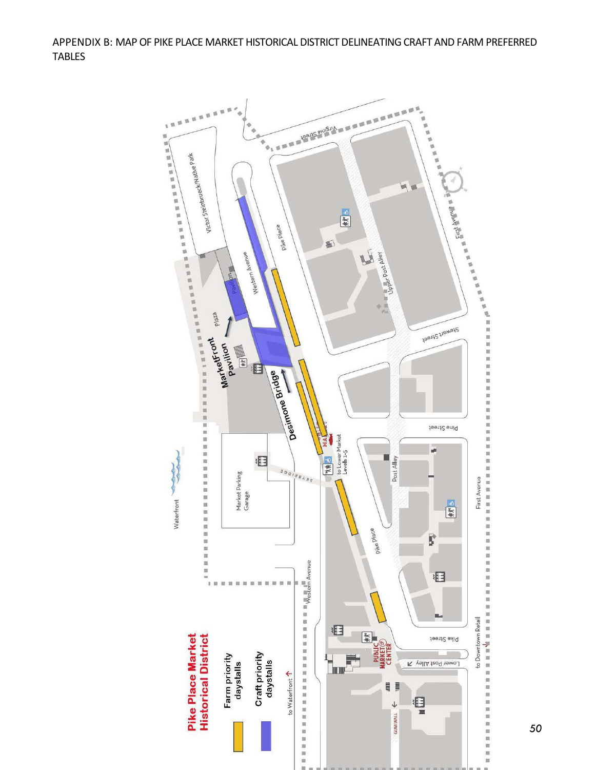APPENDIX B: MAP OF PIKE PLACE MARKET HISTORICAL DISTRICT DELINEATING CRAFT AND FARM PREFERRED TABLES

**Pike Place Market Historical District**

Farm priority daystalls

Craft priority daystalls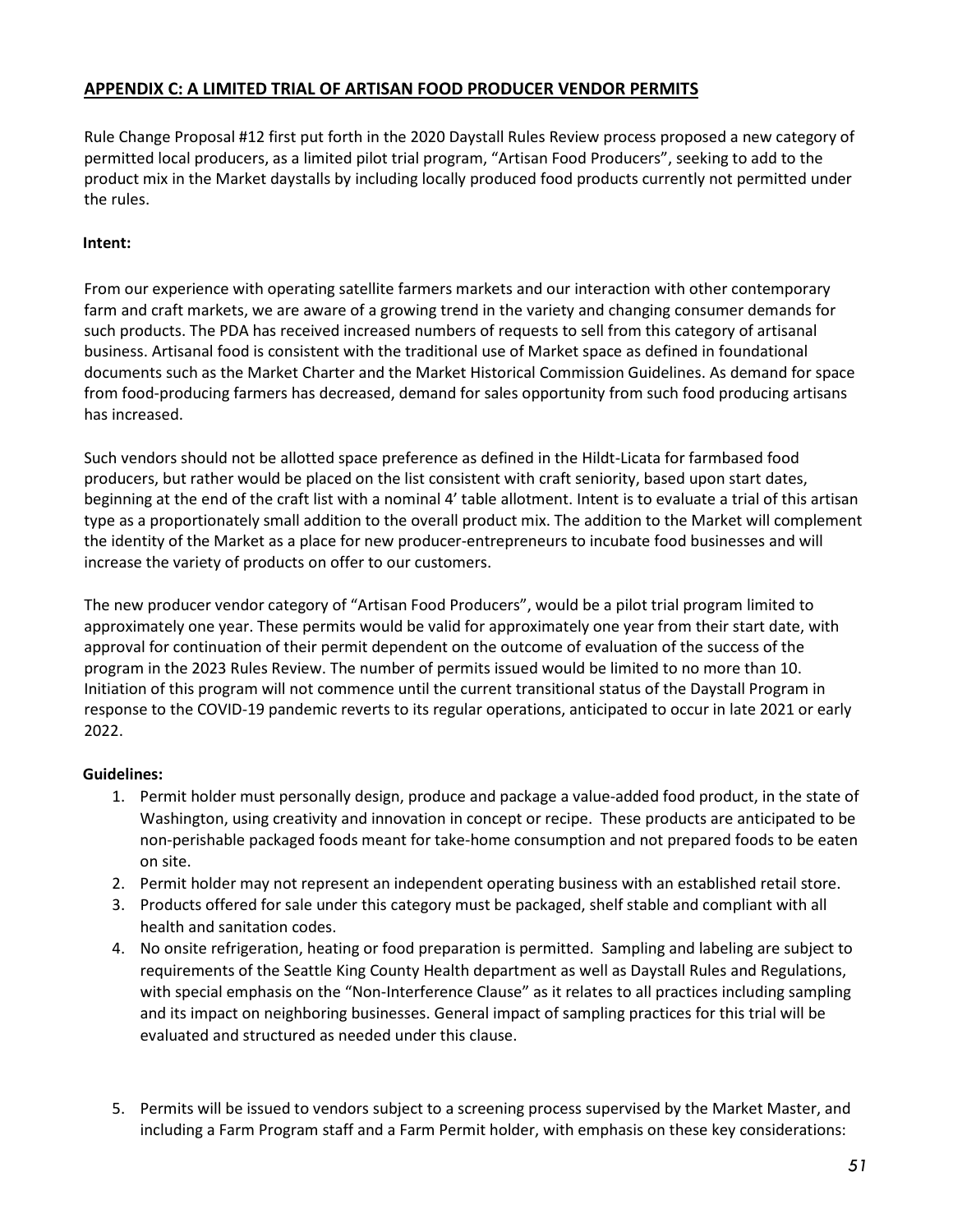## APPENDIX C: A LIMITED TRIAL OF ARTISAN FOOD PRODUCER VENDOR PERMITS

Rule Change Proposal #12 first put forth in the 2020 Daystall Rules Review process proposed a new category of permitted local producers, as a limited pilot trial program, "Artisan Food Producers", seeking to add to the product mix in the Market daystalls by including locally produced food products currently not permitted under the rules.

**Intent:**

From our experience with operating satellite farmers markets and our interaction with other contemporary farm and craft markets, we are aware of a growing trend in the variety and changing consumer demands for such products. The PDA has received increased numbers of requests to sell from this category of artisanal business. Artisanal food is consistent with the traditional use of Market space as defined in foundational documents such as the Market Charter and the Market Historical Commission Guidelines. As demand for space from food-producing farmers has decreased, demand for sales opportunity from such food producing artisans has increased.

Such vendors should not be allotted space preference as defined in the Hildt-Licata for farmbased food producers, but rather would be placed on the list consistent with craft seniority, based upon start dates, beginning at the end of the craft list with a nominal 4' table allotment. Intent is to evaluate a trial of this artisan type as a proportionately small addition to the overall product mix. The addition to the Market will complement the identity of the Market as a place for new producer-entrepreneurs to incubate food businesses and will increase the variety of products on offer to our customers.

The new producer vendor category of "Artisan Food Producers", would be a pilot trial program limited to approximately one year. These permits would be valid for approximately one year from their start date, with approval for continuation of their permit dependent on the outcome of evaluation of the success of the program in the 2023 Rules Review. The number of permits issued would be limited to no more than 10. Initiation of this program will not commence until the current transitional status of the Daystall Program in response to the COVID-19 pandemic reverts to its regular operations, anticipated to occur in late 2021 or early 2022.

**Guidelines:**

1. Permit holder must personally design, produce and package a value-added food product, in the state of Washington, using creativity and innovation in concept or recipe. These products are anticipated to be non-perishable packaged foods meant for take-home consumption and not prepared foods to be eaten on site.
2. Permit holder may not represent an independent operating business with an established retail store.
3. Products offered for sale under this category must be packaged, shelf stable and compliant with all health and sanitation codes.
4. No onsite refrigeration, heating or food preparation is permitted. Sampling and labeling are subject to requirements of the Seattle King County Health department as well as Daystall Rules and Regulations, with special emphasis on the "Non-Interference Clause" as it relates to all practices including sampling and its impact on neighboring businesses. General impact of sampling practices for this trial will be evaluated and structured as needed under this clause.
5. Permits will be issued to vendors subject to a screening process supervised by the Market Master, and including a Farm Program staff and a Farm Permit holder, with emphasis on these key considerations: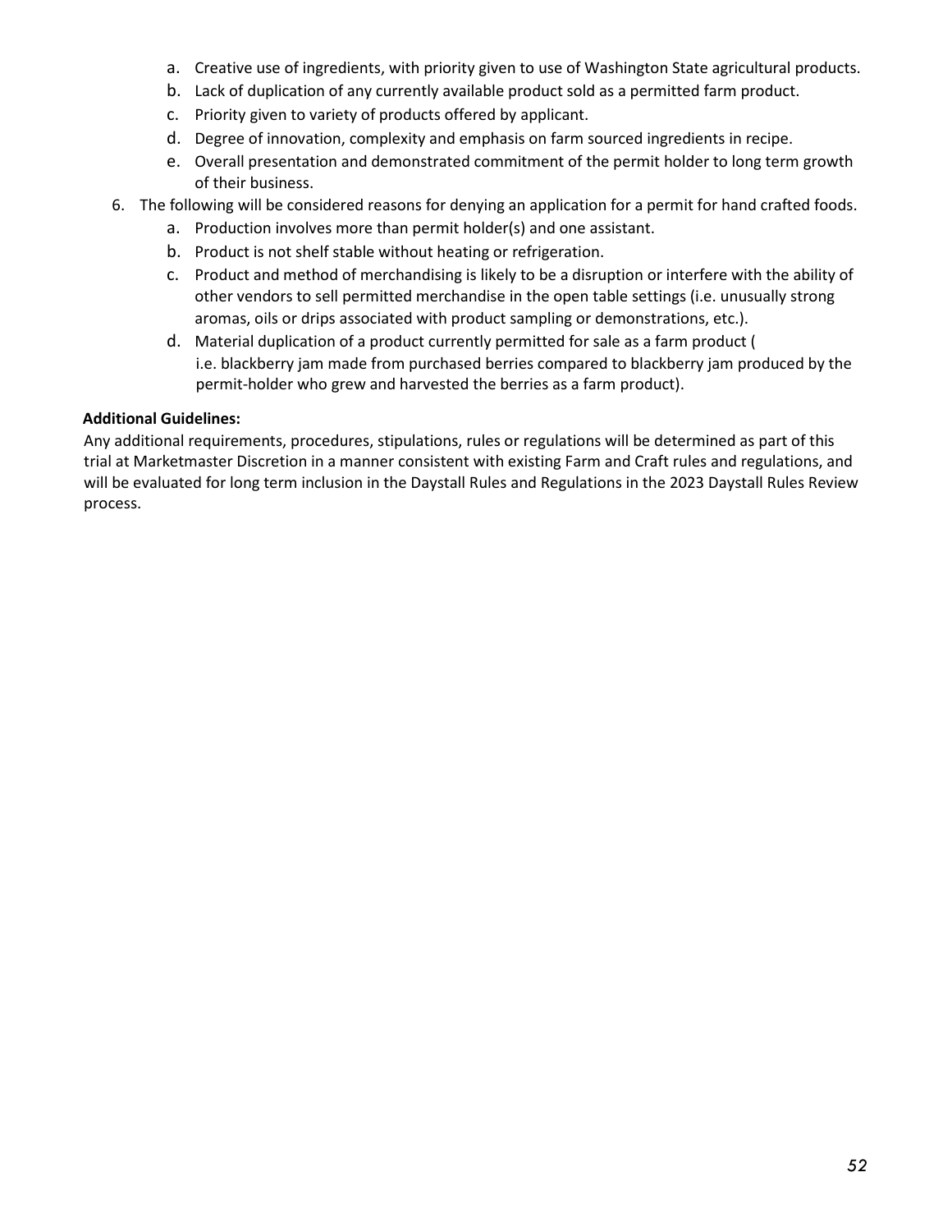a. Creative use of ingredients, with priority given to use of Washington State agricultural products.
   b. Lack of duplication of any currently available product sold as a permitted farm product.
   c. Priority given to variety of products offered by applicant.
   d. Degree of innovation, complexity and emphasis on farm sourced ingredients in recipe.
   e. Overall presentation and demonstrated commitment of the permit holder to long term growth of their business.
6. The following will be considered reasons for denying an application for a permit for hand crafted foods.
   a. Production involves more than permit holder(s) and one assistant.
   b. Product is not shelf stable without heating or refrigeration.
   c. Product and method of merchandising is likely to be a disruption or interfere with the ability of other vendors to sell permitted merchandise in the open table settings (i.e. unusually strong aromas, oils or drips associated with product sampling or demonstrations, etc.).
   d. Material duplication of a product currently permitted for sale as a farm product ( i.e. blackberry jam made from purchased berries compared to blackberry jam produced by the permit-holder who grew and harvested the berries as a farm product).

**Additional Guidelines:**

Any additional requirements, procedures, stipulations, rules or regulations will be determined as part of this trial at Marketmaster Discretion in a manner consistent with existing Farm and Craft rules and regulations, and will be evaluated for long term inclusion in the Daystall Rules and Regulations in the 2023 Daystall Rules Review process.